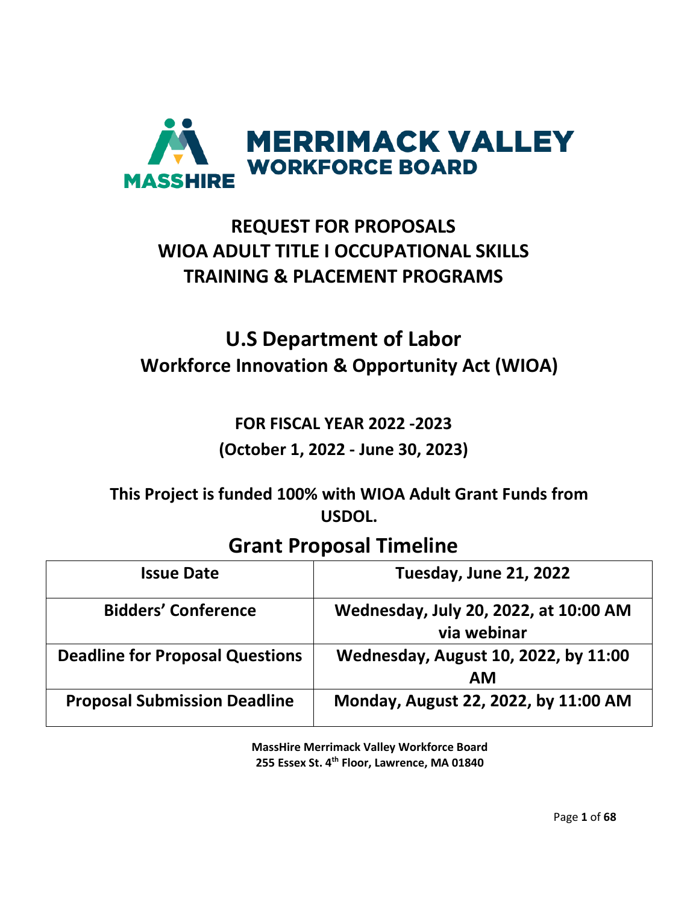MASSHIRE MERRIMACK VALLEY WORKFORCE BOARD

# REQUEST FOR PROPOSALS
# WIOA ADULT TITLE I OCCUPATIONAL SKILLS TRAINING & PLACEMENT PROGRAMS

## U.S Department of Labor
## Workforce Innovation & Opportunity Act (WIOA)

**FOR FISCAL YEAR 2022 -2023**

**(October 1, 2022 - June 30, 2023)**

**This Project is funded 100% with WIOA Adult Grant Funds from USDOL.**

## Grant Proposal Timeline

| Issue Date | Tuesday, June 21, 2022 |
|---|---|
| Bidders' Conference | Wednesday, July 20, 2022, at 10:00 AM via webinar |
| Deadline for Proposal Questions | Wednesday, August 10, 2022, by 11:00 AM |
| Proposal Submission Deadline | Monday, August 22, 2022, by 11:00 AM |

**MassHire Merrimack Valley Workforce Board**
**255 Essex St. 4th Floor, Lawrence, MA 01840**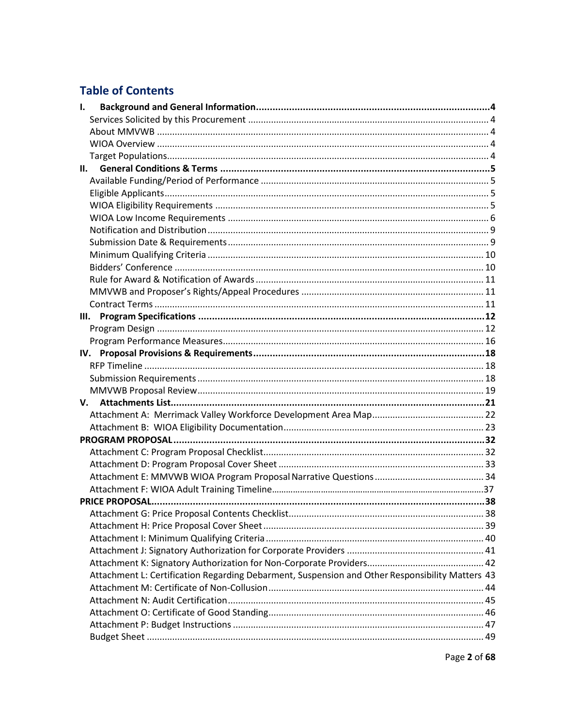## Table of Contents

**I. Background and General Information** ..... **4**
- Services Solicited by this Procurement ..... 4
- About MMVWB ..... 4
- WIOA Overview ..... 4
- Target Populations ..... 4

**II. General Conditions & Terms** ..... **5**
- Available Funding/Period of Performance ..... 5
- Eligible Applicants ..... 5
- WIOA Eligibility Requirements ..... 5
- WIOA Low Income Requirements ..... 6
- Notification and Distribution ..... 9
- Submission Date & Requirements ..... 9
- Minimum Qualifying Criteria ..... 10
- Bidders' Conference ..... 10
- Rule for Award & Notification of Awards ..... 11
- MMVWB and Proposer's Rights/Appeal Procedures ..... 11
- Contract Terms ..... 11

**III. Program Specifications** ..... **12**
- Program Design ..... 12
- Program Performance Measures ..... 16

**IV. Proposal Provisions & Requirements** ..... **18**
- RFP Timeline ..... 18
- Submission Requirements ..... 18
- MMVWB Proposal Review ..... 19

**V. Attachments List** ..... **21**
- Attachment A: Merrimack Valley Workforce Development Area Map ..... 22
- Attachment B: WIOA Eligibility Documentation ..... 23

**PROGRAM PROPOSAL** ..... **32**
- Attachment C: Program Proposal Checklist ..... 32
- Attachment D: Program Proposal Cover Sheet ..... 33
- Attachment E: MMVWB WIOA Program Proposal Narrative Questions ..... 34
- Attachment F: WIOA Adult Training Timeline ..... 37

**PRICE PROPOSAL** ..... **38**
- Attachment G: Price Proposal Contents Checklist ..... 38
- Attachment H: Price Proposal Cover Sheet ..... 39
- Attachment I: Minimum Qualifying Criteria ..... 40
- Attachment J: Signatory Authorization for Corporate Providers ..... 41
- Attachment K: Signatory Authorization for Non-Corporate Providers ..... 42
- Attachment L: Certification Regarding Debarment, Suspension and Other Responsibility Matters 43
- Attachment M: Certificate of Non-Collusion ..... 44
- Attachment N: Audit Certification ..... 45
- Attachment O: Certificate of Good Standing ..... 46
- Attachment P: Budget Instructions ..... 47
- Budget Sheet ..... 49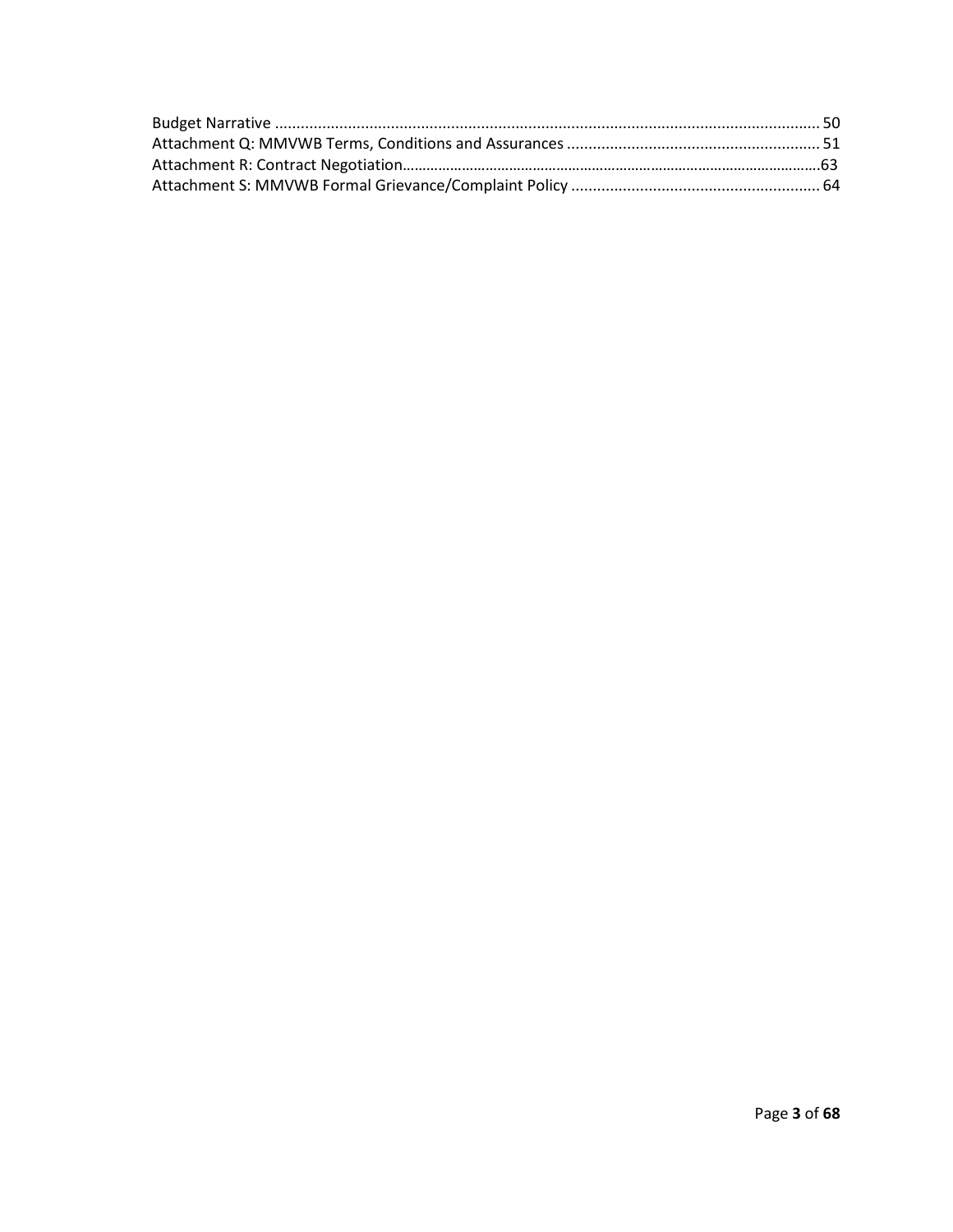Budget Narrative .................................................................................................................................. 50
Attachment Q: MMVWB Terms, Conditions and Assurances ........................................................... 51
Attachment R: Contract Negotiation......................................................................................................63
Attachment S: MMVWB Formal Grievance/Complaint Policy .......................................................... 64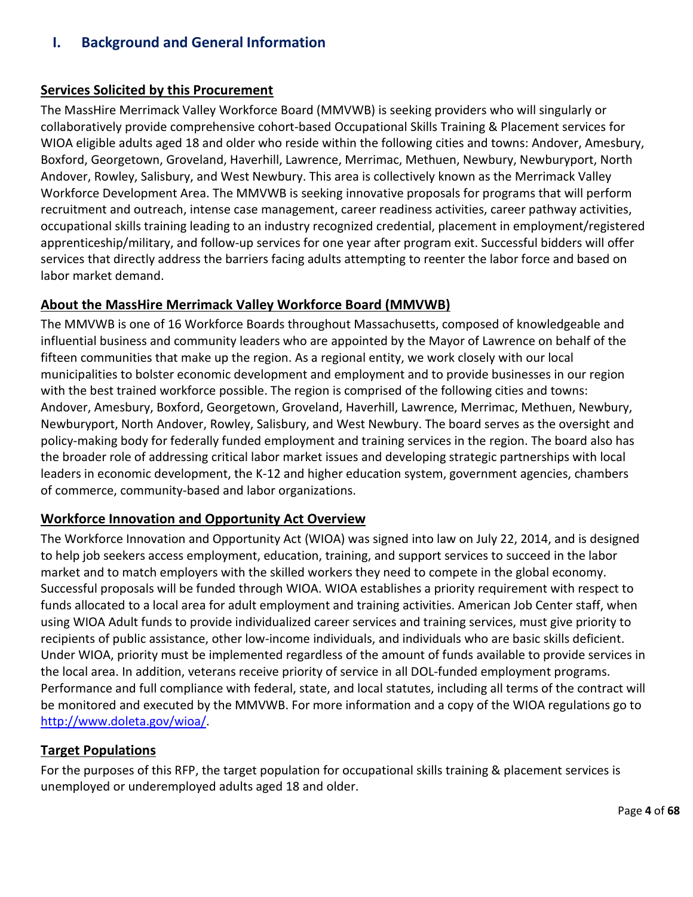## I. Background and General Information

**Services Solicited by this Procurement**

The MassHire Merrimack Valley Workforce Board (MMVWB) is seeking providers who will singularly or collaboratively provide comprehensive cohort-based Occupational Skills Training & Placement services for WIOA eligible adults aged 18 and older who reside within the following cities and towns: Andover, Amesbury, Boxford, Georgetown, Groveland, Haverhill, Lawrence, Merrimac, Methuen, Newbury, Newburyport, North Andover, Rowley, Salisbury, and West Newbury. This area is collectively known as the Merrimack Valley Workforce Development Area. The MMVWB is seeking innovative proposals for programs that will perform recruitment and outreach, intense case management, career readiness activities, career pathway activities, occupational skills training leading to an industry recognized credential, placement in employment/registered apprenticeship/military, and follow-up services for one year after program exit. Successful bidders will offer services that directly address the barriers facing adults attempting to reenter the labor force and based on labor market demand.

**About the MassHire Merrimack Valley Workforce Board (MMVWB)**

The MMVWB is one of 16 Workforce Boards throughout Massachusetts, composed of knowledgeable and influential business and community leaders who are appointed by the Mayor of Lawrence on behalf of the fifteen communities that make up the region. As a regional entity, we work closely with our local municipalities to bolster economic development and employment and to provide businesses in our region with the best trained workforce possible. The region is comprised of the following cities and towns: Andover, Amesbury, Boxford, Georgetown, Groveland, Haverhill, Lawrence, Merrimac, Methuen, Newbury, Newburyport, North Andover, Rowley, Salisbury, and West Newbury. The board serves as the oversight and policy-making body for federally funded employment and training services in the region. The board also has the broader role of addressing critical labor market issues and developing strategic partnerships with local leaders in economic development, the K-12 and higher education system, government agencies, chambers of commerce, community-based and labor organizations.

**Workforce Innovation and Opportunity Act Overview**

The Workforce Innovation and Opportunity Act (WIOA) was signed into law on July 22, 2014, and is designed to help job seekers access employment, education, training, and support services to succeed in the labor market and to match employers with the skilled workers they need to compete in the global economy. Successful proposals will be funded through WIOA. WIOA establishes a priority requirement with respect to funds allocated to a local area for adult employment and training activities. American Job Center staff, when using WIOA Adult funds to provide individualized career services and training services, must give priority to recipients of public assistance, other low-income individuals, and individuals who are basic skills deficient. Under WIOA, priority must be implemented regardless of the amount of funds available to provide services in the local area. In addition, veterans receive priority of service in all DOL-funded employment programs. Performance and full compliance with federal, state, and local statutes, including all terms of the contract will be monitored and executed by the MMVWB. For more information and a copy of the WIOA regulations go to [http://www.doleta.gov/wioa/](http://www.doleta.gov/wioa/).

**Target Populations**

For the purposes of this RFP, the target population for occupational skills training & placement services is unemployed or underemployed adults aged 18 and older.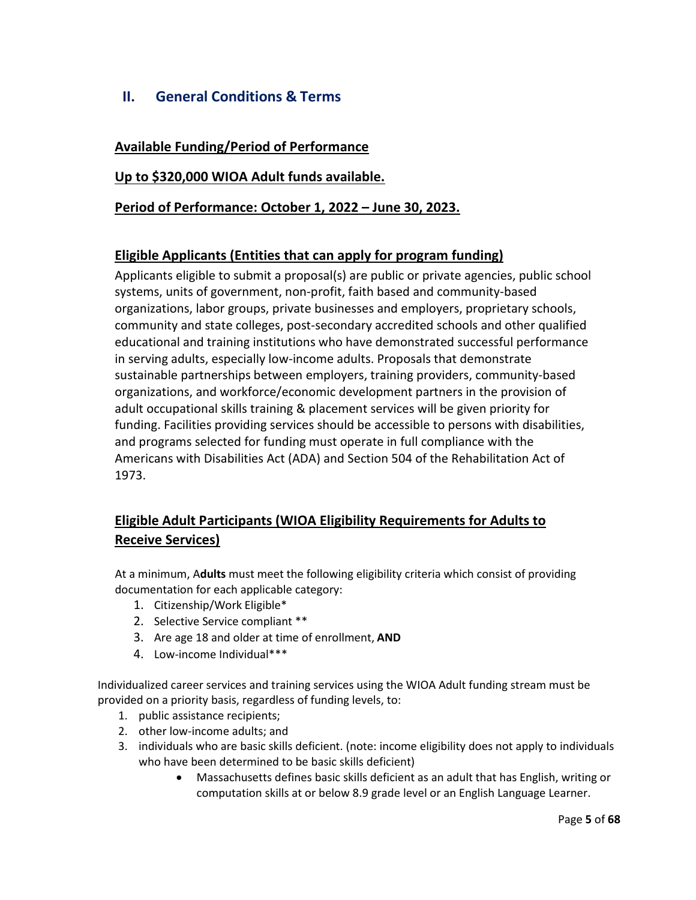## II. General Conditions & Terms

**Available Funding/Period of Performance**

**Up to $320,000 WIOA Adult funds available.**

**Period of Performance: October 1, 2022 – June 30, 2023.**

**Eligible Applicants (Entities that can apply for program funding)**

Applicants eligible to submit a proposal(s) are public or private agencies, public school systems, units of government, non-profit, faith based and community-based organizations, labor groups, private businesses and employers, proprietary schools, community and state colleges, post-secondary accredited schools and other qualified educational and training institutions who have demonstrated successful performance in serving adults, especially low-income adults. Proposals that demonstrate sustainable partnerships between employers, training providers, community-based organizations, and workforce/economic development partners in the provision of adult occupational skills training & placement services will be given priority for funding. Facilities providing services should be accessible to persons with disabilities, and programs selected for funding must operate in full compliance with the Americans with Disabilities Act (ADA) and Section 504 of the Rehabilitation Act of 1973.

**Eligible Adult Participants (WIOA Eligibility Requirements for Adults to Receive Services)**

At a minimum, A**dults** must meet the following eligibility criteria which consist of providing documentation for each applicable category:

1. Citizenship/Work Eligible*
2. Selective Service compliant **
3. Are age 18 and older at time of enrollment, **AND**
4. Low-income Individual***

Individualized career services and training services using the WIOA Adult funding stream must be provided on a priority basis, regardless of funding levels, to:

1. public assistance recipients;
2. other low-income adults; and
3. individuals who are basic skills deficient. (note: income eligibility does not apply to individuals who have been determined to be basic skills deficient)
   - Massachusetts defines basic skills deficient as an adult that has English, writing or computation skills at or below 8.9 grade level or an English Language Learner.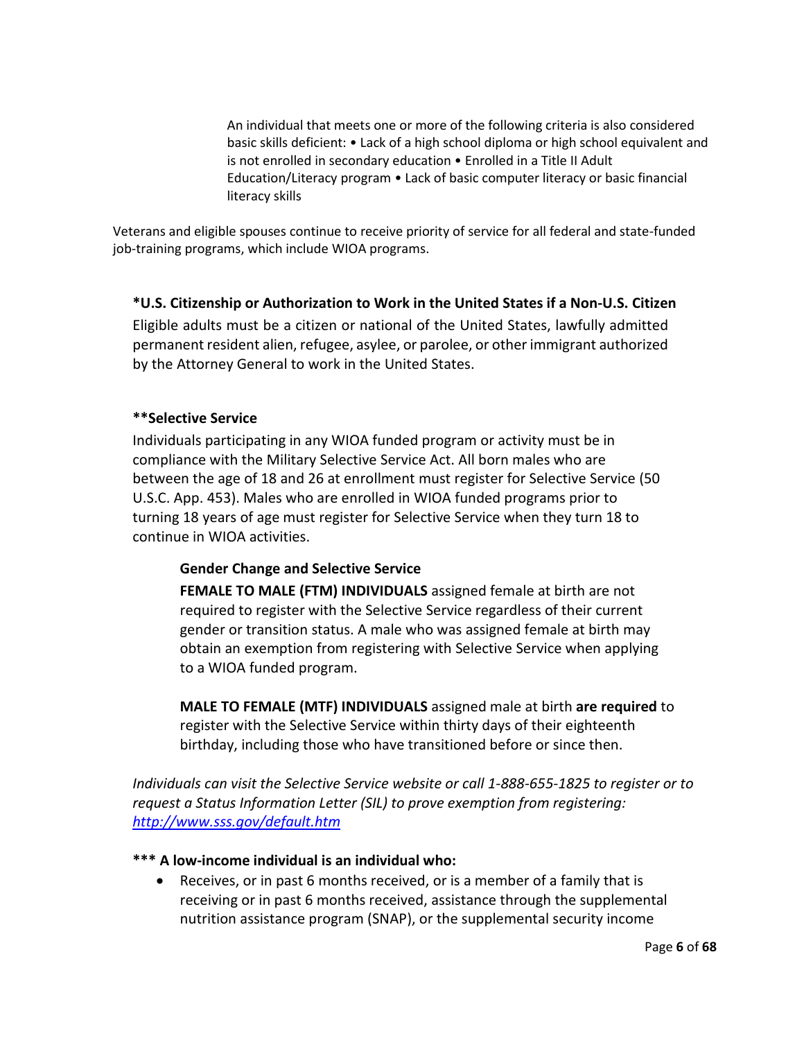An individual that meets one or more of the following criteria is also considered basic skills deficient: • Lack of a high school diploma or high school equivalent and is not enrolled in secondary education • Enrolled in a Title II Adult Education/Literacy program • Lack of basic computer literacy or basic financial literacy skills

Veterans and eligible spouses continue to receive priority of service for all federal and state-funded job-training programs, which include WIOA programs.

**\*U.S. Citizenship or Authorization to Work in the United States if a Non-U.S. Citizen**

Eligible adults must be a citizen or national of the United States, lawfully admitted permanent resident alien, refugee, asylee, or parolee, or other immigrant authorized by the Attorney General to work in the United States.

**\*\*Selective Service**

Individuals participating in any WIOA funded program or activity must be in compliance with the Military Selective Service Act. All born males who are between the age of 18 and 26 at enrollment must register for Selective Service (50 U.S.C. App. 453). Males who are enrolled in WIOA funded programs prior to turning 18 years of age must register for Selective Service when they turn 18 to continue in WIOA activities.

**Gender Change and Selective Service**

**FEMALE TO MALE (FTM) INDIVIDUALS** assigned female at birth are not required to register with the Selective Service regardless of their current gender or transition status. A male who was assigned female at birth may obtain an exemption from registering with Selective Service when applying to a WIOA funded program.

**MALE TO FEMALE (MTF) INDIVIDUALS** assigned male at birth **are required** to register with the Selective Service within thirty days of their eighteenth birthday, including those who have transitioned before or since then.

*Individuals can visit the Selective Service website or call 1-888-655-1825 to register or to request a Status Information Letter (SIL) to prove exemption from registering: [http://www.sss.gov/default.htm](http://www.sss.gov/default.htm)*

**\*\*\* A low-income individual is an individual who:**

- Receives, or in past 6 months received, or is a member of a family that is receiving or in past 6 months received, assistance through the supplemental nutrition assistance program (SNAP), or the supplemental security income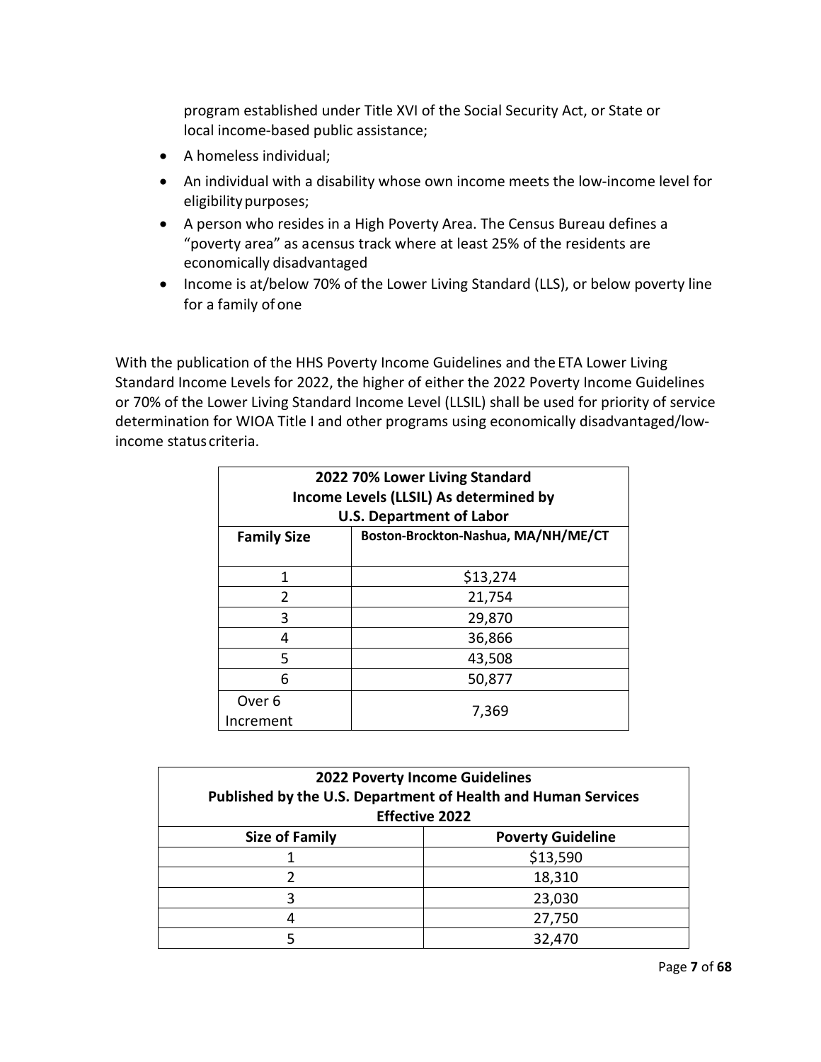program established under Title XVI of the Social Security Act, or State or local income-based public assistance;

- A homeless individual;
- An individual with a disability whose own income meets the low-income level for eligibility purposes;
- A person who resides in a High Poverty Area. The Census Bureau defines a "poverty area" as a census track where at least 25% of the residents are economically disadvantaged
- Income is at/below 70% of the Lower Living Standard (LLS), or below poverty line for a family of one

With the publication of the HHS Poverty Income Guidelines and the ETA Lower Living Standard Income Levels for 2022, the higher of either the 2022 Poverty Income Guidelines or 70% of the Lower Living Standard Income Level (LLSIL) shall be used for priority of service determination for WIOA Title I and other programs using economically disadvantaged/low-income status criteria.

| **2022 70% Lower Living Standard Income Levels (LLSIL) As determined by U.S. Department of Labor** | |
|---|---|
| **Family Size** | **Boston-Brockton-Nashua, MA/NH/ME/CT** |
| 1 | $13,274 |
| 2 | 21,754 |
| 3 | 29,870 |
| 4 | 36,866 |
| 5 | 43,508 |
| 6 | 50,877 |
| Over 6 Increment | 7,369 |

| **2022 Poverty Income Guidelines Published by the U.S. Department of Health and Human Services Effective 2022** | |
|---|---|
| **Size of Family** | **Poverty Guideline** |
| 1 | $13,590 |
| 2 | 18,310 |
| 3 | 23,030 |
| 4 | 27,750 |
| 5 | 32,470 |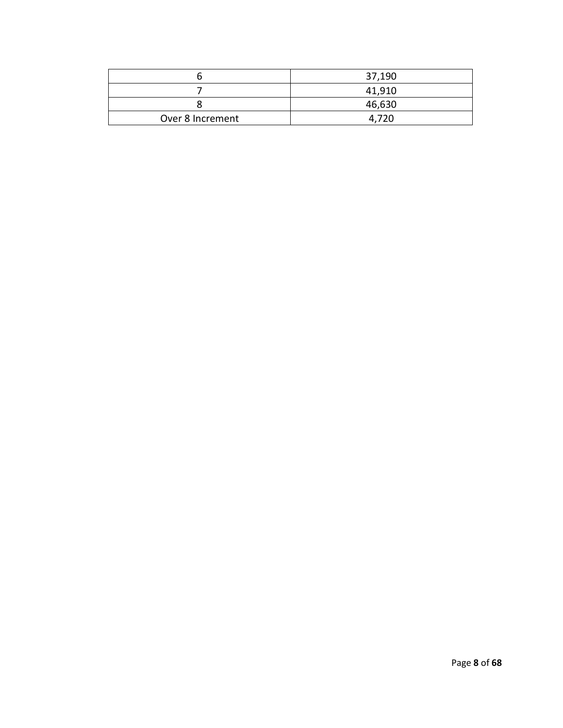| | |
|---|---|
| 6 | 37,190 |
| 7 | 41,910 |
| 8 | 46,630 |
| Over 8 Increment | 4,720 |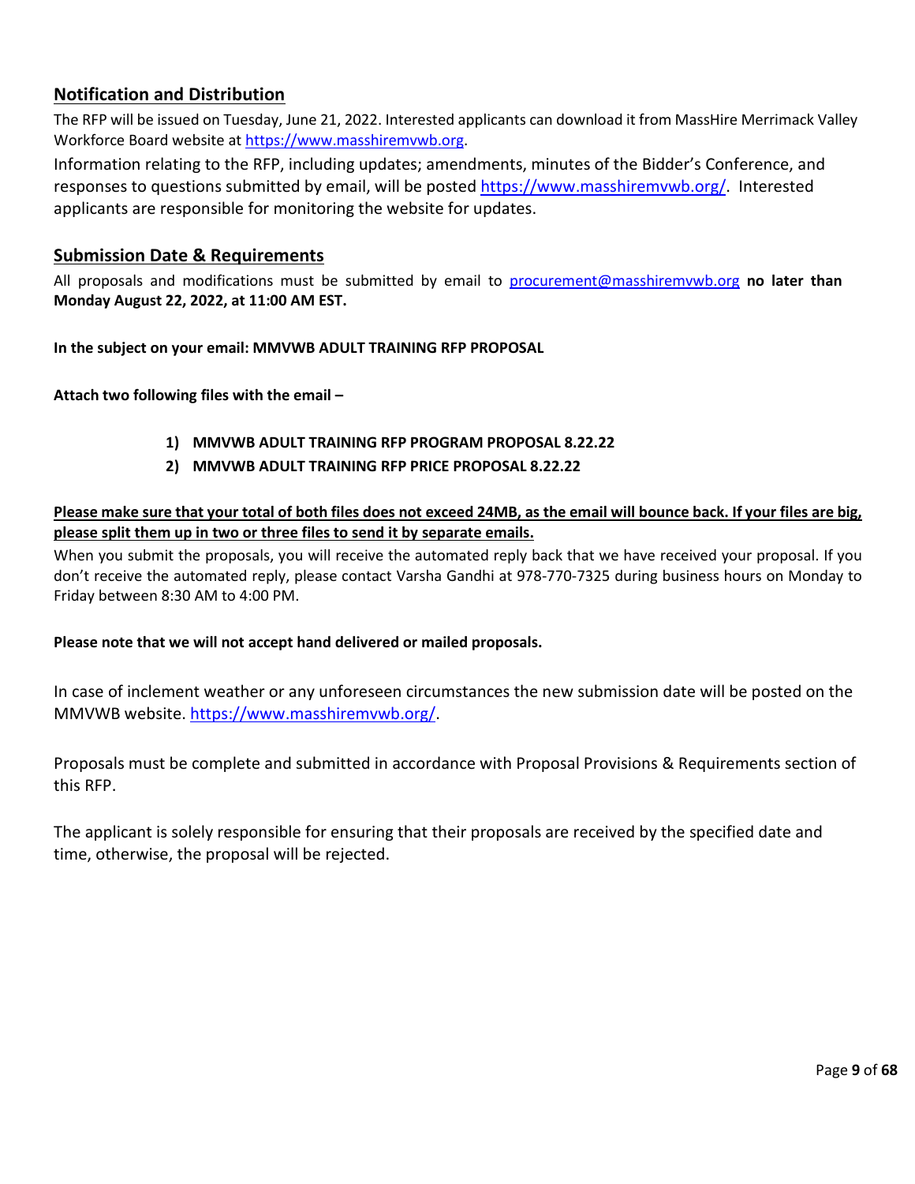## Notification and Distribution

The RFP will be issued on Tuesday, June 21, 2022. Interested applicants can download it from MassHire Merrimack Valley Workforce Board website at https://www.masshiremvwb.org.

Information relating to the RFP, including updates; amendments, minutes of the Bidder's Conference, and responses to questions submitted by email, will be posted https://www.masshiremvwb.org/. Interested applicants are responsible for monitoring the website for updates.

## Submission Date & Requirements

All proposals and modifications must be submitted by email to procurement@masshiremvwb.org **no later than Monday August 22, 2022, at 11:00 AM EST.**

**In the subject on your email: MMVWB ADULT TRAINING RFP PROPOSAL**

**Attach two following files with the email –**

1) **MMVWB ADULT TRAINING RFP PROGRAM PROPOSAL 8.22.22**
2) **MMVWB ADULT TRAINING RFP PRICE PROPOSAL 8.22.22**

**Please make sure that your total of both files does not exceed 24MB, as the email will bounce back. If your files are big, please split them up in two or three files to send it by separate emails.**

When you submit the proposals, you will receive the automated reply back that we have received your proposal. If you don't receive the automated reply, please contact Varsha Gandhi at 978-770-7325 during business hours on Monday to Friday between 8:30 AM to 4:00 PM.

**Please note that we will not accept hand delivered or mailed proposals.**

In case of inclement weather or any unforeseen circumstances the new submission date will be posted on the MMVWB website. https://www.masshiremvwb.org/.

Proposals must be complete and submitted in accordance with Proposal Provisions & Requirements section of this RFP.

The applicant is solely responsible for ensuring that their proposals are received by the specified date and time, otherwise, the proposal will be rejected.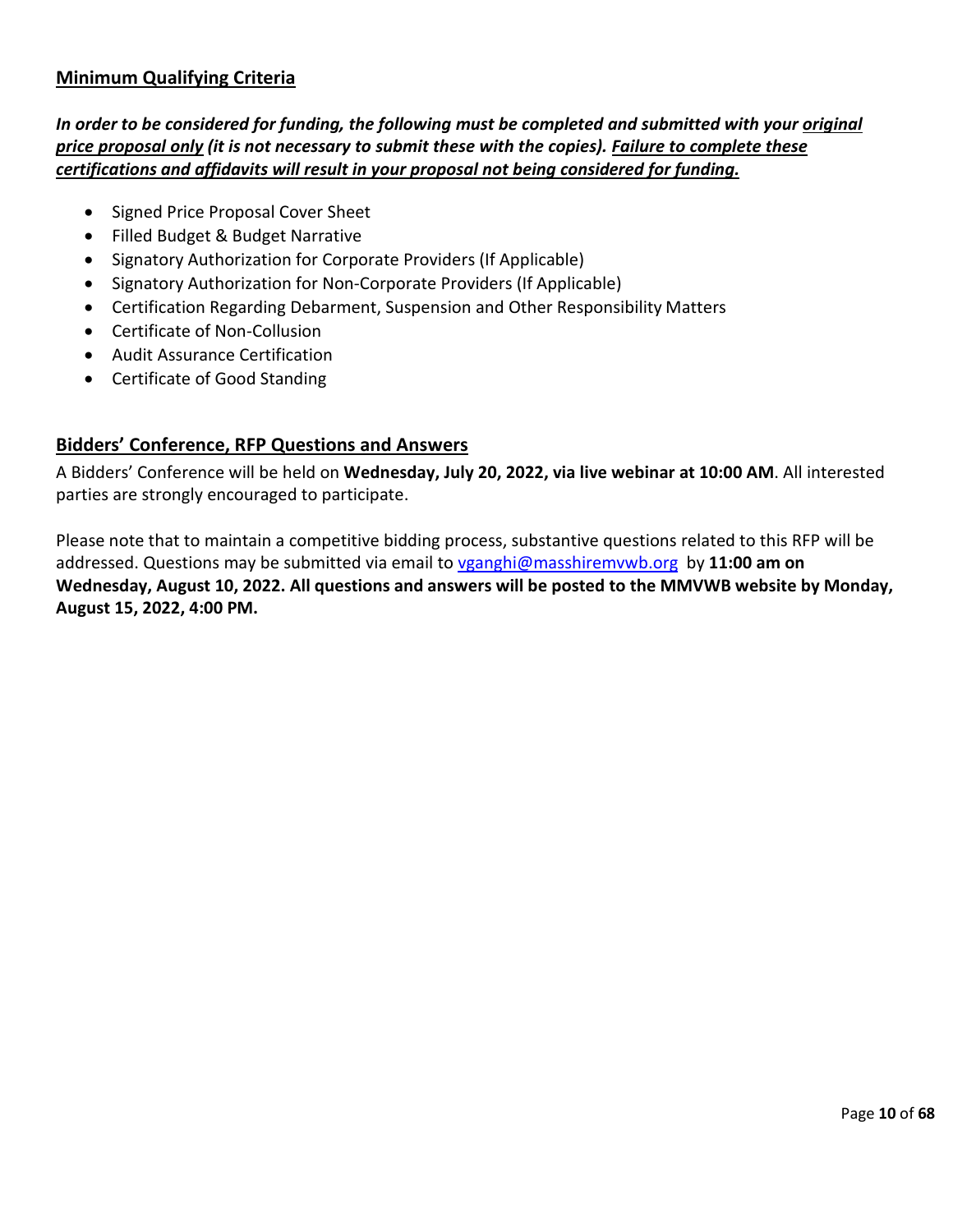## Minimum Qualifying Criteria

***In order to be considered for funding, the following must be completed and submitted with your original price proposal only (it is not necessary to submit these with the copies). Failure to complete these certifications and affidavits will result in your proposal not being considered for funding.***

- Signed Price Proposal Cover Sheet
- Filled Budget & Budget Narrative
- Signatory Authorization for Corporate Providers (If Applicable)
- Signatory Authorization for Non-Corporate Providers (If Applicable)
- Certification Regarding Debarment, Suspension and Other Responsibility Matters
- Certificate of Non-Collusion
- Audit Assurance Certification
- Certificate of Good Standing

## Bidders' Conference, RFP Questions and Answers

A Bidders' Conference will be held on **Wednesday, July 20, 2022, via live webinar at 10:00 AM**. All interested parties are strongly encouraged to participate.

Please note that to maintain a competitive bidding process, substantive questions related to this RFP will be addressed. Questions may be submitted via email to vganghi@masshiremvwb.org by **11:00 am on Wednesday, August 10, 2022. All questions and answers will be posted to the MMVWB website by Monday, August 15, 2022, 4:00 PM.**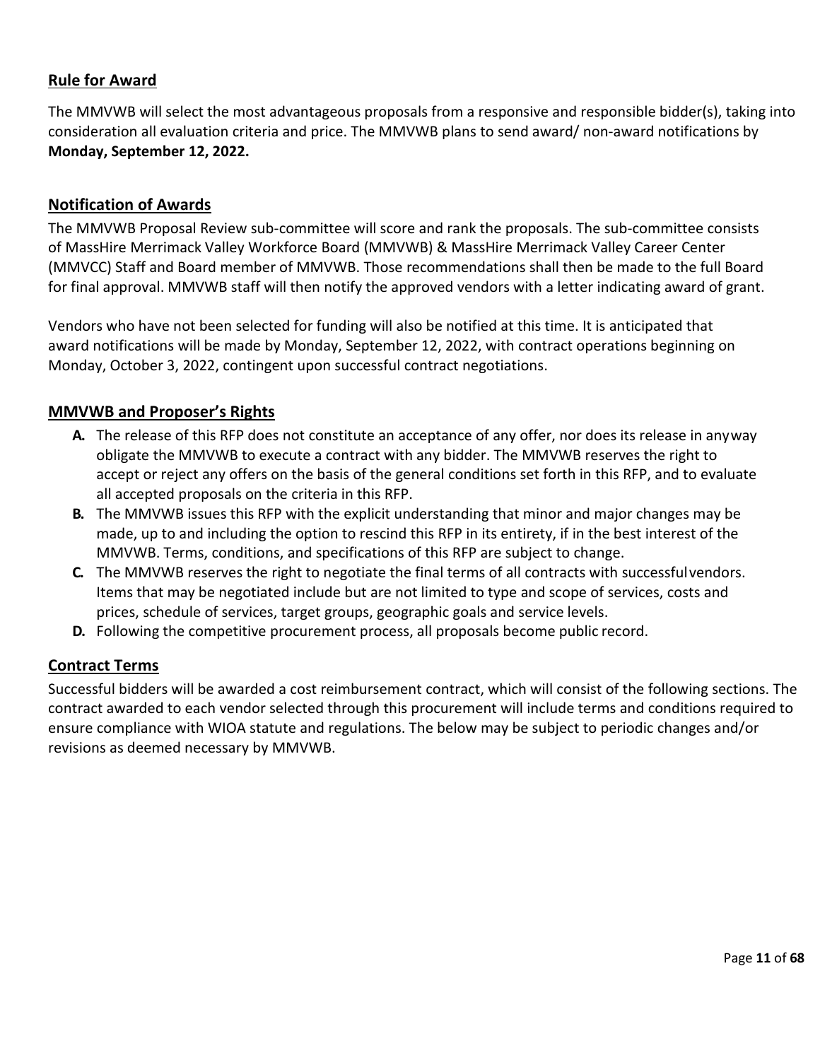## Rule for Award

The MMVWB will select the most advantageous proposals from a responsive and responsible bidder(s), taking into consideration all evaluation criteria and price. The MMVWB plans to send award/ non-award notifications by **Monday, September 12, 2022.**

## Notification of Awards

The MMVWB Proposal Review sub-committee will score and rank the proposals. The sub-committee consists of MassHire Merrimack Valley Workforce Board (MMVWB) & MassHire Merrimack Valley Career Center (MMVCC) Staff and Board member of MMVWB. Those recommendations shall then be made to the full Board for final approval. MMVWB staff will then notify the approved vendors with a letter indicating award of grant.

Vendors who have not been selected for funding will also be notified at this time. It is anticipated that award notifications will be made by Monday, September 12, 2022, with contract operations beginning on Monday, October 3, 2022, contingent upon successful contract negotiations.

## MMVWB and Proposer's Rights

- **A.** The release of this RFP does not constitute an acceptance of any offer, nor does its release in anyway obligate the MMVWB to execute a contract with any bidder. The MMVWB reserves the right to accept or reject any offers on the basis of the general conditions set forth in this RFP, and to evaluate all accepted proposals on the criteria in this RFP.
- **B.** The MMVWB issues this RFP with the explicit understanding that minor and major changes may be made, up to and including the option to rescind this RFP in its entirety, if in the best interest of the MMVWB. Terms, conditions, and specifications of this RFP are subject to change.
- **C.** The MMVWB reserves the right to negotiate the final terms of all contracts with successful vendors. Items that may be negotiated include but are not limited to type and scope of services, costs and prices, schedule of services, target groups, geographic goals and service levels.
- **D.** Following the competitive procurement process, all proposals become public record.

## Contract Terms

Successful bidders will be awarded a cost reimbursement contract, which will consist of the following sections. The contract awarded to each vendor selected through this procurement will include terms and conditions required to ensure compliance with WIOA statute and regulations. The below may be subject to periodic changes and/or revisions as deemed necessary by MMVWB.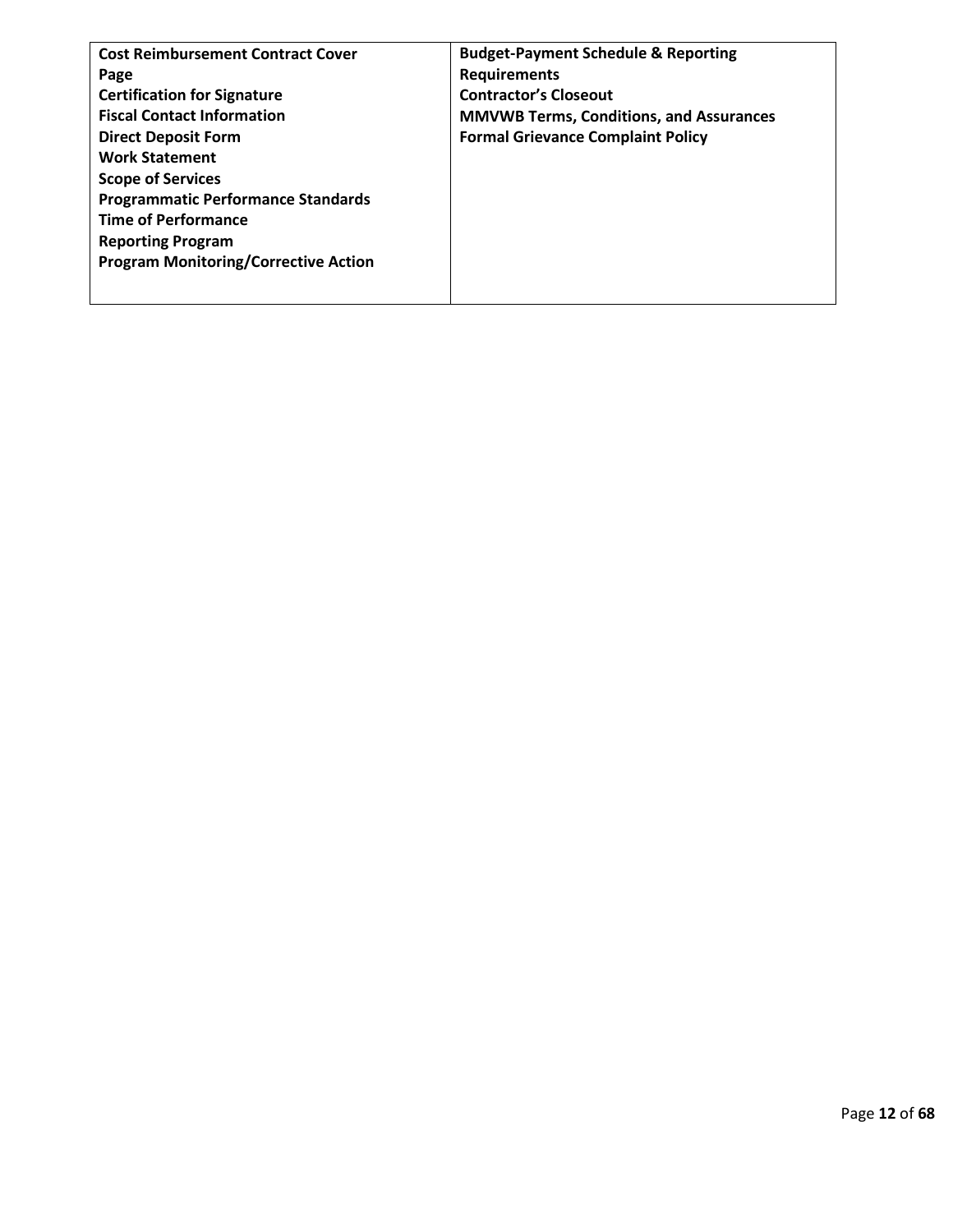| **Cost Reimbursement Contract Cover Page**<br>**Certification for Signature**<br>**Fiscal Contact Information**<br>**Direct Deposit Form**<br>**Work Statement**<br>**Scope of Services**<br>**Programmatic Performance Standards**<br>**Time of Performance**<br>**Reporting Program**<br>**Program Monitoring/Corrective Action** | **Budget-Payment Schedule & Reporting Requirements**<br>**Contractor's Closeout**<br>**MMVWB Terms, Conditions, and Assurances**<br>**Formal Grievance Complaint Policy** |
|---|---|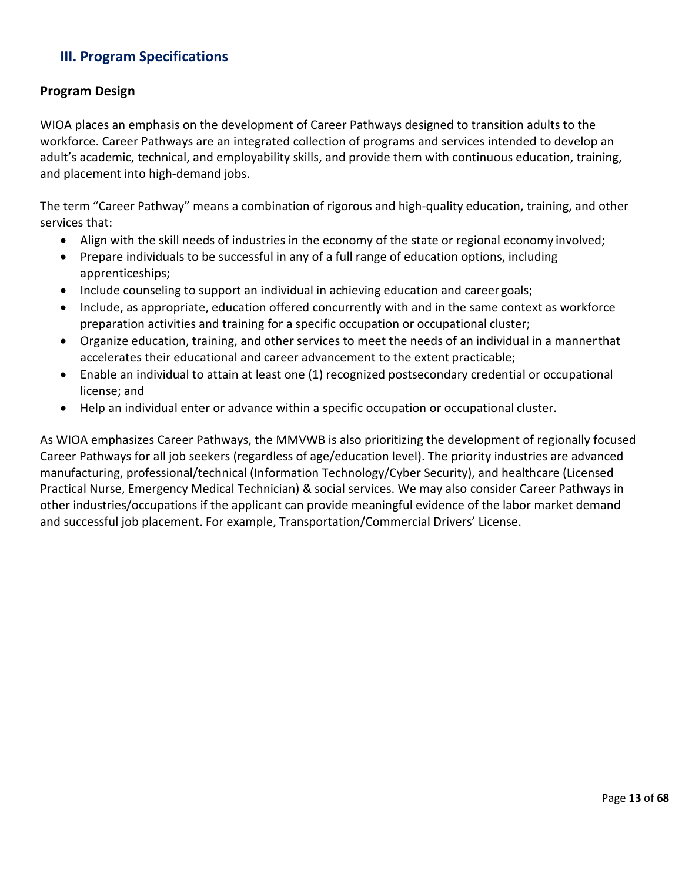## III. Program Specifications

### Program Design

WIOA places an emphasis on the development of Career Pathways designed to transition adults to the workforce. Career Pathways are an integrated collection of programs and services intended to develop an adult's academic, technical, and employability skills, and provide them with continuous education, training, and placement into high-demand jobs.

The term "Career Pathway" means a combination of rigorous and high-quality education, training, and other services that:

- Align with the skill needs of industries in the economy of the state or regional economy involved;
- Prepare individuals to be successful in any of a full range of education options, including apprenticeships;
- Include counseling to support an individual in achieving education and career goals;
- Include, as appropriate, education offered concurrently with and in the same context as workforce preparation activities and training for a specific occupation or occupational cluster;
- Organize education, training, and other services to meet the needs of an individual in a manner that accelerates their educational and career advancement to the extent practicable;
- Enable an individual to attain at least one (1) recognized postsecondary credential or occupational license; and
- Help an individual enter or advance within a specific occupation or occupational cluster.

As WIOA emphasizes Career Pathways, the MMVWB is also prioritizing the development of regionally focused Career Pathways for all job seekers (regardless of age/education level). The priority industries are advanced manufacturing, professional/technical (Information Technology/Cyber Security), and healthcare (Licensed Practical Nurse, Emergency Medical Technician) & social services. We may also consider Career Pathways in other industries/occupations if the applicant can provide meaningful evidence of the labor market demand and successful job placement. For example, Transportation/Commercial Drivers' License.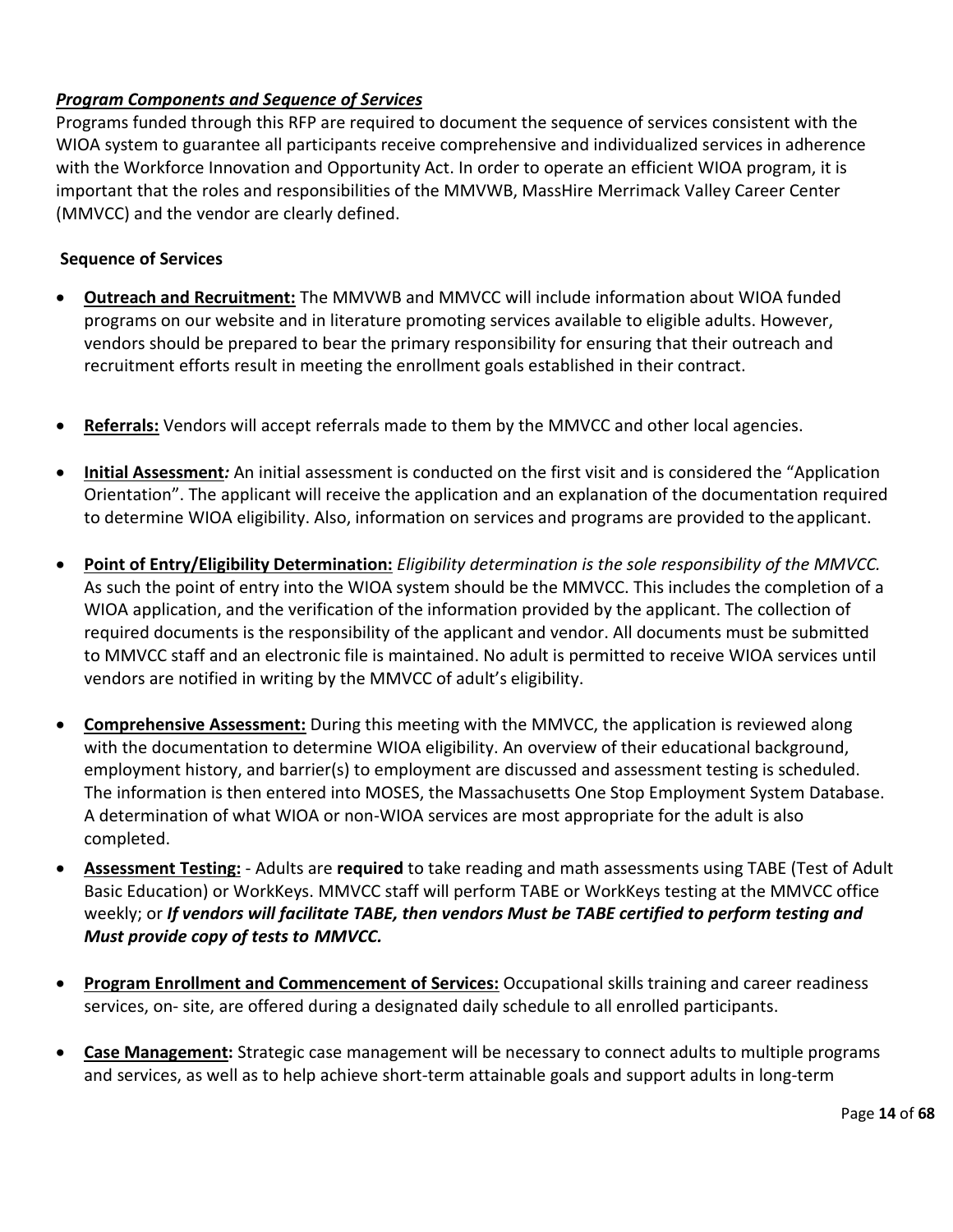***Program Components and Sequence of Services***

Programs funded through this RFP are required to document the sequence of services consistent with the WIOA system to guarantee all participants receive comprehensive and individualized services in adherence with the Workforce Innovation and Opportunity Act. In order to operate an efficient WIOA program, it is important that the roles and responsibilities of the MMVWB, MassHire Merrimack Valley Career Center (MMVCC) and the vendor are clearly defined.

**Sequence of Services**

- **Outreach and Recruitment:** The MMVWB and MMVCC will include information about WIOA funded programs on our website and in literature promoting services available to eligible adults. However, vendors should be prepared to bear the primary responsibility for ensuring that their outreach and recruitment efforts result in meeting the enrollment goals established in their contract.

- **Referrals:** Vendors will accept referrals made to them by the MMVCC and other local agencies.

- **Initial Assessment***:* An initial assessment is conducted on the first visit and is considered the "Application Orientation". The applicant will receive the application and an explanation of the documentation required to determine WIOA eligibility. Also, information on services and programs are provided to the applicant.

- **Point of Entry/Eligibility Determination:** *Eligibility determination is the sole responsibility of the MMVCC.* As such the point of entry into the WIOA system should be the MMVCC. This includes the completion of a WIOA application, and the verification of the information provided by the applicant. The collection of required documents is the responsibility of the applicant and vendor. All documents must be submitted to MMVCC staff and an electronic file is maintained. No adult is permitted to receive WIOA services until vendors are notified in writing by the MMVCC of adult's eligibility.

- **Comprehensive Assessment:** During this meeting with the MMVCC, the application is reviewed along with the documentation to determine WIOA eligibility. An overview of their educational background, employment history, and barrier(s) to employment are discussed and assessment testing is scheduled. The information is then entered into MOSES, the Massachusetts One Stop Employment System Database. A determination of what WIOA or non-WIOA services are most appropriate for the adult is also completed.

- **Assessment Testing:** - Adults are **required** to take reading and math assessments using TABE (Test of Adult Basic Education) or WorkKeys. MMVCC staff will perform TABE or WorkKeys testing at the MMVCC office weekly; or ***If vendors will facilitate TABE, then vendors Must be TABE certified to perform testing and Must provide copy of tests to MMVCC.***

- **Program Enrollment and Commencement of Services:** Occupational skills training and career readiness services, on- site, are offered during a designated daily schedule to all enrolled participants.

- **Case Management:** Strategic case management will be necessary to connect adults to multiple programs and services, as well as to help achieve short-term attainable goals and support adults in long-term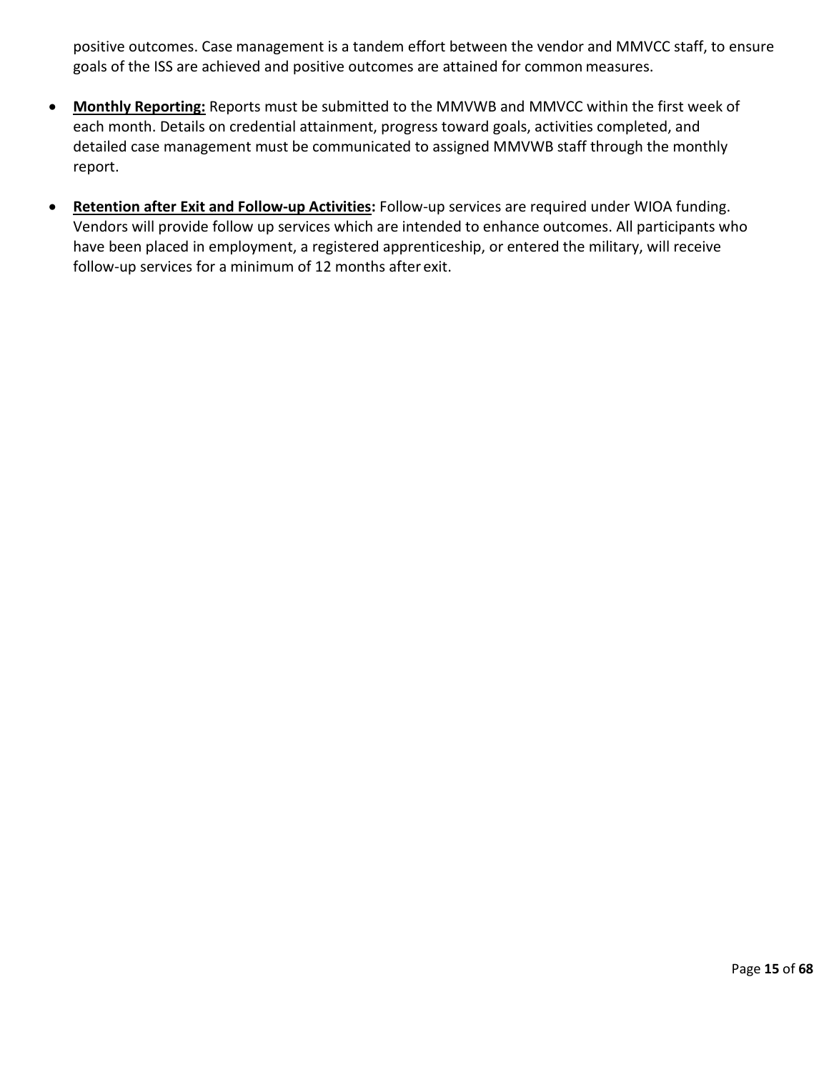positive outcomes. Case management is a tandem effort between the vendor and MMVCC staff, to ensure goals of the ISS are achieved and positive outcomes are attained for common measures.

- **Monthly Reporting:** Reports must be submitted to the MMVWB and MMVCC within the first week of each month. Details on credential attainment, progress toward goals, activities completed, and detailed case management must be communicated to assigned MMVWB staff through the monthly report.

- **Retention after Exit and Follow-up Activities:** Follow-up services are required under WIOA funding. Vendors will provide follow up services which are intended to enhance outcomes. All participants who have been placed in employment, a registered apprenticeship, or entered the military, will receive follow-up services for a minimum of 12 months after exit.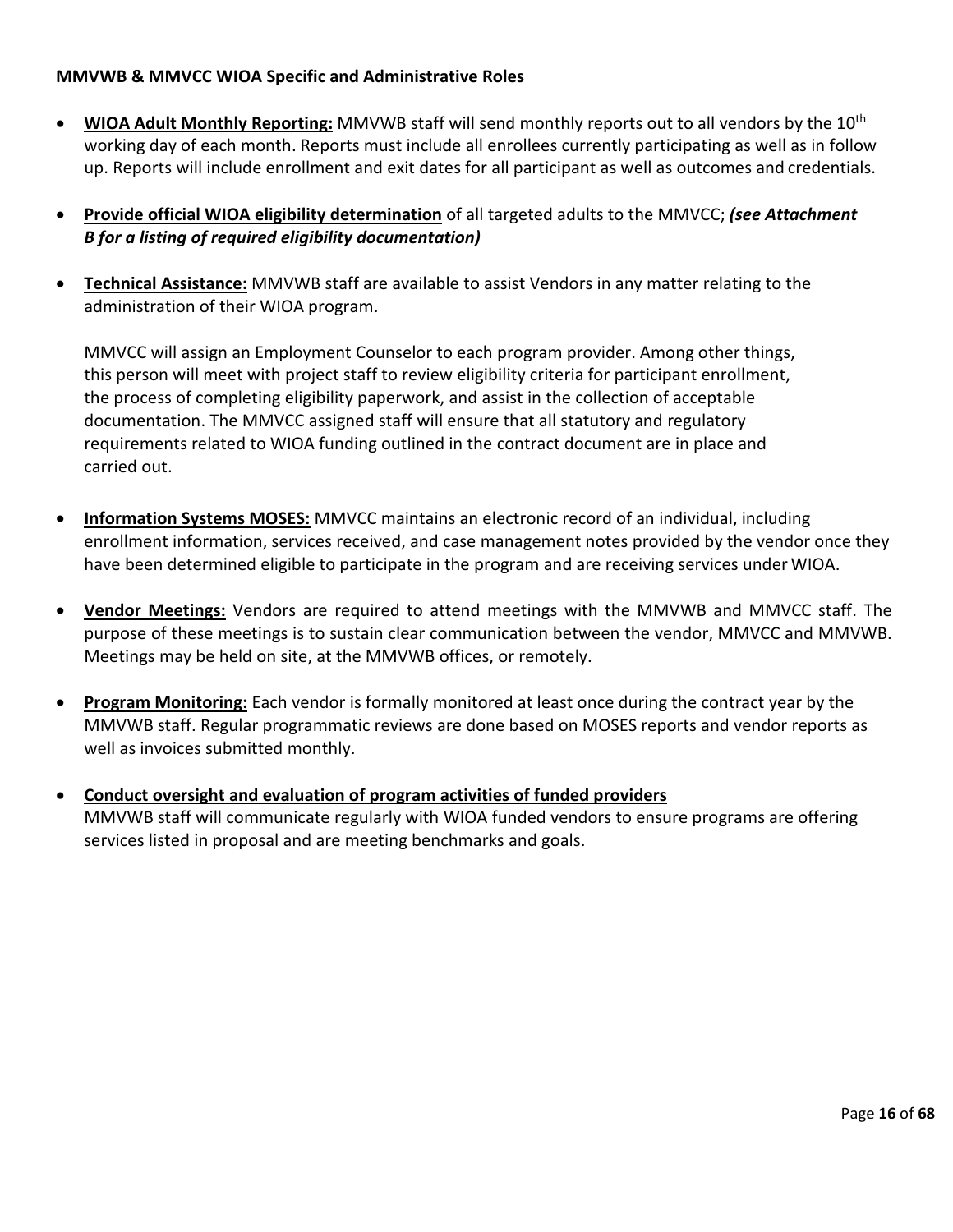**MMVWB & MMVCC WIOA Specific and Administrative Roles**

- **<u>WIOA Adult Monthly Reporting:</u>** MMVWB staff will send monthly reports out to all vendors by the 10th working day of each month. Reports must include all enrollees currently participating as well as in follow up. Reports will include enrollment and exit dates for all participant as well as outcomes and credentials.

- **<u>Provide official WIOA eligibility determination</u>** of all targeted adults to the MMVCC; ***(see Attachment B for a listing of required eligibility documentation)***

- **<u>Technical Assistance:</u>** MMVWB staff are available to assist Vendors in any matter relating to the administration of their WIOA program.

  MMVCC will assign an Employment Counselor to each program provider. Among other things, this person will meet with project staff to review eligibility criteria for participant enrollment, the process of completing eligibility paperwork, and assist in the collection of acceptable documentation. The MMVCC assigned staff will ensure that all statutory and regulatory requirements related to WIOA funding outlined in the contract document are in place and carried out.

- **<u>Information Systems MOSES:</u>** MMVCC maintains an electronic record of an individual, including enrollment information, services received, and case management notes provided by the vendor once they have been determined eligible to participate in the program and are receiving services under WIOA.

- **<u>Vendor Meetings:</u>** Vendors are required to attend meetings with the MMVWB and MMVCC staff. The purpose of these meetings is to sustain clear communication between the vendor, MMVCC and MMVWB. Meetings may be held on site, at the MMVWB offices, or remotely.

- **<u>Program Monitoring:</u>** Each vendor is formally monitored at least once during the contract year by the MMVWB staff. Regular programmatic reviews are done based on MOSES reports and vendor reports as well as invoices submitted monthly.

- **<u>Conduct oversight and evaluation of program activities of funded providers</u>**
  MMVWB staff will communicate regularly with WIOA funded vendors to ensure programs are offering services listed in proposal and are meeting benchmarks and goals.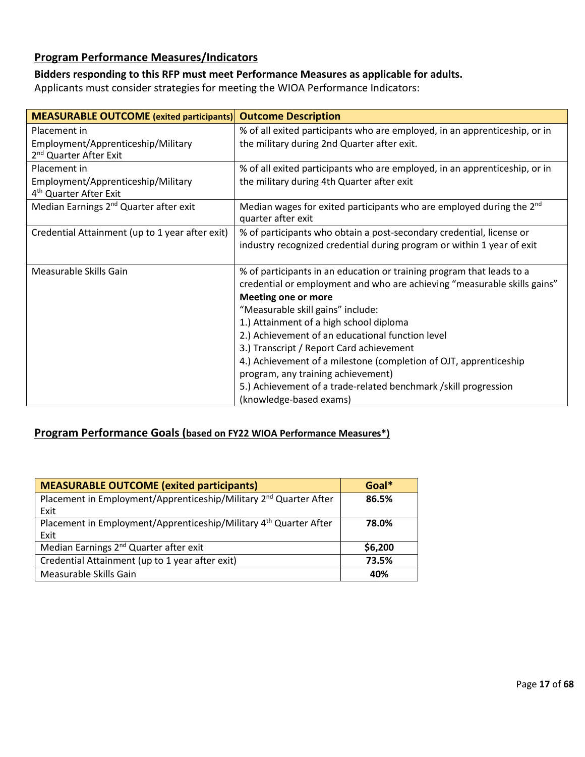## Program Performance Measures/Indicators

**Bidders responding to this RFP must meet Performance Measures as applicable for adults.**
Applicants must consider strategies for meeting the WIOA Performance Indicators:

| MEASURABLE OUTCOME (exited participants) | Outcome Description |
|---|---|
| Placement in Employment/Apprenticeship/Military 2nd Quarter After Exit | % of all exited participants who are employed, in an apprenticeship, or in the military during 2nd Quarter after exit. |
| Placement in Employment/Apprenticeship/Military 4th Quarter After Exit | % of all exited participants who are employed, in an apprenticeship, or in the military during 4th Quarter after exit |
| Median Earnings 2nd Quarter after exit | Median wages for exited participants who are employed during the 2nd quarter after exit |
| Credential Attainment (up to 1 year after exit) | % of participants who obtain a post-secondary credential, license or industry recognized credential during program or within 1 year of exit |
| Measurable Skills Gain | % of participants in an education or training program that leads to a credential or employment and who are achieving "measurable skills gains" **Meeting one or more** "Measurable skill gains" include: 1.) Attainment of a high school diploma 2.) Achievement of an educational function level 3.) Transcript / Report Card achievement 4.) Achievement of a milestone (completion of OJT, apprenticeship program, any training achievement) 5.) Achievement of a trade-related benchmark /skill progression (knowledge-based exams) |

## Program Performance Goals (based on FY22 WIOA Performance Measures*)

| MEASURABLE OUTCOME (exited participants) | Goal* |
|---|---|
| Placement in Employment/Apprenticeship/Military 2nd Quarter After Exit | **86.5%** |
| Placement in Employment/Apprenticeship/Military 4th Quarter After Exit | **78.0%** |
| Median Earnings 2nd Quarter after exit | **$6,200** |
| Credential Attainment (up to 1 year after exit) | **73.5%** |
| Measurable Skills Gain | **40%** |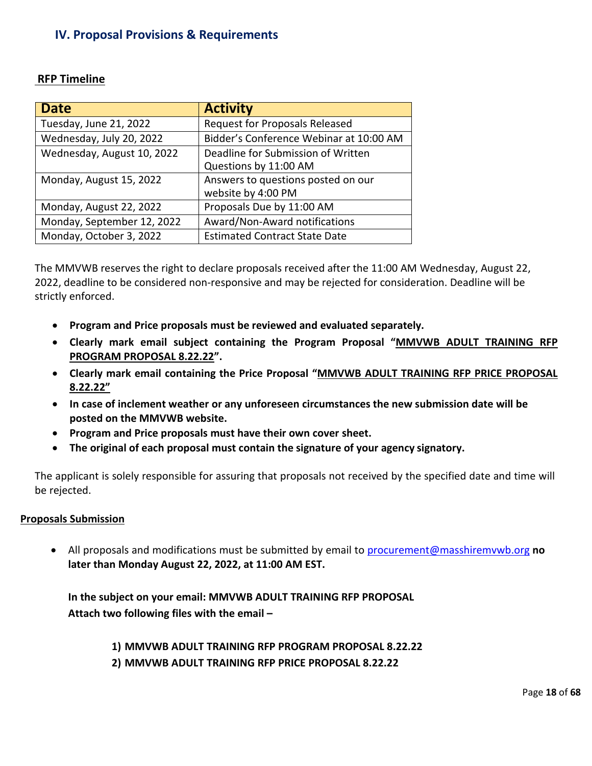## IV. Proposal Provisions & Requirements

### RFP Timeline

| Date | Activity |
| --- | --- |
| Tuesday, June 21, 2022 | Request for Proposals Released |
| Wednesday, July 20, 2022 | Bidder's Conference Webinar at 10:00 AM |
| Wednesday, August 10, 2022 | Deadline for Submission of Written Questions by 11:00 AM |
| Monday, August 15, 2022 | Answers to questions posted on our website by 4:00 PM |
| Monday, August 22, 2022 | Proposals Due by 11:00 AM |
| Monday, September 12, 2022 | Award/Non-Award notifications |
| Monday, October 3, 2022 | Estimated Contract State Date |

The MMVWB reserves the right to declare proposals received after the 11:00 AM Wednesday, August 22, 2022, deadline to be considered non-responsive and may be rejected for consideration. Deadline will be strictly enforced.

- **Program and Price proposals must be reviewed and evaluated separately.**
- **Clearly mark email subject containing the Program Proposal "<u>MMVWB ADULT TRAINING RFP PROGRAM PROPOSAL 8.22.22</u>".**
- **Clearly mark email containing the Price Proposal "<u>MMVWB ADULT TRAINING RFP PRICE PROPOSAL 8.22.22"</u>**
- **In case of inclement weather or any unforeseen circumstances the new submission date will be posted on the MMVWB website.**
- **Program and Price proposals must have their own cover sheet.**
- **The original of each proposal must contain the signature of your agency signatory.**

The applicant is solely responsible for assuring that proposals not received by the specified date and time will be rejected.

### Proposals Submission

- All proposals and modifications must be submitted by email to procurement@masshiremvwb.org **no later than Monday August 22, 2022, at 11:00 AM EST.**

  **In the subject on your email: MMVWB ADULT TRAINING RFP PROPOSAL**
  **Attach two following files with the email –**

  1) **MMVWB ADULT TRAINING RFP PROGRAM PROPOSAL 8.22.22**
  2) **MMVWB ADULT TRAINING RFP PRICE PROPOSAL 8.22.22**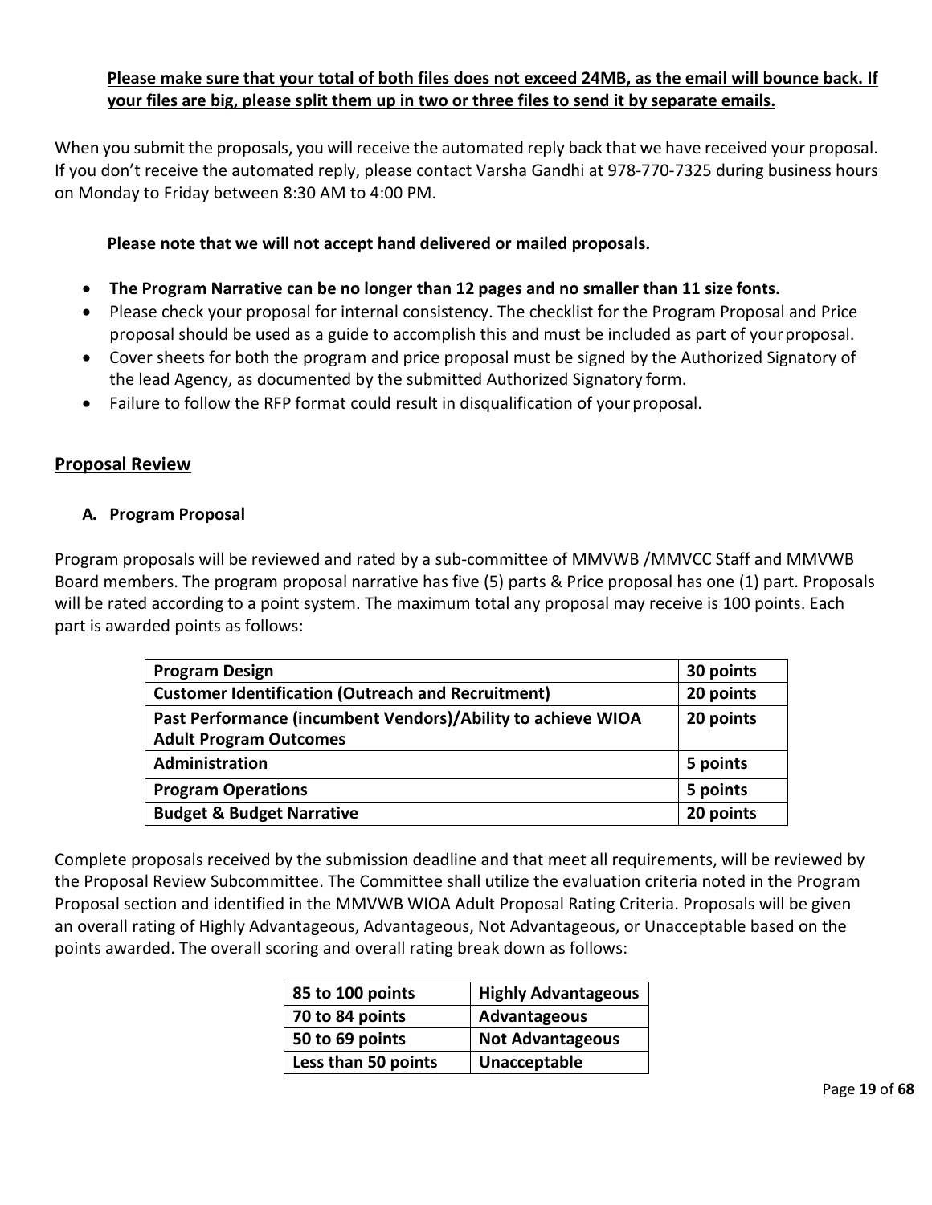**Please make sure that your total of both files does not exceed 24MB, as the email will bounce back. If your files are big, please split them up in two or three files to send it by separate emails.**

When you submit the proposals, you will receive the automated reply back that we have received your proposal. If you don't receive the automated reply, please contact Varsha Gandhi at 978-770-7325 during business hours on Monday to Friday between 8:30 AM to 4:00 PM.

**Please note that we will not accept hand delivered or mailed proposals.**

- **The Program Narrative can be no longer than 12 pages and no smaller than 11 size fonts.**
- Please check your proposal for internal consistency. The checklist for the Program Proposal and Price proposal should be used as a guide to accomplish this and must be included as part of your proposal.
- Cover sheets for both the program and price proposal must be signed by the Authorized Signatory of the lead Agency, as documented by the submitted Authorized Signatory form.
- Failure to follow the RFP format could result in disqualification of your proposal.

## Proposal Review

### A. Program Proposal

Program proposals will be reviewed and rated by a sub-committee of MMVWB /MMVCC Staff and MMVWB Board members. The program proposal narrative has five (5) parts & Price proposal has one (1) part. Proposals will be rated according to a point system. The maximum total any proposal may receive is 100 points. Each part is awarded points as follows:

| Category | Points |
|---|---|
| **Program Design** | **30 points** |
| **Customer Identification (Outreach and Recruitment)** | **20 points** |
| **Past Performance (incumbent Vendors)/Ability to achieve WIOA Adult Program Outcomes** | **20 points** |
| **Administration** | **5 points** |
| **Program Operations** | **5 points** |
| **Budget & Budget Narrative** | **20 points** |

Complete proposals received by the submission deadline and that meet all requirements, will be reviewed by the Proposal Review Subcommittee. The Committee shall utilize the evaluation criteria noted in the Program Proposal section and identified in the MMVWB WIOA Adult Proposal Rating Criteria. Proposals will be given an overall rating of Highly Advantageous, Advantageous, Not Advantageous, or Unacceptable based on the points awarded. The overall scoring and overall rating break down as follows:

| Points | Rating |
|---|---|
| **85 to 100 points** | **Highly Advantageous** |
| **70 to 84 points** | **Advantageous** |
| **50 to 69 points** | **Not Advantageous** |
| **Less than 50 points** | **Unacceptable** |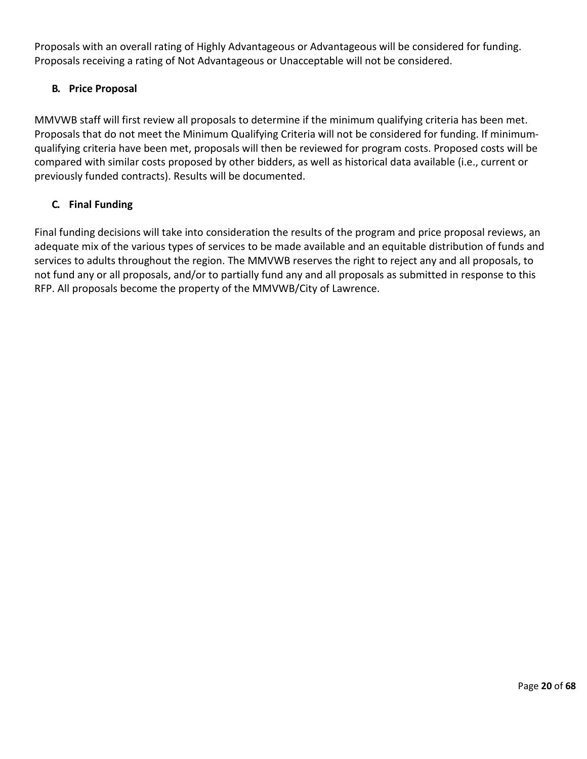Proposals with an overall rating of Highly Advantageous or Advantageous will be considered for funding. Proposals receiving a rating of Not Advantageous or Unacceptable will not be considered.

### B. Price Proposal

MMVWB staff will first review all proposals to determine if the minimum qualifying criteria has been met. Proposals that do not meet the Minimum Qualifying Criteria will not be considered for funding. If minimum-qualifying criteria have been met, proposals will then be reviewed for program costs. Proposed costs will be compared with similar costs proposed by other bidders, as well as historical data available (i.e., current or previously funded contracts). Results will be documented.

### C. Final Funding

Final funding decisions will take into consideration the results of the program and price proposal reviews, an adequate mix of the various types of services to be made available and an equitable distribution of funds and services to adults throughout the region. The MMVWB reserves the right to reject any and all proposals, to not fund any or all proposals, and/or to partially fund any and all proposals as submitted in response to this RFP. All proposals become the property of the MMVWB/City of Lawrence.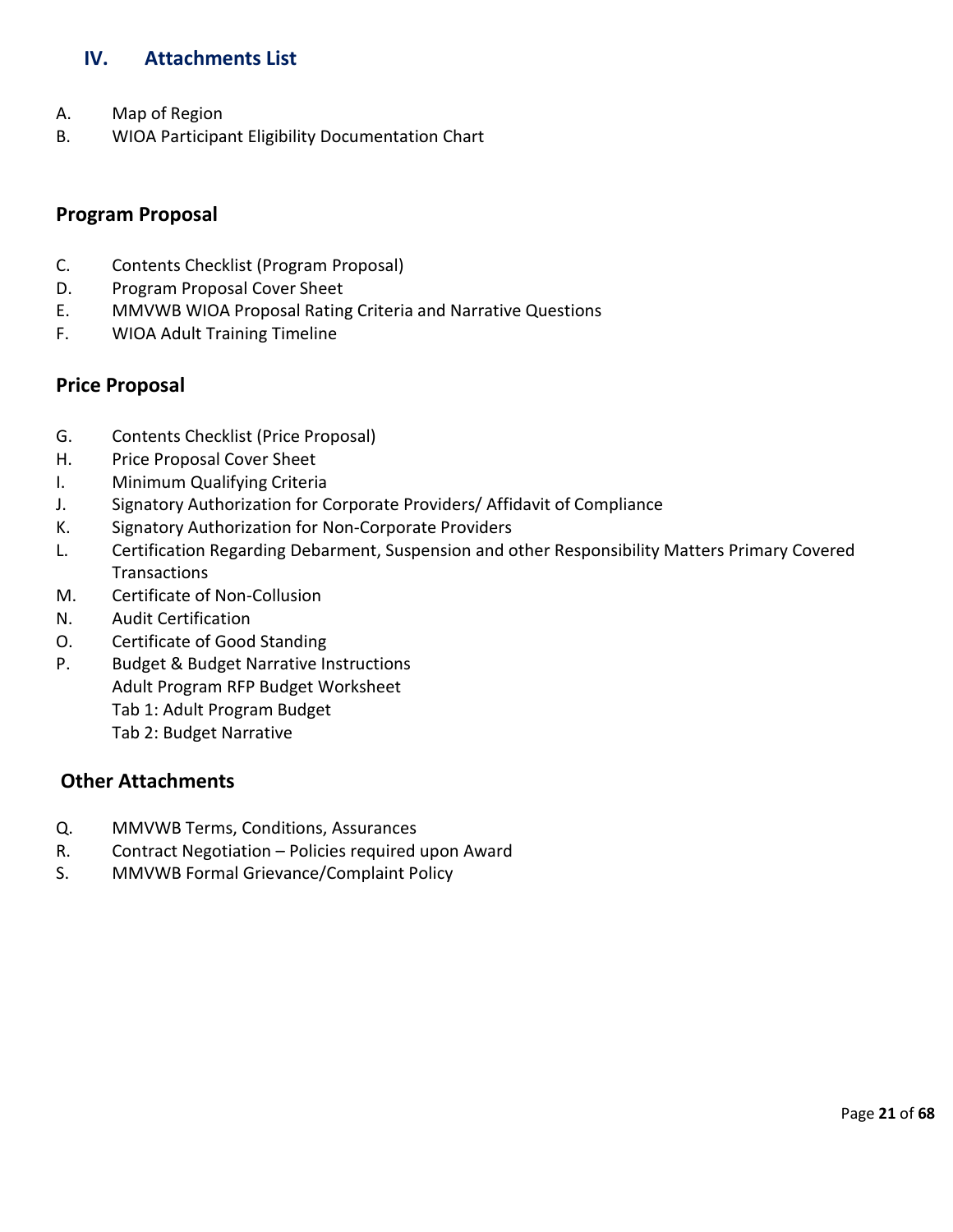## IV. Attachments List

A. Map of Region
B. WIOA Participant Eligibility Documentation Chart

### Program Proposal

C. Contents Checklist (Program Proposal)
D. Program Proposal Cover Sheet
E. MMVWB WIOA Proposal Rating Criteria and Narrative Questions
F. WIOA Adult Training Timeline

### Price Proposal

G. Contents Checklist (Price Proposal)
H. Price Proposal Cover Sheet
I. Minimum Qualifying Criteria
J. Signatory Authorization for Corporate Providers/ Affidavit of Compliance
K. Signatory Authorization for Non-Corporate Providers
L. Certification Regarding Debarment, Suspension and other Responsibility Matters Primary Covered Transactions
M. Certificate of Non-Collusion
N. Audit Certification
O. Certificate of Good Standing
P. Budget & Budget Narrative Instructions
   Adult Program RFP Budget Worksheet
   Tab 1: Adult Program Budget
   Tab 2: Budget Narrative

### Other Attachments

Q. MMVWB Terms, Conditions, Assurances
R. Contract Negotiation – Policies required upon Award
S. MMVWB Formal Grievance/Complaint Policy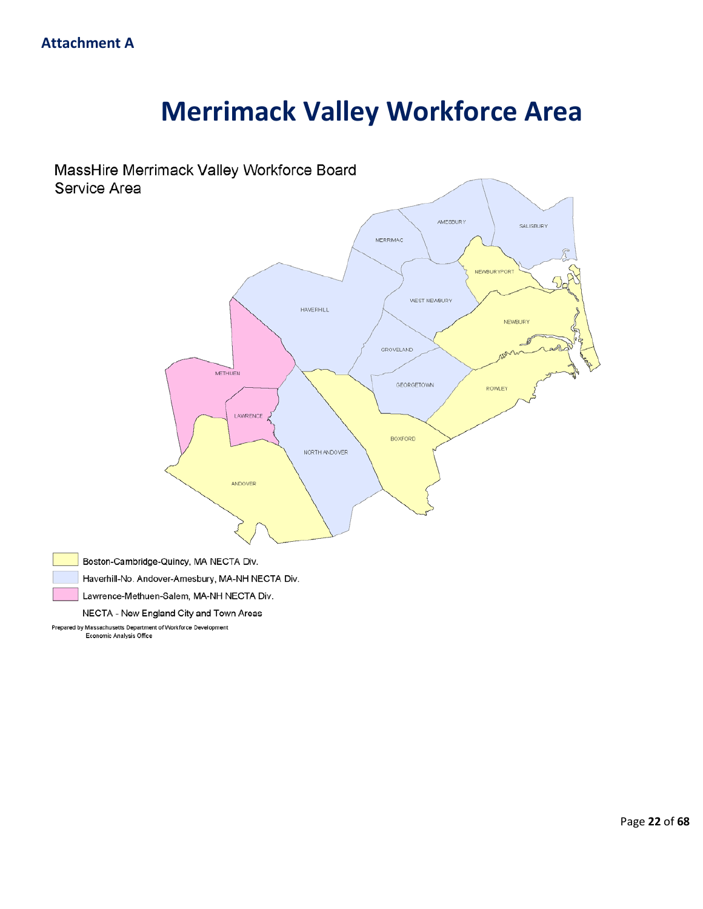**Attachment A**

# Merrimack Valley Workforce Area

MassHire Merrimack Valley Workforce Board
Service Area

AMESBURY
SALISBURY
MERRIMAC
NEWBURYPORT
WEST NEWBURY
HAVERHILL
NEWBURY
GROVELAND
METHUEN
GEORGETOWN
ROWLEY
LAWRENCE
BOXFORD
NORTH ANDOVER
ANDOVER

Boston-Cambridge-Quincy, MA NECTA Div.

Haverhill-No. Andover-Amesbury, MA-NH NECTA Div.

Lawrence-Methuen-Salem, MA-NH NECTA Div.

NECTA - New England City and Town Areas

Prepared by Massachusetts Department of Workforce Development
Economic Analysis Office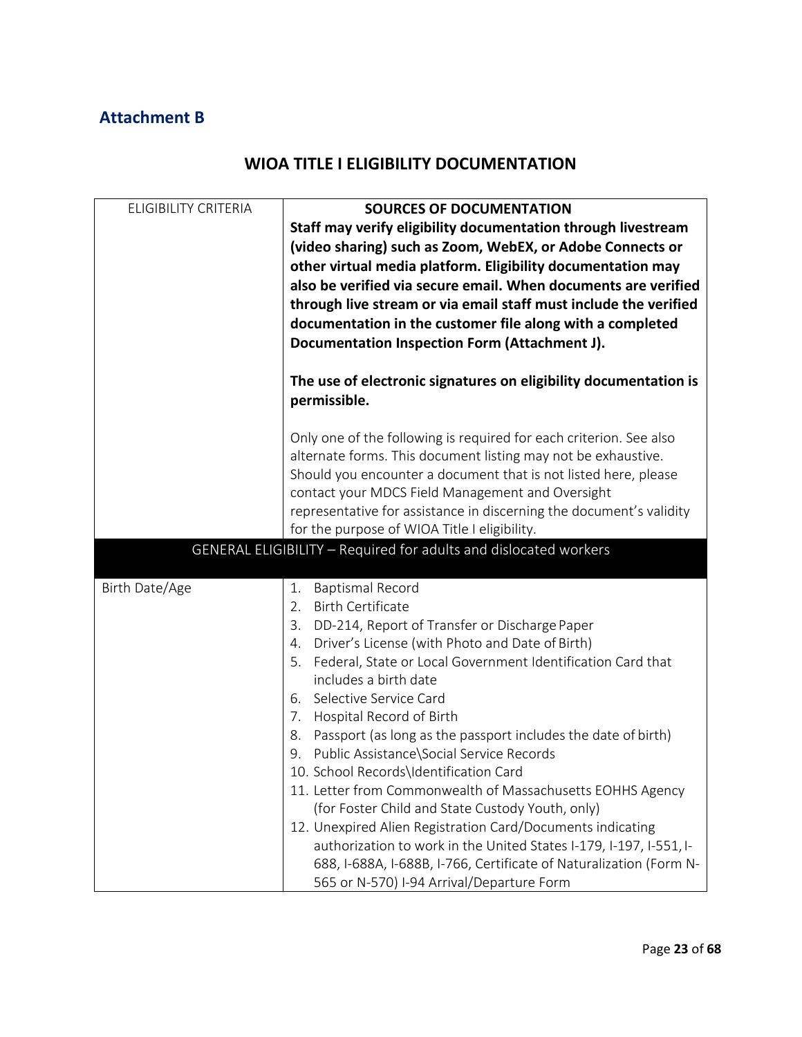## Attachment B

# WIOA TITLE I ELIGIBILITY DOCUMENTATION

| ELIGIBILITY CRITERIA | SOURCES OF DOCUMENTATION |
|---|---|
| | **Staff may verify eligibility documentation through livestream (video sharing) such as Zoom, WebEX, or Adobe Connects or other virtual media platform. Eligibility documentation may also be verified via secure email. When documents are verified through live stream or via email staff must include the verified documentation in the customer file along with a completed Documentation Inspection Form (Attachment J).**<br><br>**The use of electronic signatures on eligibility documentation is permissible.**<br><br>Only one of the following is required for each criterion. See also alternate forms. This document listing may not be exhaustive. Should you encounter a document that is not listed here, please contact your MDCS Field Management and Oversight representative for assistance in discerning the document's validity for the purpose of WIOA Title I eligibility. |
| GENERAL ELIGIBILITY – Required for adults and dislocated workers | |
| Birth Date/Age | 1. Baptismal Record<br>2. Birth Certificate<br>3. DD-214, Report of Transfer or Discharge Paper<br>4. Driver's License (with Photo and Date of Birth)<br>5. Federal, State or Local Government Identification Card that includes a birth date<br>6. Selective Service Card<br>7. Hospital Record of Birth<br>8. Passport (as long as the passport includes the date of birth)<br>9. Public Assistance\Social Service Records<br>10. School Records\Identification Card<br>11. Letter from Commonwealth of Massachusetts EOHHS Agency (for Foster Child and State Custody Youth, only)<br>12. Unexpired Alien Registration Card/Documents indicating authorization to work in the United States I-179, I-197, I-551, I-688, I-688A, I-688B, I-766, Certificate of Naturalization (Form N-565 or N-570) I-94 Arrival/Departure Form |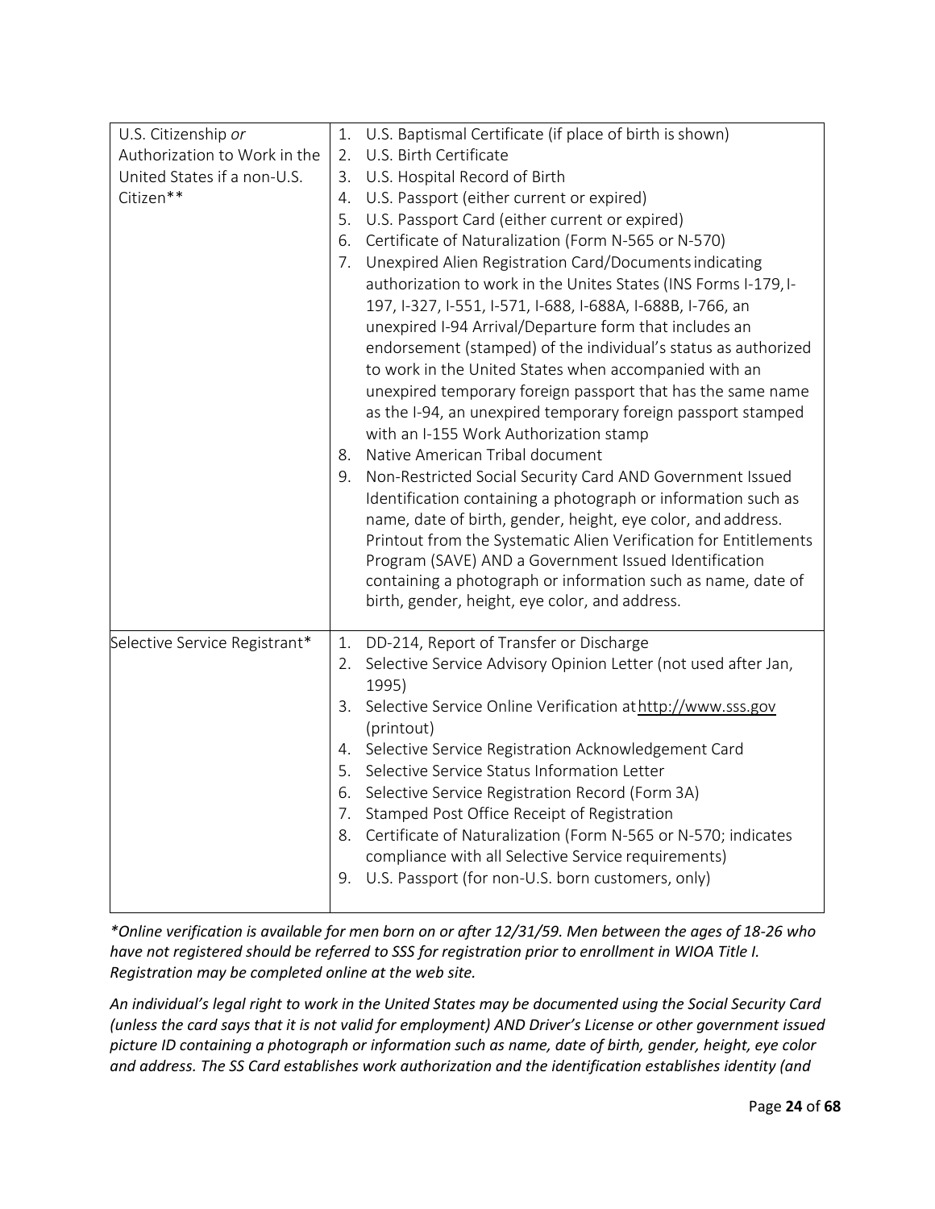| | |
|---|---|
| U.S. Citizenship *or* Authorization to Work in the United States if a non-U.S. Citizen** | 1. U.S. Baptismal Certificate (if place of birth is shown)<br>2. U.S. Birth Certificate<br>3. U.S. Hospital Record of Birth<br>4. U.S. Passport (either current or expired)<br>5. U.S. Passport Card (either current or expired)<br>6. Certificate of Naturalization (Form N-565 or N-570)<br>7. Unexpired Alien Registration Card/Documents indicating authorization to work in the Unites States (INS Forms I-179, I-197, I-327, I-551, I-571, I-688, I-688A, I-688B, I-766, an unexpired I-94 Arrival/Departure form that includes an endorsement (stamped) of the individual's status as authorized to work in the United States when accompanied with an unexpired temporary foreign passport that has the same name as the I-94, an unexpired temporary foreign passport stamped with an I-155 Work Authorization stamp<br>8. Native American Tribal document<br>9. Non-Restricted Social Security Card AND Government Issued Identification containing a photograph or information such as name, date of birth, gender, height, eye color, and address. Printout from the Systematic Alien Verification for Entitlements Program (SAVE) AND a Government Issued Identification containing a photograph or information such as name, date of birth, gender, height, eye color, and address. |
| Selective Service Registrant* | 1. DD-214, Report of Transfer or Discharge<br>2. Selective Service Advisory Opinion Letter (not used after Jan, 1995)<br>3. Selective Service Online Verification at http://www.sss.gov (printout)<br>4. Selective Service Registration Acknowledgement Card<br>5. Selective Service Status Information Letter<br>6. Selective Service Registration Record (Form 3A)<br>7. Stamped Post Office Receipt of Registration<br>8. Certificate of Naturalization (Form N-565 or N-570; indicates compliance with all Selective Service requirements)<br>9. U.S. Passport (for non-U.S. born customers, only) |

**Online verification is available for men born on or after 12/31/59. Men between the ages of 18-26 who have not registered should be referred to SSS for registration prior to enrollment in WIOA Title I. Registration may be completed online at the web site.*

*An individual's legal right to work in the United States may be documented using the Social Security Card (unless the card says that it is not valid for employment) AND Driver's License or other government issued picture ID containing a photograph or information such as name, date of birth, gender, height, eye color and address. The SS Card establishes work authorization and the identification establishes identity (and*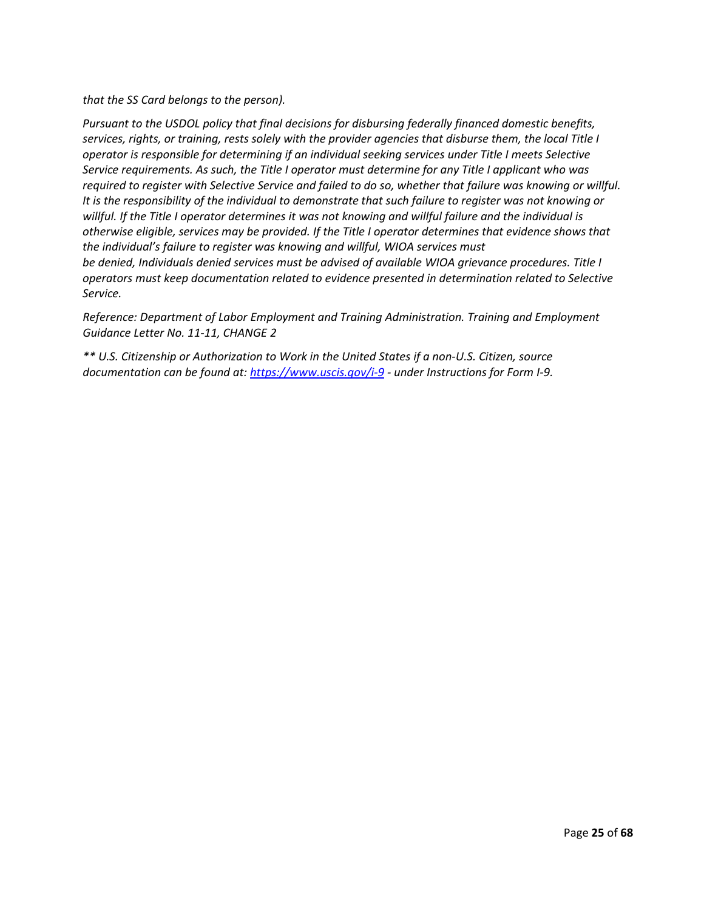*that the SS Card belongs to the person).*

*Pursuant to the USDOL policy that final decisions for disbursing federally financed domestic benefits, services, rights, or training, rests solely with the provider agencies that disburse them, the local Title I operator is responsible for determining if an individual seeking services under Title I meets Selective Service requirements. As such, the Title I operator must determine for any Title I applicant who was required to register with Selective Service and failed to do so, whether that failure was knowing or willful. It is the responsibility of the individual to demonstrate that such failure to register was not knowing or willful. If the Title I operator determines it was not knowing and willful failure and the individual is otherwise eligible, services may be provided. If the Title I operator determines that evidence shows that the individual's failure to register was knowing and willful, WIOA services must be denied, Individuals denied services must be advised of available WIOA grievance procedures. Title I operators must keep documentation related to evidence presented in determination related to Selective Service.*

*Reference: Department of Labor Employment and Training Administration. Training and Employment Guidance Letter No. 11-11, CHANGE 2*

*** U.S. Citizenship or Authorization to Work in the United States if a non-U.S. Citizen, source documentation can be found at: [https://www.uscis.gov/i-9](https://www.uscis.gov/i-9) - under Instructions for Form I-9.*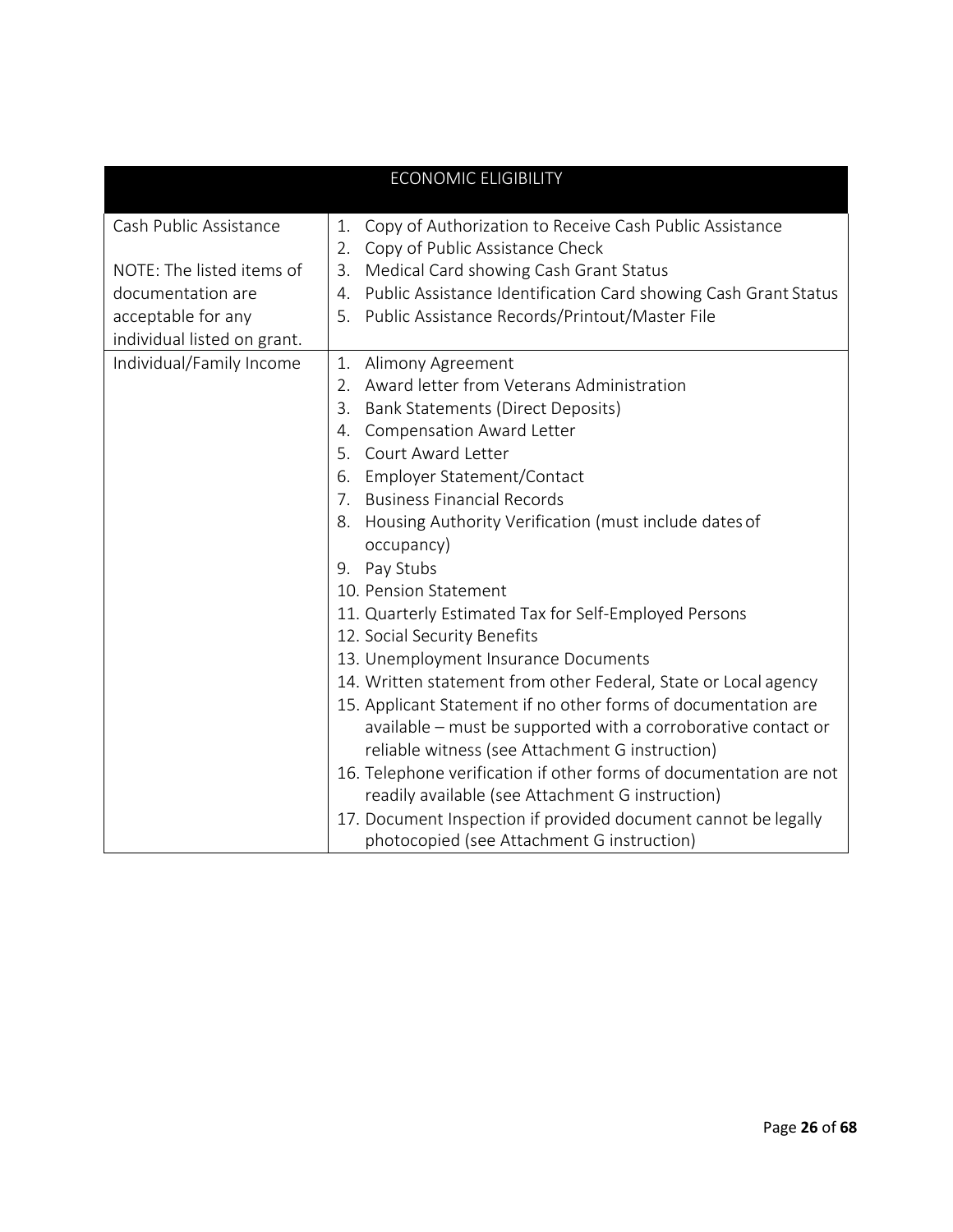| ECONOMIC ELIGIBILITY | |
|---|---|
| Cash Public Assistance<br><br>NOTE: The listed items of documentation are acceptable for any individual listed on grant. | 1. Copy of Authorization to Receive Cash Public Assistance<br>2. Copy of Public Assistance Check<br>3. Medical Card showing Cash Grant Status<br>4. Public Assistance Identification Card showing Cash Grant Status<br>5. Public Assistance Records/Printout/Master File |
| Individual/Family Income | 1. Alimony Agreement<br>2. Award letter from Veterans Administration<br>3. Bank Statements (Direct Deposits)<br>4. Compensation Award Letter<br>5. Court Award Letter<br>6. Employer Statement/Contact<br>7. Business Financial Records<br>8. Housing Authority Verification (must include dates of occupancy)<br>9. Pay Stubs<br>10. Pension Statement<br>11. Quarterly Estimated Tax for Self-Employed Persons<br>12. Social Security Benefits<br>13. Unemployment Insurance Documents<br>14. Written statement from other Federal, State or Local agency<br>15. Applicant Statement if no other forms of documentation are available – must be supported with a corroborative contact or reliable witness (see Attachment G instruction)<br>16. Telephone verification if other forms of documentation are not readily available (see Attachment G instruction)<br>17. Document Inspection if provided document cannot be legally photocopied (see Attachment G instruction) |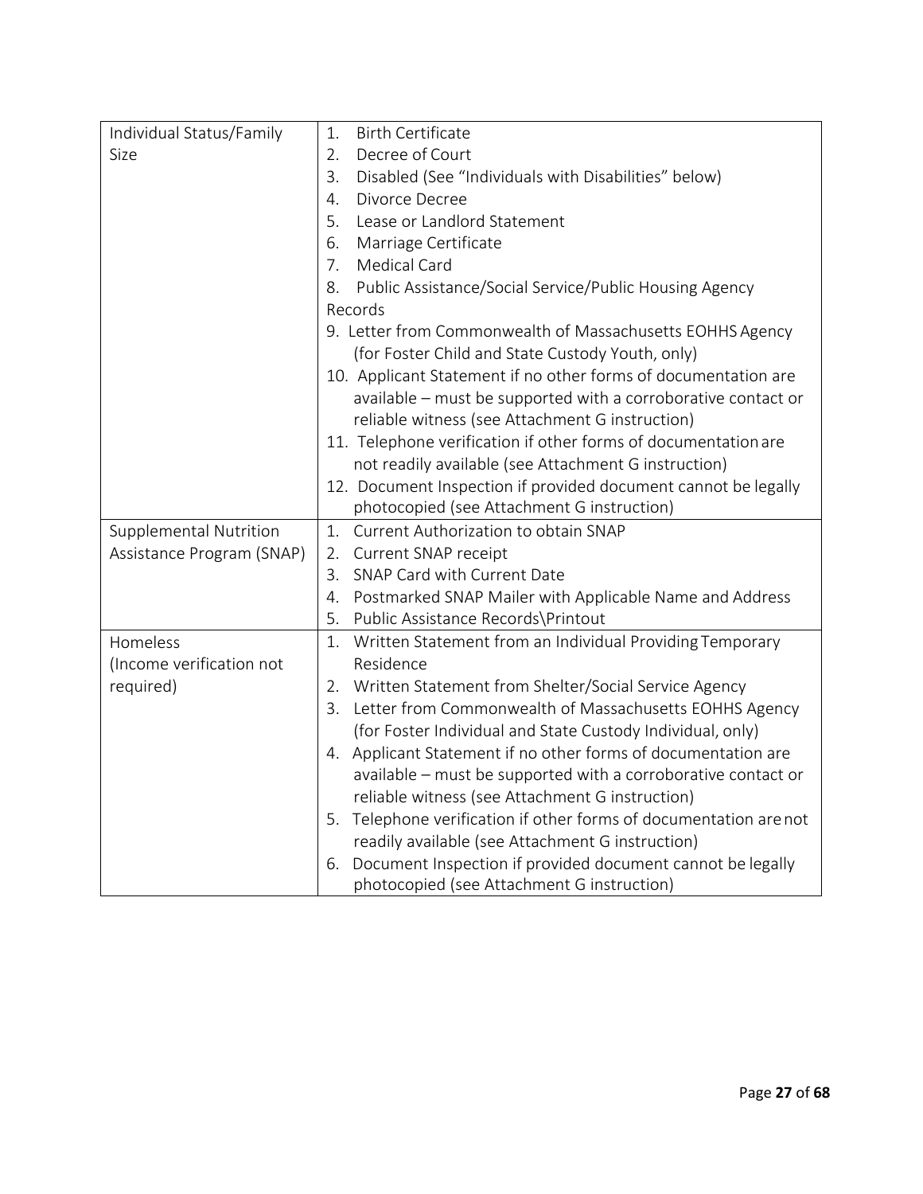| Individual Status/Family Size | 1. Birth Certificate<br>2. Decree of Court<br>3. Disabled (See "Individuals with Disabilities" below)<br>4. Divorce Decree<br>5. Lease or Landlord Statement<br>6. Marriage Certificate<br>7. Medical Card<br>8. Public Assistance/Social Service/Public Housing Agency Records<br>9. Letter from Commonwealth of Massachusetts EOHHS Agency (for Foster Child and State Custody Youth, only)<br>10. Applicant Statement if no other forms of documentation are available – must be supported with a corroborative contact or reliable witness (see Attachment G instruction)<br>11. Telephone verification if other forms of documentation are not readily available (see Attachment G instruction)<br>12. Document Inspection if provided document cannot be legally photocopied (see Attachment G instruction) |
|---|---|
| Supplemental Nutrition Assistance Program (SNAP) | 1. Current Authorization to obtain SNAP<br>2. Current SNAP receipt<br>3. SNAP Card with Current Date<br>4. Postmarked SNAP Mailer with Applicable Name and Address<br>5. Public Assistance Records\Printout |
| Homeless (Income verification not required) | 1. Written Statement from an Individual Providing Temporary Residence<br>2. Written Statement from Shelter/Social Service Agency<br>3. Letter from Commonwealth of Massachusetts EOHHS Agency (for Foster Individual and State Custody Individual, only)<br>4. Applicant Statement if no other forms of documentation are available – must be supported with a corroborative contact or reliable witness (see Attachment G instruction)<br>5. Telephone verification if other forms of documentation are not readily available (see Attachment G instruction)<br>6. Document Inspection if provided document cannot be legally photocopied (see Attachment G instruction) |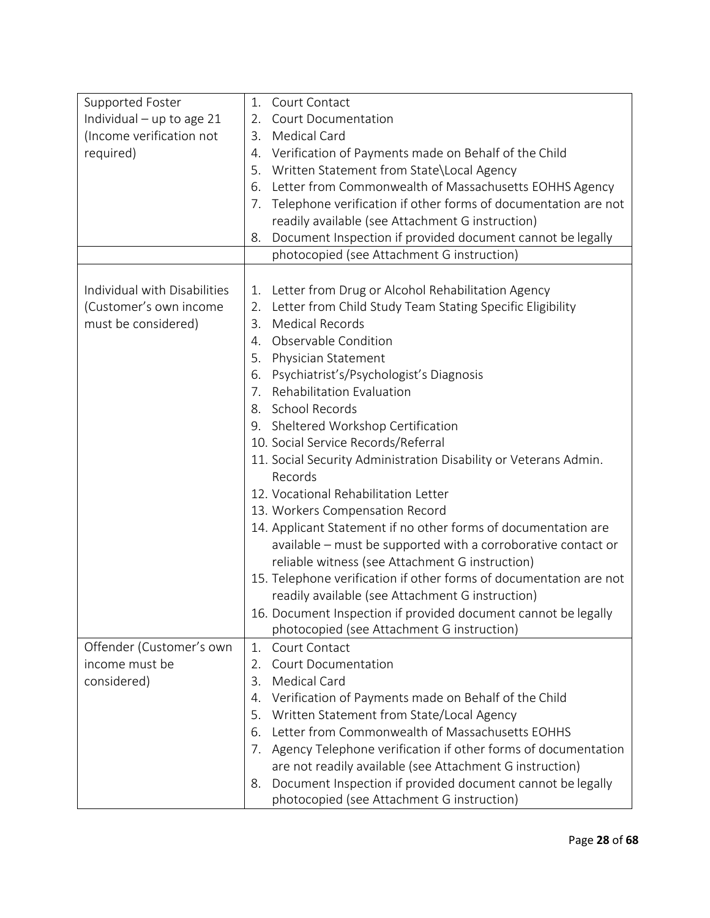| | |
|---|---|
| Supported Foster Individual – up to age 21 (Income verification not required) | 1. Court Contact<br>2. Court Documentation<br>3. Medical Card<br>4. Verification of Payments made on Behalf of the Child<br>5. Written Statement from State\Local Agency<br>6. Letter from Commonwealth of Massachusetts EOHHS Agency<br>7. Telephone verification if other forms of documentation are not readily available (see Attachment G instruction)<br>8. Document Inspection if provided document cannot be legally photocopied (see Attachment G instruction) |
| Individual with Disabilities (Customer's own income must be considered) | 1. Letter from Drug or Alcohol Rehabilitation Agency<br>2. Letter from Child Study Team Stating Specific Eligibility<br>3. Medical Records<br>4. Observable Condition<br>5. Physician Statement<br>6. Psychiatrist's/Psychologist's Diagnosis<br>7. Rehabilitation Evaluation<br>8. School Records<br>9. Sheltered Workshop Certification<br>10. Social Service Records/Referral<br>11. Social Security Administration Disability or Veterans Admin. Records<br>12. Vocational Rehabilitation Letter<br>13. Workers Compensation Record<br>14. Applicant Statement if no other forms of documentation are available – must be supported with a corroborative contact or reliable witness (see Attachment G instruction)<br>15. Telephone verification if other forms of documentation are not readily available (see Attachment G instruction)<br>16. Document Inspection if provided document cannot be legally photocopied (see Attachment G instruction) |
| Offender (Customer's own income must be considered) | 1. Court Contact<br>2. Court Documentation<br>3. Medical Card<br>4. Verification of Payments made on Behalf of the Child<br>5. Written Statement from State/Local Agency<br>6. Letter from Commonwealth of Massachusetts EOHHS<br>7. Agency Telephone verification if other forms of documentation are not readily available (see Attachment G instruction)<br>8. Document Inspection if provided document cannot be legally photocopied (see Attachment G instruction) |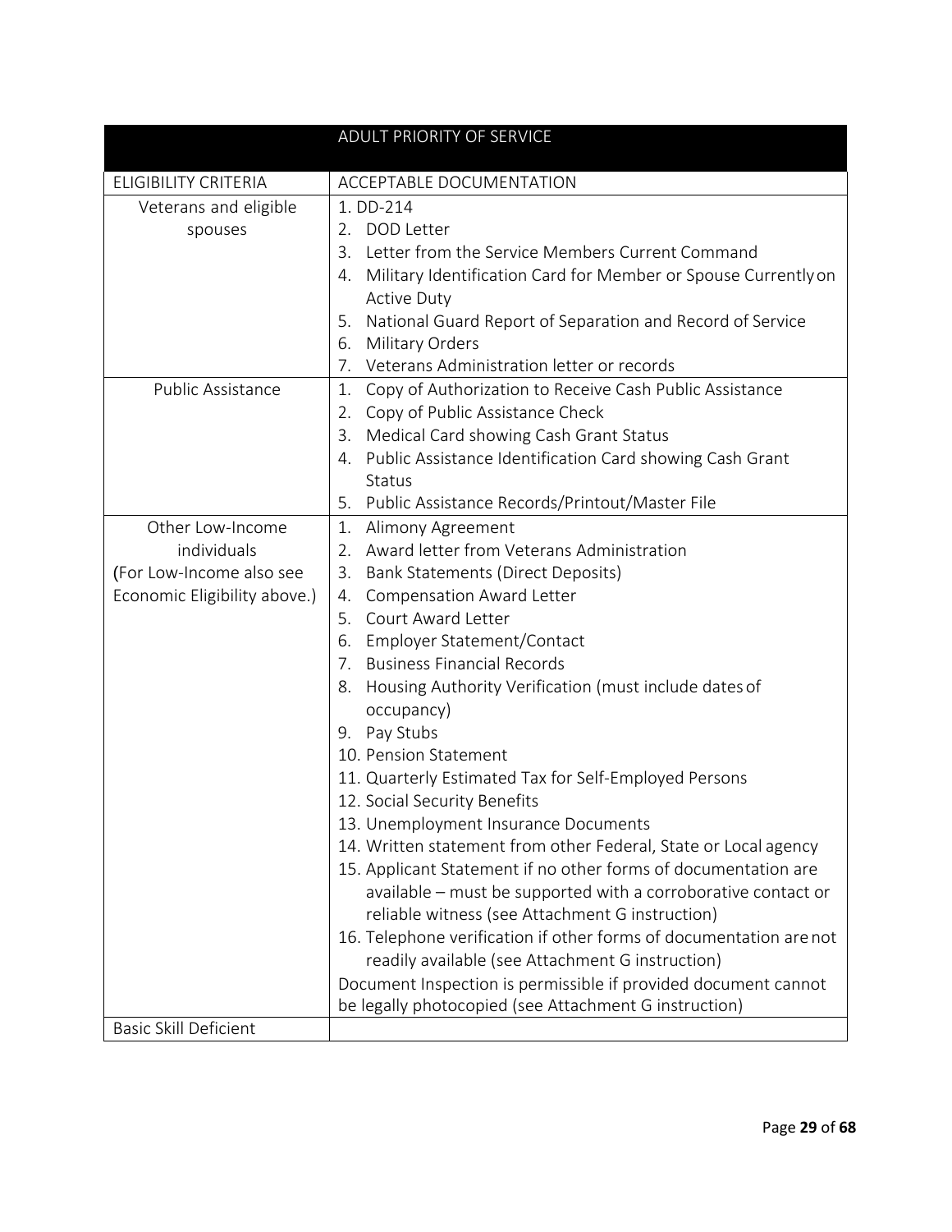| ADULT PRIORITY OF SERVICE | |
|---|---|
| ELIGIBILITY CRITERIA | ACCEPTABLE DOCUMENTATION |
| Veterans and eligible spouses | 1. DD-214<br>2. DOD Letter<br>3. Letter from the Service Members Current Command<br>4. Military Identification Card for Member or Spouse Currently on Active Duty<br>5. National Guard Report of Separation and Record of Service<br>6. Military Orders<br>7. Veterans Administration letter or records |
| Public Assistance | 1. Copy of Authorization to Receive Cash Public Assistance<br>2. Copy of Public Assistance Check<br>3. Medical Card showing Cash Grant Status<br>4. Public Assistance Identification Card showing Cash Grant Status<br>5. Public Assistance Records/Printout/Master File |
| Other Low-Income individuals (For Low-Income also see Economic Eligibility above.) | 1. Alimony Agreement<br>2. Award letter from Veterans Administration<br>3. Bank Statements (Direct Deposits)<br>4. Compensation Award Letter<br>5. Court Award Letter<br>6. Employer Statement/Contact<br>7. Business Financial Records<br>8. Housing Authority Verification (must include dates of occupancy)<br>9. Pay Stubs<br>10. Pension Statement<br>11. Quarterly Estimated Tax for Self-Employed Persons<br>12. Social Security Benefits<br>13. Unemployment Insurance Documents<br>14. Written statement from other Federal, State or Local agency<br>15. Applicant Statement if no other forms of documentation are available – must be supported with a corroborative contact or reliable witness (see Attachment G instruction)<br>16. Telephone verification if other forms of documentation are not readily available (see Attachment G instruction)<br>Document Inspection is permissible if provided document cannot be legally photocopied (see Attachment G instruction) |
| Basic Skill Deficient | |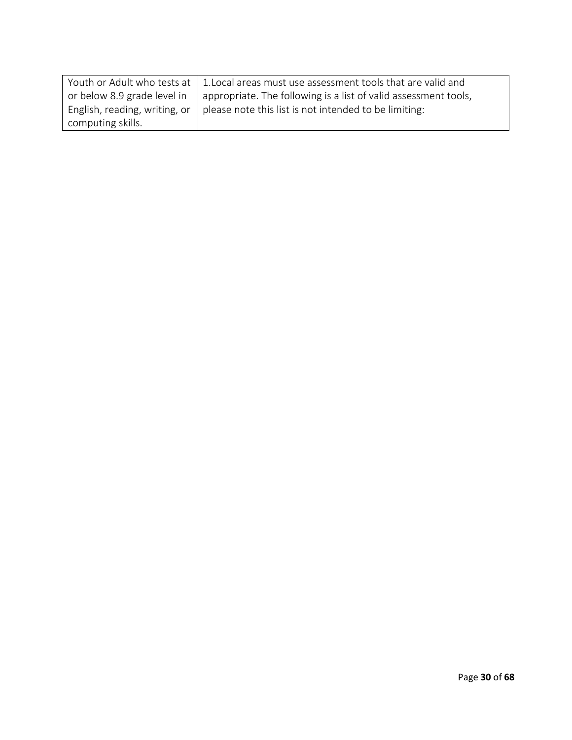| Youth or Adult who tests at or below 8.9 grade level in English, reading, writing, or computing skills. | 1.Local areas must use assessment tools that are valid and appropriate. The following is a list of valid assessment tools, please note this list is not intended to be limiting: |
|---|---|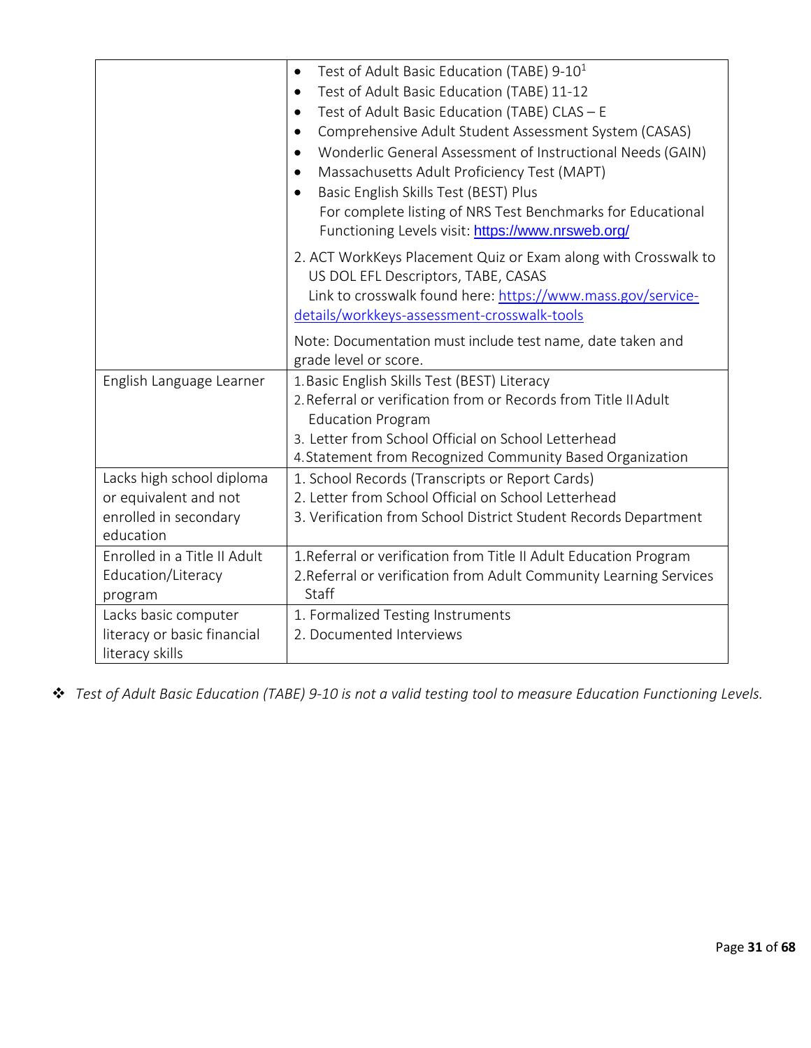| | |
|---|---|
| | • Test of Adult Basic Education (TABE) 9-10[1]<br>• Test of Adult Basic Education (TABE) 11-12<br>• Test of Adult Basic Education (TABE) CLAS – E<br>• Comprehensive Adult Student Assessment System (CASAS)<br>• Wonderlic General Assessment of Instructional Needs (GAIN)<br>• Massachusetts Adult Proficiency Test (MAPT)<br>• Basic English Skills Test (BEST) Plus<br>For complete listing of NRS Test Benchmarks for Educational Functioning Levels visit: https://www.nrsweb.org/<br><br>2. ACT WorkKeys Placement Quiz or Exam along with Crosswalk to US DOL EFL Descriptors, TABE, CASAS<br>Link to crosswalk found here: https://www.mass.gov/service-details/workkeys-assessment-crosswalk-tools<br><br>Note: Documentation must include test name, date taken and grade level or score. |
| English Language Learner | 1. Basic English Skills Test (BEST) Literacy<br>2. Referral or verification from or Records from Title II Adult Education Program<br>3. Letter from School Official on School Letterhead<br>4. Statement from Recognized Community Based Organization |
| Lacks high school diploma or equivalent and not enrolled in secondary education | 1. School Records (Transcripts or Report Cards)<br>2. Letter from School Official on School Letterhead<br>3. Verification from School District Student Records Department |
| Enrolled in a Title II Adult Education/Literacy program | 1. Referral or verification from Title II Adult Education Program<br>2. Referral or verification from Adult Community Learning Services Staff |
| Lacks basic computer literacy or basic financial literacy skills | 1. Formalized Testing Instruments<br>2. Documented Interviews |

❖ *Test of Adult Basic Education (TABE) 9-10 is not a valid testing tool to measure Education Functioning Levels.*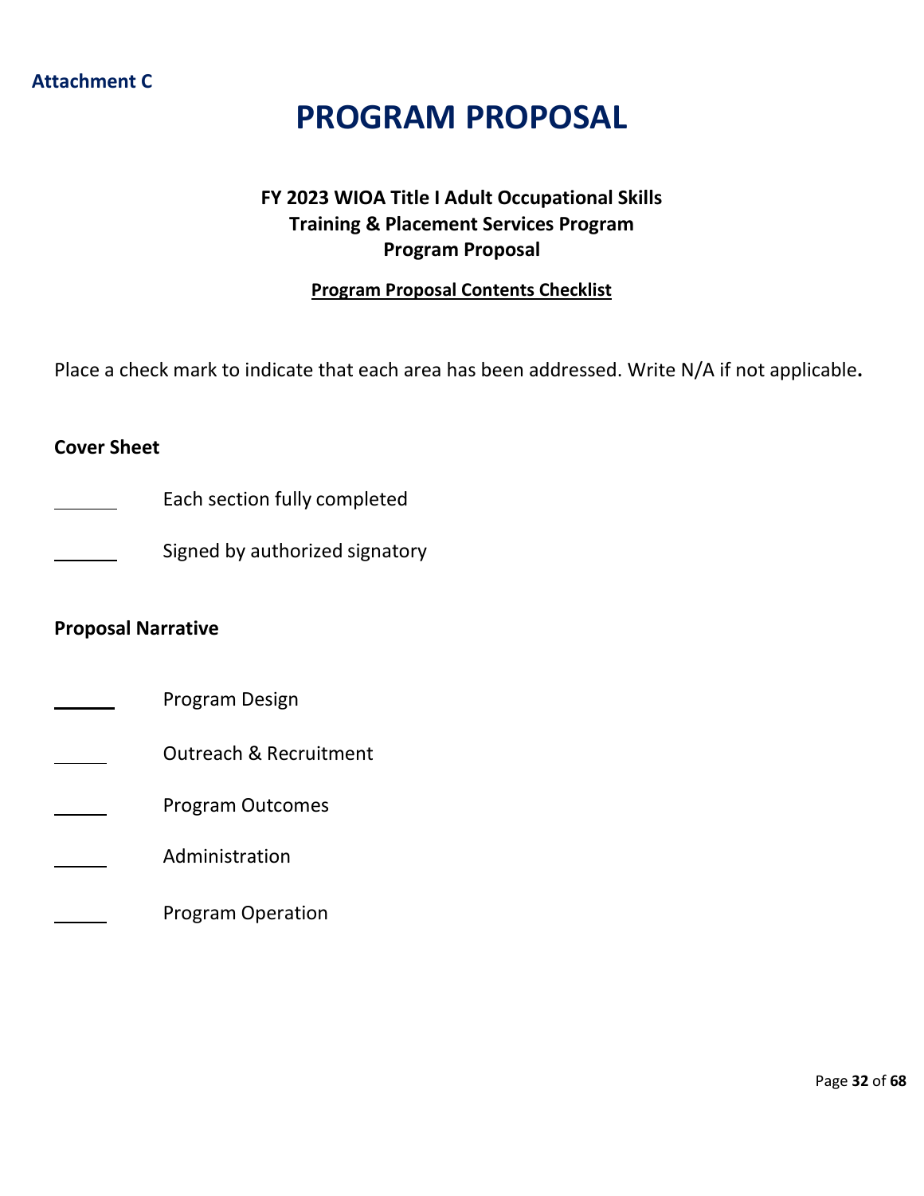**Attachment C**

# PROGRAM PROPOSAL

### FY 2023 WIOA Title I Adult Occupational Skills Training & Placement Services Program Program Proposal

**<u>Program Proposal Contents Checklist</u>**

Place a check mark to indicate that each area has been addressed. Write N/A if not applicable**.**

**Cover Sheet**

\_\_\_\_\_\_ Each section fully completed

\_\_\_\_\_\_ Signed by authorized signatory

**Proposal Narrative**

\_\_\_\_\_\_ Program Design

\_\_\_\_\_\_ Outreach & Recruitment

\_\_\_\_\_\_ Program Outcomes

\_\_\_\_\_\_ Administration

\_\_\_\_\_\_ Program Operation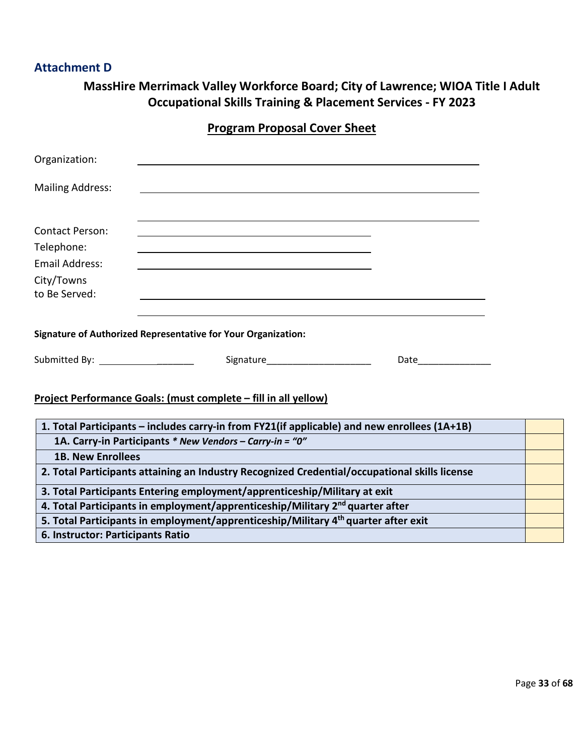## Attachment D

### MassHire Merrimack Valley Workforce Board; City of Lawrence; WIOA Title I Adult Occupational Skills Training & Placement Services - FY 2023

### Program Proposal Cover Sheet

Organization: ______________________________________________

Mailing Address: ______________________________________________

______________________________________________

Contact Person: ______________________________

Telephone: ______________________________

Email Address: ______________________________

City/Towns to Be Served: ______________________________________________

______________________________________________

**Signature of Authorized Representative for Your Organization:**

Submitted By: ___________________ Signature____________________ Date______________

**Project Performance Goals: (must complete – fill in all yellow)**

| | |
|---|---|
| **1. Total Participants – includes carry-in from FY21(if applicable) and new enrollees (1A+1B)** | |
| **1A. Carry-in Participants** ***\* New Vendors – Carry-in = "0"*** | |
| **1B. New Enrollees** | |
| **2. Total Participants attaining an Industry Recognized Credential/occupational skills license** | |
| **3. Total Participants Entering employment/apprenticeship/Military at exit** | |
| **4. Total Participants in employment/apprenticeship/Military 2nd quarter after** | |
| **5. Total Participants in employment/apprenticeship/Military 4th quarter after exit** | |
| **6. Instructor: Participants Ratio** | |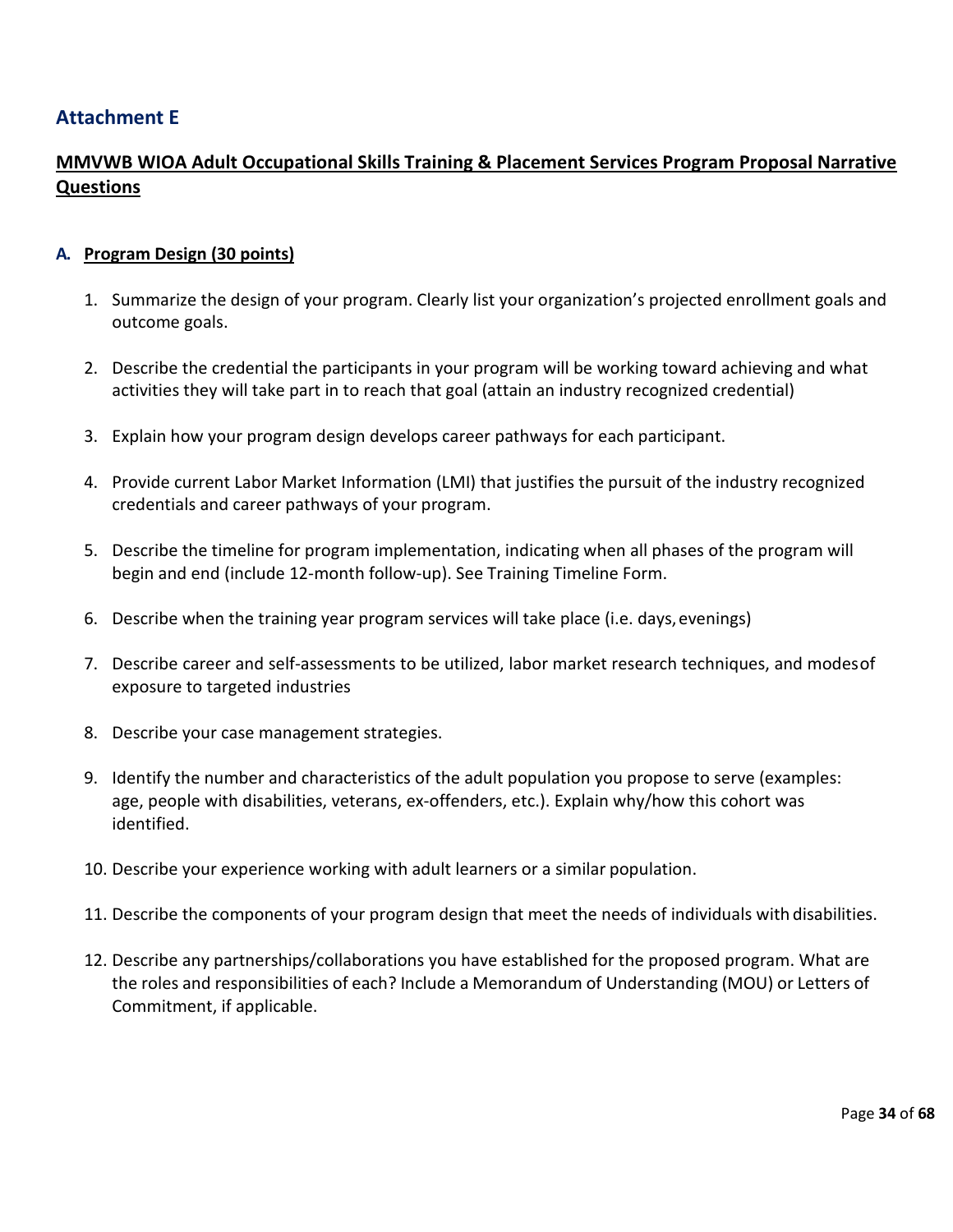## Attachment E

### MMVWB WIOA Adult Occupational Skills Training & Placement Services Program Proposal Narrative Questions

#### A. Program Design (30 points)

1. Summarize the design of your program. Clearly list your organization's projected enrollment goals and outcome goals.
2. Describe the credential the participants in your program will be working toward achieving and what activities they will take part in to reach that goal (attain an industry recognized credential)
3. Explain how your program design develops career pathways for each participant.
4. Provide current Labor Market Information (LMI) that justifies the pursuit of the industry recognized credentials and career pathways of your program.
5. Describe the timeline for program implementation, indicating when all phases of the program will begin and end (include 12-month follow-up). See Training Timeline Form.
6. Describe when the training year program services will take place (i.e. days, evenings)
7. Describe career and self-assessments to be utilized, labor market research techniques, and modes of exposure to targeted industries
8. Describe your case management strategies.
9. Identify the number and characteristics of the adult population you propose to serve (examples: age, people with disabilities, veterans, ex-offenders, etc.). Explain why/how this cohort was identified.
10. Describe your experience working with adult learners or a similar population.
11. Describe the components of your program design that meet the needs of individuals with disabilities.
12. Describe any partnerships/collaborations you have established for the proposed program. What are the roles and responsibilities of each? Include a Memorandum of Understanding (MOU) or Letters of Commitment, if applicable.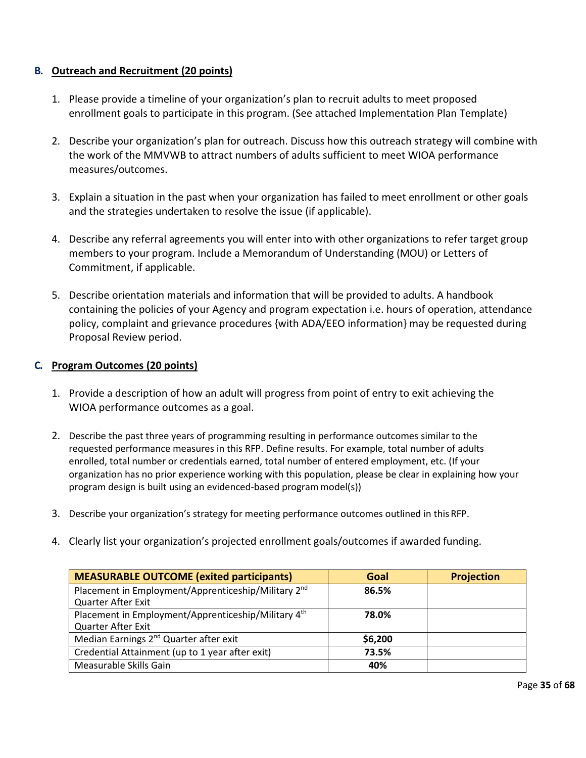### B. Outreach and Recruitment (20 points)

1. Please provide a timeline of your organization's plan to recruit adults to meet proposed enrollment goals to participate in this program. (See attached Implementation Plan Template)
2. Describe your organization's plan for outreach. Discuss how this outreach strategy will combine with the work of the MMVWB to attract numbers of adults sufficient to meet WIOA performance measures/outcomes.
3. Explain a situation in the past when your organization has failed to meet enrollment or other goals and the strategies undertaken to resolve the issue (if applicable).
4. Describe any referral agreements you will enter into with other organizations to refer target group members to your program. Include a Memorandum of Understanding (MOU) or Letters of Commitment, if applicable.
5. Describe orientation materials and information that will be provided to adults. A handbook containing the policies of your Agency and program expectation i.e. hours of operation, attendance policy, complaint and grievance procedures {with ADA/EEO information} may be requested during Proposal Review period.

### C. Program Outcomes (20 points)

1. Provide a description of how an adult will progress from point of entry to exit achieving the WIOA performance outcomes as a goal.
2. Describe the past three years of programming resulting in performance outcomes similar to the requested performance measures in this RFP. Define results. For example, total number of adults enrolled, total number or credentials earned, total number of entered employment, etc. (If your organization has no prior experience working with this population, please be clear in explaining how your program design is built using an evidenced-based program model(s))
3. Describe your organization's strategy for meeting performance outcomes outlined in this RFP.
4. Clearly list your organization's projected enrollment goals/outcomes if awarded funding.

| MEASURABLE OUTCOME (exited participants) | Goal | Projection |
|---|---|---|
| Placement in Employment/Apprenticeship/Military 2nd Quarter After Exit | **86.5%** | |
| Placement in Employment/Apprenticeship/Military 4th Quarter After Exit | **78.0%** | |
| Median Earnings 2nd Quarter after exit | **$6,200** | |
| Credential Attainment (up to 1 year after exit) | **73.5%** | |
| Measurable Skills Gain | **40%** | |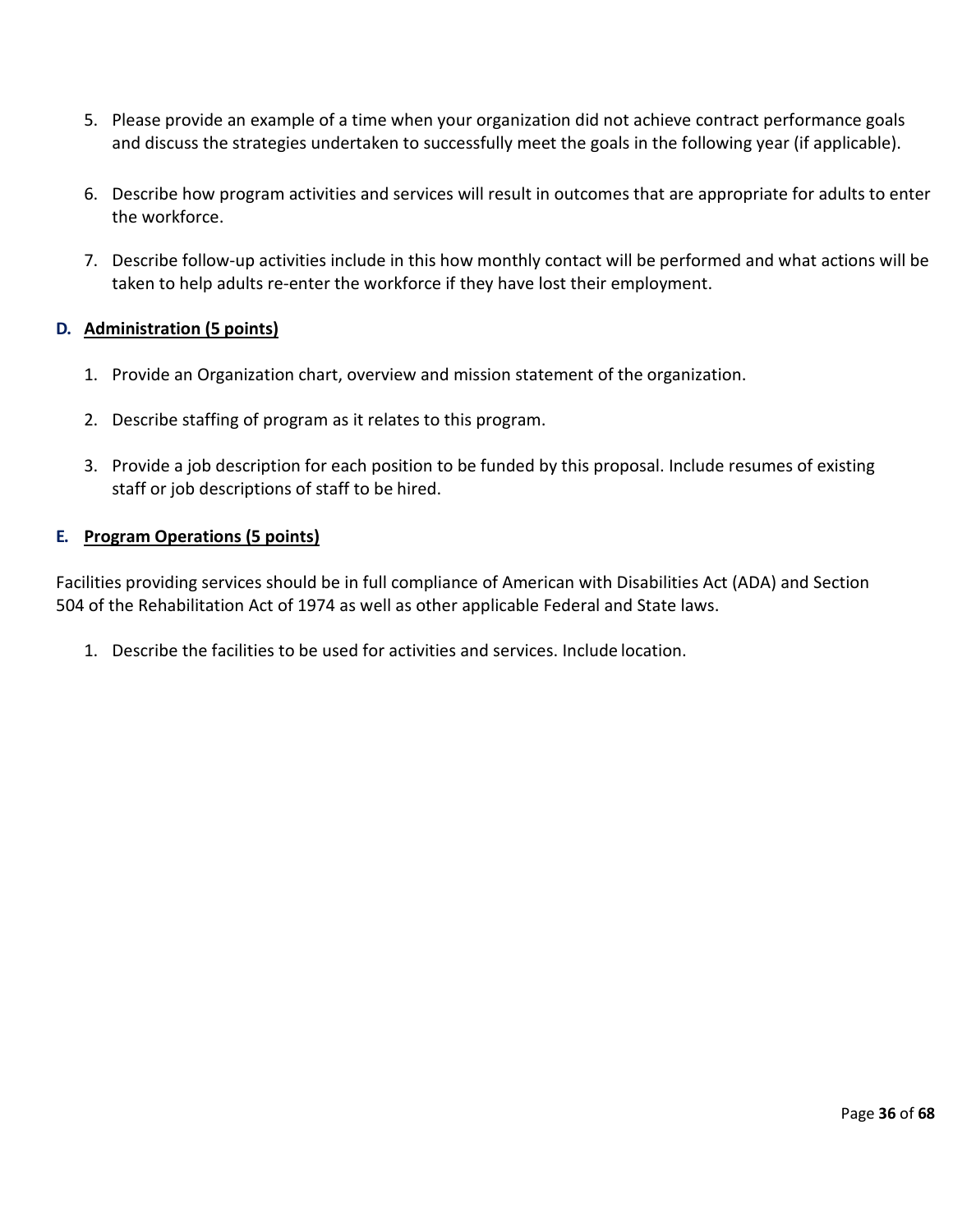5. Please provide an example of a time when your organization did not achieve contract performance goals and discuss the strategies undertaken to successfully meet the goals in the following year (if applicable).

6. Describe how program activities and services will result in outcomes that are appropriate for adults to enter the workforce.

7. Describe follow-up activities include in this how monthly contact will be performed and what actions will be taken to help adults re-enter the workforce if they have lost their employment.

### D. <u>Administration (5 points)</u>

1. Provide an Organization chart, overview and mission statement of the organization.

2. Describe staffing of program as it relates to this program.

3. Provide a job description for each position to be funded by this proposal. Include resumes of existing staff or job descriptions of staff to be hired.

### E. <u>Program Operations (5 points)</u>

Facilities providing services should be in full compliance of American with Disabilities Act (ADA) and Section 504 of the Rehabilitation Act of 1974 as well as other applicable Federal and State laws.

1. Describe the facilities to be used for activities and services. Include location.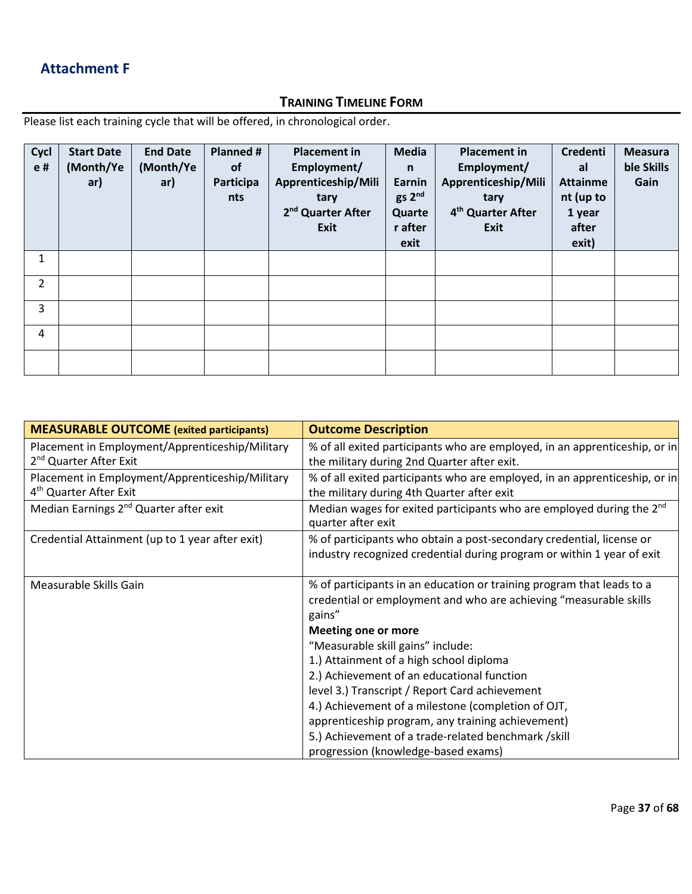## Attachment F

### TRAINING TIMELINE FORM

Please list each training cycle that will be offered, in chronological order.

| Cycle # | Start Date (Month/Year) | End Date (Month/Year) | Planned # of Participants | Placement in Employment/ Apprenticeship/Military 2nd Quarter After Exit | Median Earnings 2nd Quarter after exit | Placement in Employment/ Apprenticeship/Military 4th Quarter After Exit | Credential Attainment (up to 1 year after exit) | Measurable Skills Gain |
|---|---|---|---|---|---|---|---|---|
| 1 | | | | | | | | |
| 2 | | | | | | | | |
| 3 | | | | | | | | |
| 4 | | | | | | | | |
| | | | | | | | | |

| **MEASURABLE OUTCOME** (exited participants) | **Outcome Description** |
|---|---|
| Placement in Employment/Apprenticeship/Military 2nd Quarter After Exit | % of all exited participants who are employed, in an apprenticeship, or in the military during 2nd Quarter after exit. |
| Placement in Employment/Apprenticeship/Military 4th Quarter After Exit | % of all exited participants who are employed, in an apprenticeship, or in the military during 4th Quarter after exit |
| Median Earnings 2nd Quarter after exit | Median wages for exited participants who are employed during the 2nd quarter after exit |
| Credential Attainment (up to 1 year after exit) | % of participants who obtain a post-secondary credential, license or industry recognized credential during program or within 1 year of exit |
| Measurable Skills Gain | % of participants in an education or training program that leads to a credential or employment and who are achieving "measurable skills gains"<br>**Meeting one or more**<br>"Measurable skill gains" include:<br>1.) Attainment of a high school diploma<br>2.) Achievement of an educational function level 3.) Transcript / Report Card achievement<br>4.) Achievement of a milestone (completion of OJT, apprenticeship program, any training achievement)<br>5.) Achievement of a trade-related benchmark /skill progression (knowledge-based exams) |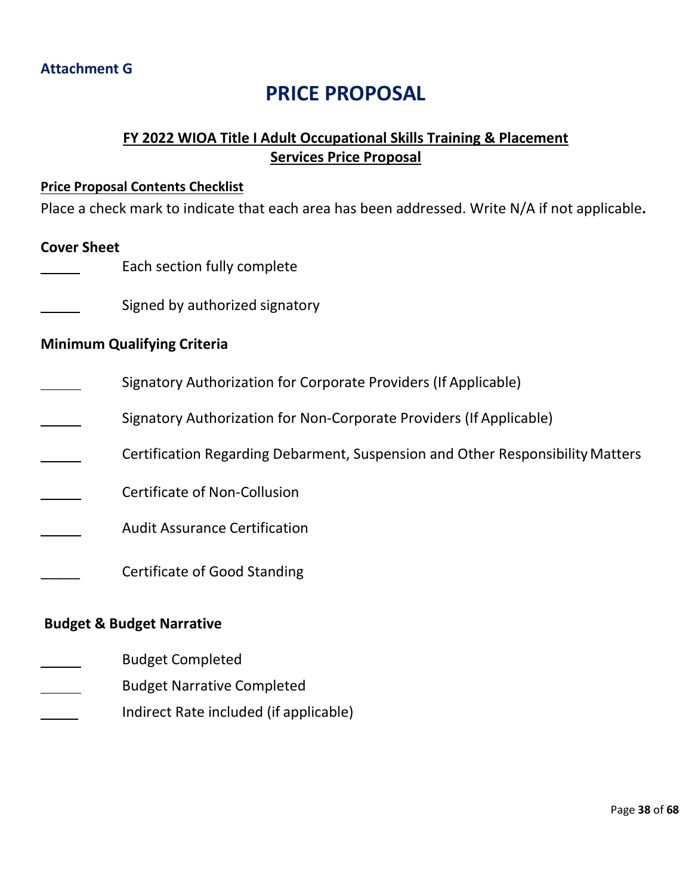**Attachment G**

# PRICE PROPOSAL

## FY 2022 WIOA Title I Adult Occupational Skills Training & Placement Services Price Proposal

**Price Proposal Contents Checklist**

Place a check mark to indicate that each area has been addressed. Write N/A if not applicable**.**

**Cover Sheet**

_____ Each section fully complete

_____ Signed by authorized signatory

**Minimum Qualifying Criteria**

_____ Signatory Authorization for Corporate Providers (If Applicable)

_____ Signatory Authorization for Non-Corporate Providers (If Applicable)

_____ Certification Regarding Debarment, Suspension and Other Responsibility Matters

_____ Certificate of Non-Collusion

_____ Audit Assurance Certification

_____ Certificate of Good Standing

**Budget & Budget Narrative**

_____ Budget Completed

_____ Budget Narrative Completed

_____ Indirect Rate included (if applicable)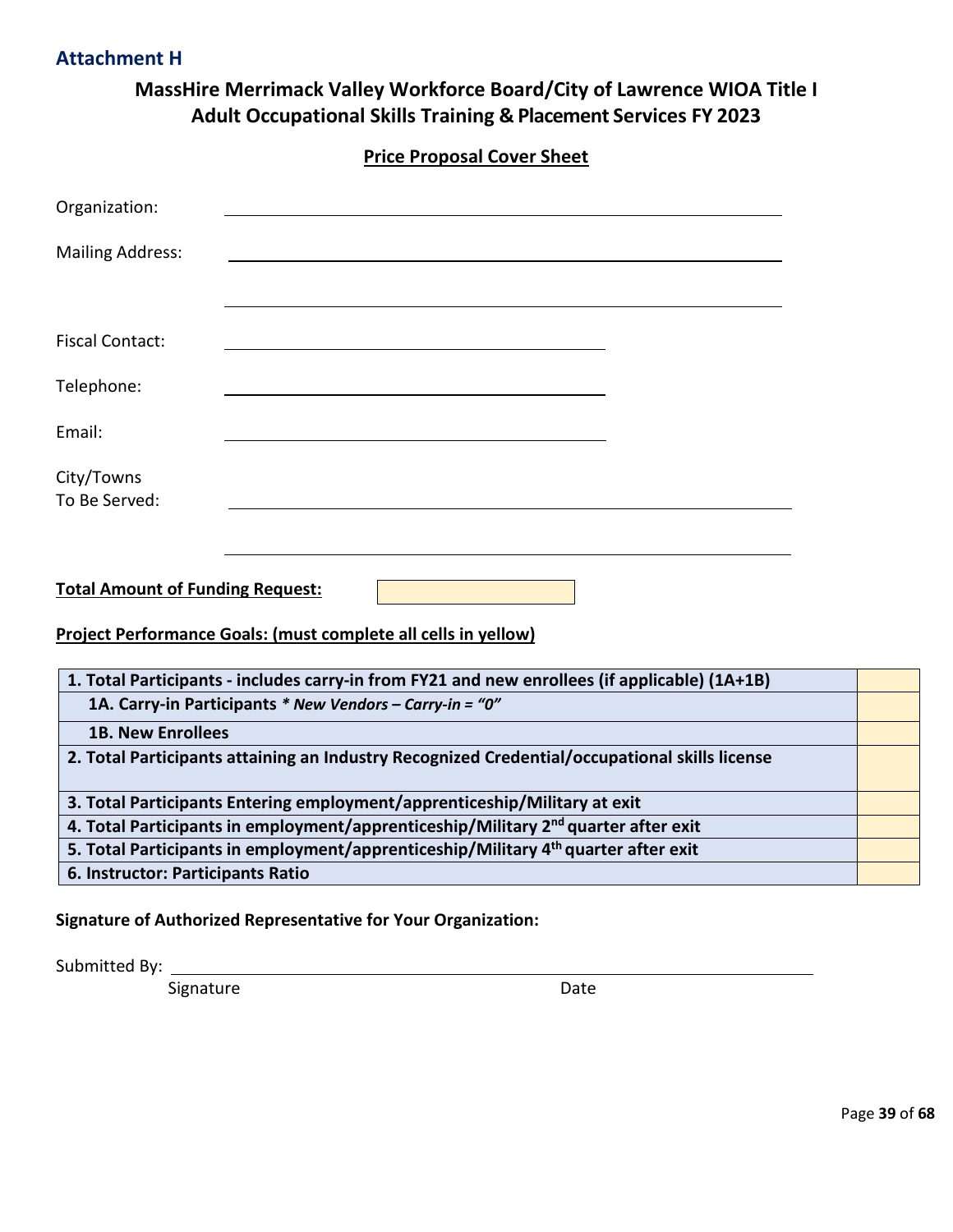## Attachment H

# MassHire Merrimack Valley Workforce Board/City of Lawrence WIOA Title I Adult Occupational Skills Training & Placement Services FY 2023

**Price Proposal Cover Sheet**

Organization: \_\_\_\_\_\_\_\_\_\_\_\_\_\_\_\_\_\_\_\_\_\_\_\_\_\_\_\_\_\_\_\_\_\_\_\_\_\_\_\_

Mailing Address: \_\_\_\_\_\_\_\_\_\_\_\_\_\_\_\_\_\_\_\_\_\_\_\_\_\_\_\_\_\_\_\_\_\_\_\_\_\_\_\_

\_\_\_\_\_\_\_\_\_\_\_\_\_\_\_\_\_\_\_\_\_\_\_\_\_\_\_\_\_\_\_\_\_\_\_\_\_\_\_\_

Fiscal Contact: \_\_\_\_\_\_\_\_\_\_\_\_\_\_\_\_\_\_\_\_\_\_\_\_\_\_\_\_

Telephone: \_\_\_\_\_\_\_\_\_\_\_\_\_\_\_\_\_\_\_\_\_\_\_\_\_\_\_\_

Email: \_\_\_\_\_\_\_\_\_\_\_\_\_\_\_\_\_\_\_\_\_\_\_\_\_\_\_\_

City/Towns To Be Served: \_\_\_\_\_\_\_\_\_\_\_\_\_\_\_\_\_\_\_\_\_\_\_\_\_\_\_\_\_\_\_\_\_\_\_\_\_\_\_\_

\_\_\_\_\_\_\_\_\_\_\_\_\_\_\_\_\_\_\_\_\_\_\_\_\_\_\_\_\_\_\_\_\_\_\_\_\_\_\_\_

**Total Amount of Funding Request:** \_\_\_\_\_\_\_\_\_\_\_\_\_\_\_\_

**Project Performance Goals: (must complete all cells in yellow)**

| Goal | |
|---|---|
| **1. Total Participants - includes carry-in from FY21 and new enrollees (if applicable) (1A+1B)** | |
| **1A. Carry-in Participants** ***\* New Vendors – Carry-in = "0"*** | |
| **1B. New Enrollees** | |
| **2. Total Participants attaining an Industry Recognized Credential/occupational skills license** | |
| **3. Total Participants Entering employment/apprenticeship/Military at exit** | |
| **4. Total Participants in employment/apprenticeship/Military 2nd quarter after exit** | |
| **5. Total Participants in employment/apprenticeship/Military 4th quarter after exit** | |
| **6. Instructor: Participants Ratio** | |

**Signature of Authorized Representative for Your Organization:**

Submitted By: \_\_\_\_\_\_\_\_\_\_\_\_\_\_\_\_\_\_\_\_\_\_\_\_\_\_\_\_\_\_\_\_\_\_\_\_\_\_\_\_

Signature Date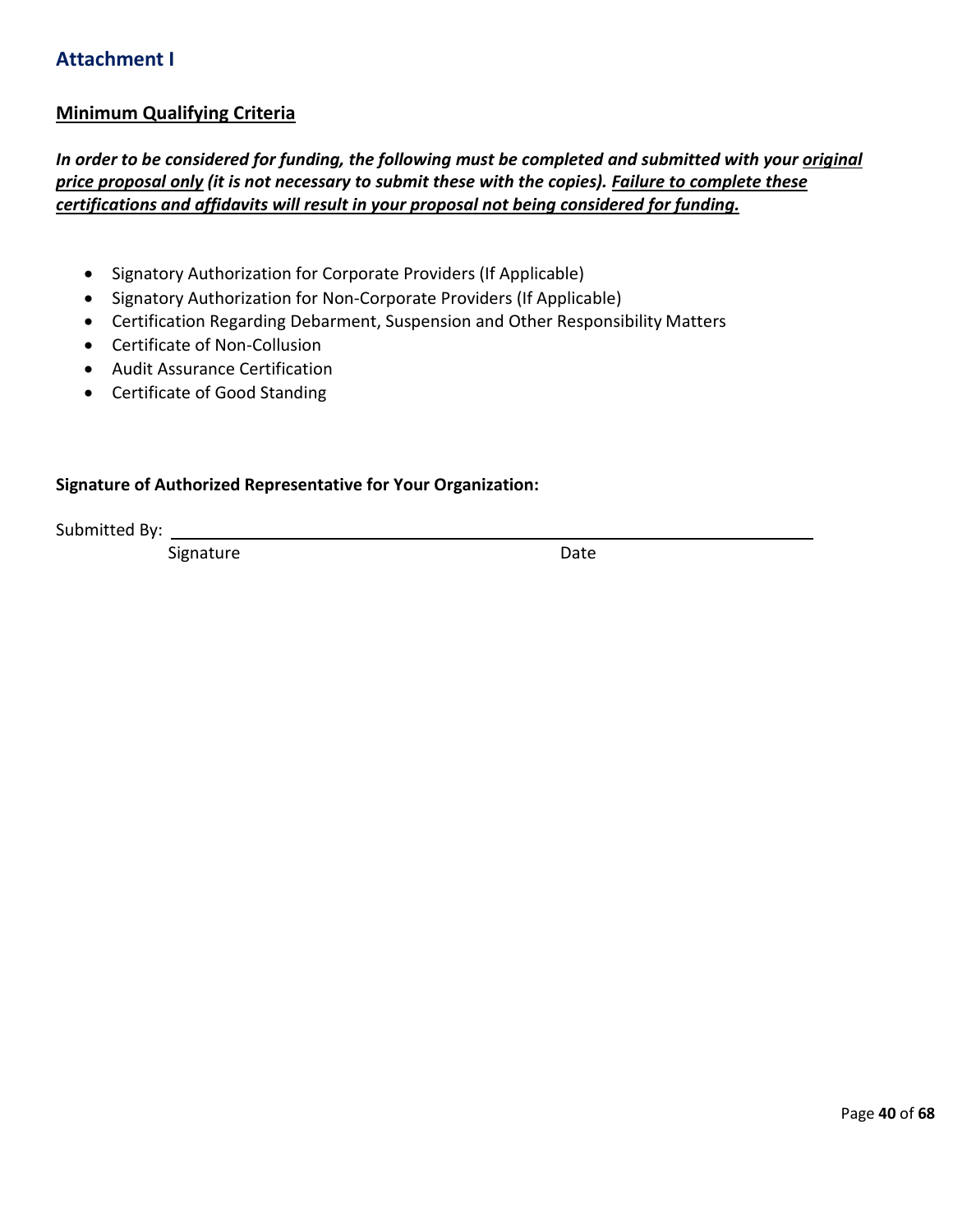## Attachment I

**Minimum Qualifying Criteria**

***In order to be considered for funding, the following must be completed and submitted with your original price proposal only (it is not necessary to submit these with the copies). Failure to complete these certifications and affidavits will result in your proposal not being considered for funding.***

- Signatory Authorization for Corporate Providers (If Applicable)
- Signatory Authorization for Non-Corporate Providers (If Applicable)
- Certification Regarding Debarment, Suspension and Other Responsibility Matters
- Certificate of Non-Collusion
- Audit Assurance Certification
- Certificate of Good Standing

**Signature of Authorized Representative for Your Organization:**

Submitted By: ______________________________________________________________

Signature                                                                                    Date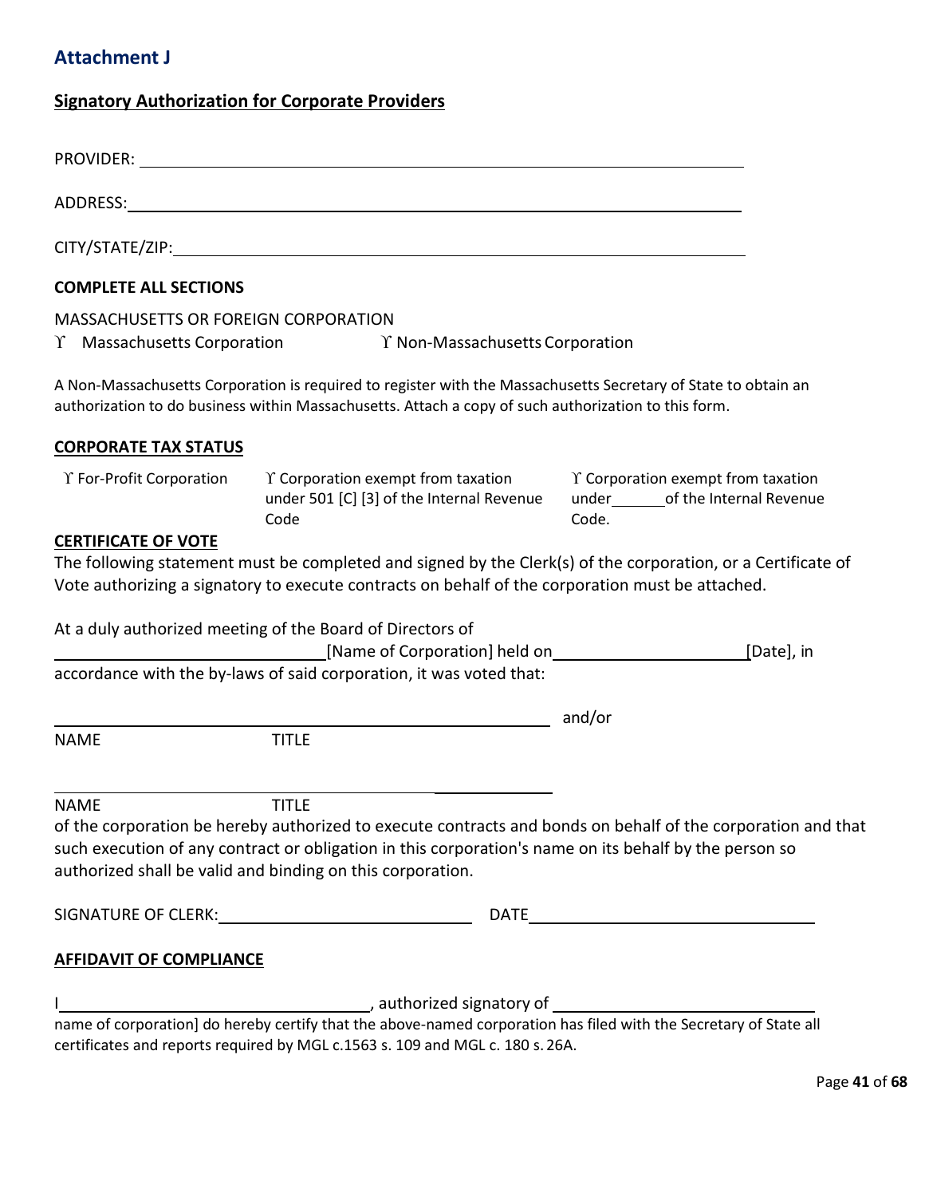## Attachment J

**Signatory Authorization for Corporate Providers**

PROVIDER: ______________________________________________

ADDRESS: ______________________________________________

CITY/STATE/ZIP: ______________________________________________

**COMPLETE ALL SECTIONS**

MASSACHUSETTS OR FOREIGN CORPORATION

ϒ Massachusetts Corporation ϒ Non-Massachusetts Corporation

A Non-Massachusetts Corporation is required to register with the Massachusetts Secretary of State to obtain an authorization to do business within Massachusetts. Attach a copy of such authorization to this form.

**CORPORATE TAX STATUS**

ϒ For-Profit Corporation ϒ Corporation exempt from taxation under 501 [C] [3] of the Internal Revenue Code ϒ Corporation exempt from taxation under ______ of the Internal Revenue Code.

**CERTIFICATE OF VOTE**

The following statement must be completed and signed by the Clerk(s) of the corporation, or a Certificate of Vote authorizing a signatory to execute contracts on behalf of the corporation must be attached.

At a duly authorized meeting of the Board of Directors of ______________________ [Name of Corporation] held on ______________________ [Date], in accordance with the by-laws of said corporation, it was voted that:

______________________________________________ and/or

NAME TITLE

______________________________________________

NAME TITLE

of the corporation be hereby authorized to execute contracts and bonds on behalf of the corporation and that such execution of any contract or obligation in this corporation's name on its behalf by the person so authorized shall be valid and binding on this corporation.

SIGNATURE OF CLERK: ______________________ DATE ______________________

**AFFIDAVIT OF COMPLIANCE**

I ______________________, authorized signatory of ______________________ name of corporation] do hereby certify that the above-named corporation has filed with the Secretary of State all certificates and reports required by MGL c.1563 s. 109 and MGL c. 180 s. 26A.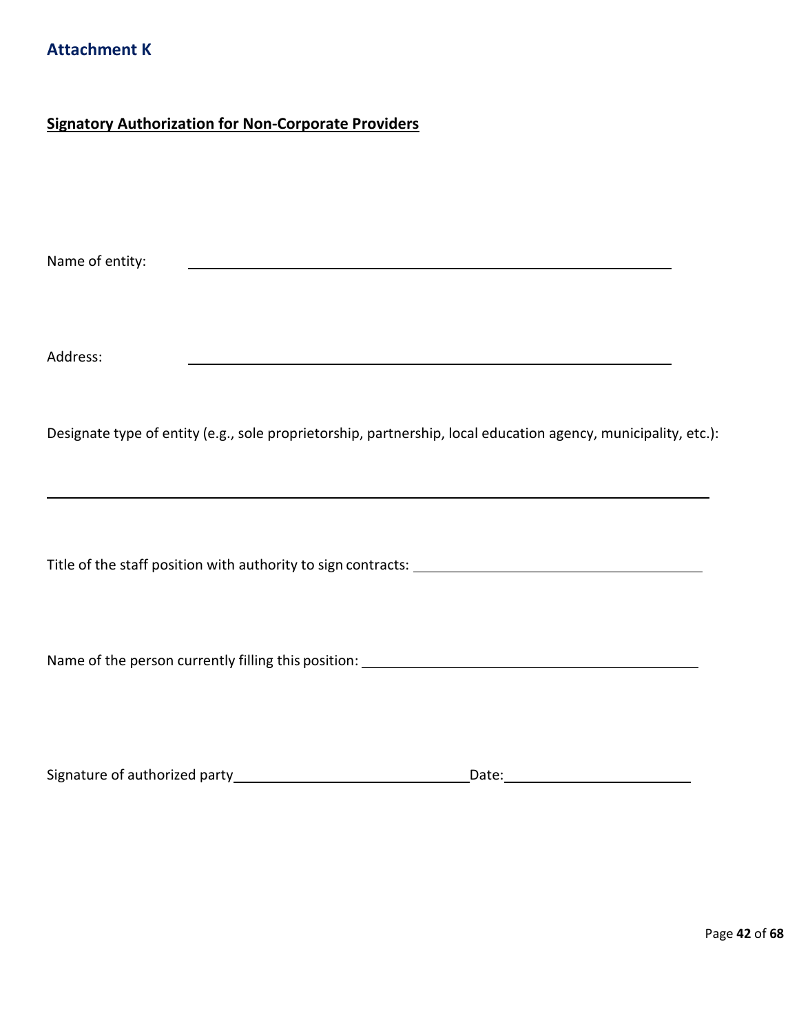## Attachment K

**Signatory Authorization for Non-Corporate Providers**

Name of entity: \_\_\_\_\_\_\_\_\_\_\_\_\_\_\_\_\_\_\_\_\_\_\_\_\_\_\_\_\_\_\_\_\_\_\_\_\_\_\_\_\_\_\_\_\_\_\_\_

Address: \_\_\_\_\_\_\_\_\_\_\_\_\_\_\_\_\_\_\_\_\_\_\_\_\_\_\_\_\_\_\_\_\_\_\_\_\_\_\_\_\_\_\_\_\_\_\_\_

Designate type of entity (e.g., sole proprietorship, partnership, local education agency, municipality, etc.):

\_\_\_\_\_\_\_\_\_\_\_\_\_\_\_\_\_\_\_\_\_\_\_\_\_\_\_\_\_\_\_\_\_\_\_\_\_\_\_\_\_\_\_\_\_\_\_\_\_\_\_\_\_\_\_\_\_\_\_\_\_\_\_\_

Title of the staff position with authority to sign contracts: \_\_\_\_\_\_\_\_\_\_\_\_\_\_\_\_\_\_\_\_\_\_\_\_\_\_\_\_

Name of the person currently filling this position: \_\_\_\_\_\_\_\_\_\_\_\_\_\_\_\_\_\_\_\_\_\_\_\_\_\_\_\_\_\_\_\_

Signature of authorized party \_\_\_\_\_\_\_\_\_\_\_\_\_\_\_\_\_\_\_\_\_\_\_\_ Date: \_\_\_\_\_\_\_\_\_\_\_\_\_\_\_\_\_\_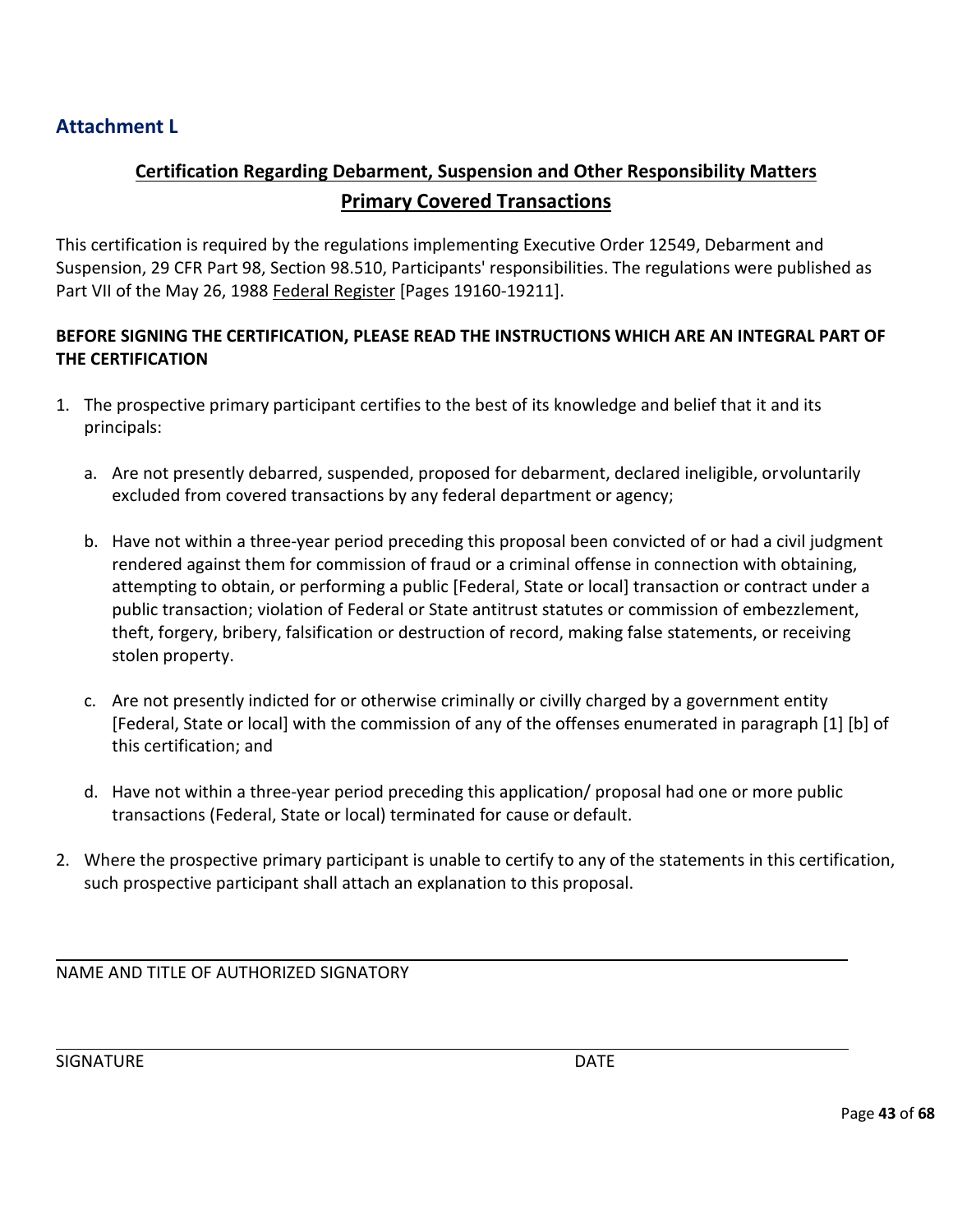## Attachment L

### Certification Regarding Debarment, Suspension and Other Responsibility Matters

### Primary Covered Transactions

This certification is required by the regulations implementing Executive Order 12549, Debarment and Suspension, 29 CFR Part 98, Section 98.510, Participants' responsibilities. The regulations were published as Part VII of the May 26, 1988 Federal Register [Pages 19160-19211].

**BEFORE SIGNING THE CERTIFICATION, PLEASE READ THE INSTRUCTIONS WHICH ARE AN INTEGRAL PART OF THE CERTIFICATION**

1. The prospective primary participant certifies to the best of its knowledge and belief that it and its principals:

   a. Are not presently debarred, suspended, proposed for debarment, declared ineligible, or voluntarily excluded from covered transactions by any federal department or agency;

   b. Have not within a three-year period preceding this proposal been convicted of or had a civil judgment rendered against them for commission of fraud or a criminal offense in connection with obtaining, attempting to obtain, or performing a public [Federal, State or local] transaction or contract under a public transaction; violation of Federal or State antitrust statutes or commission of embezzlement, theft, forgery, bribery, falsification or destruction of record, making false statements, or receiving stolen property.

   c. Are not presently indicted for or otherwise criminally or civilly charged by a government entity [Federal, State or local] with the commission of any of the offenses enumerated in paragraph [1] [b] of this certification; and

   d. Have not within a three-year period preceding this application/ proposal had one or more public transactions (Federal, State or local) terminated for cause or default.

2. Where the prospective primary participant is unable to certify to any of the statements in this certification, such prospective participant shall attach an explanation to this proposal.

NAME AND TITLE OF AUTHORIZED SIGNATORY

SIGNATURE DATE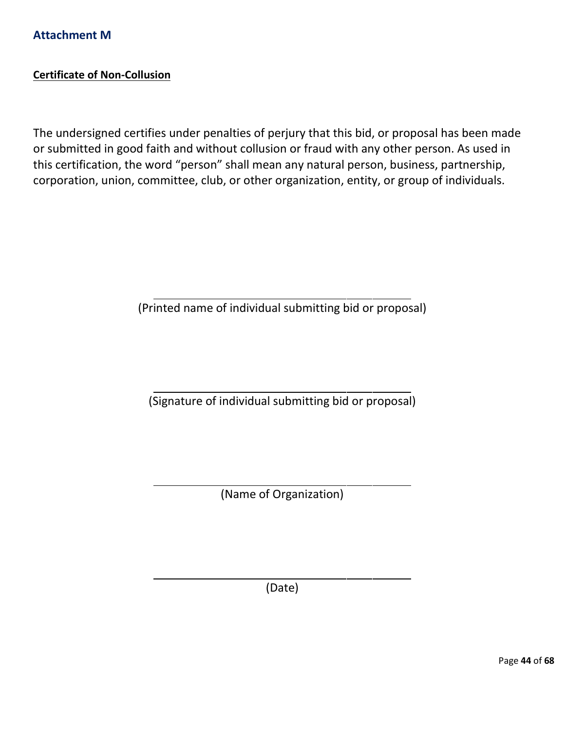## Attachment M

**Certificate of Non-Collusion**

The undersigned certifies under penalties of perjury that this bid, or proposal has been made or submitted in good faith and without collusion or fraud with any other person. As used in this certification, the word "person" shall mean any natural person, business, partnership, corporation, union, committee, club, or other organization, entity, or group of individuals.

\_\_\_\_\_\_\_\_\_\_\_\_\_\_\_\_\_\_\_\_\_\_\_\_\_\_\_\_\_\_\_\_\_\_\_\_\_\_\_\_

(Printed name of individual submitting bid or proposal)

\_\_\_\_\_\_\_\_\_\_\_\_\_\_\_\_\_\_\_\_\_\_\_\_\_\_\_\_\_\_\_\_\_\_\_\_\_\_\_\_

(Signature of individual submitting bid or proposal)

\_\_\_\_\_\_\_\_\_\_\_\_\_\_\_\_\_\_\_\_\_\_\_\_\_\_\_\_\_\_\_\_\_\_\_\_\_\_\_\_

(Name of Organization)

\_\_\_\_\_\_\_\_\_\_\_\_\_\_\_\_\_\_\_\_\_\_\_\_\_\_\_\_\_\_\_\_\_\_\_\_\_\_\_\_

(Date)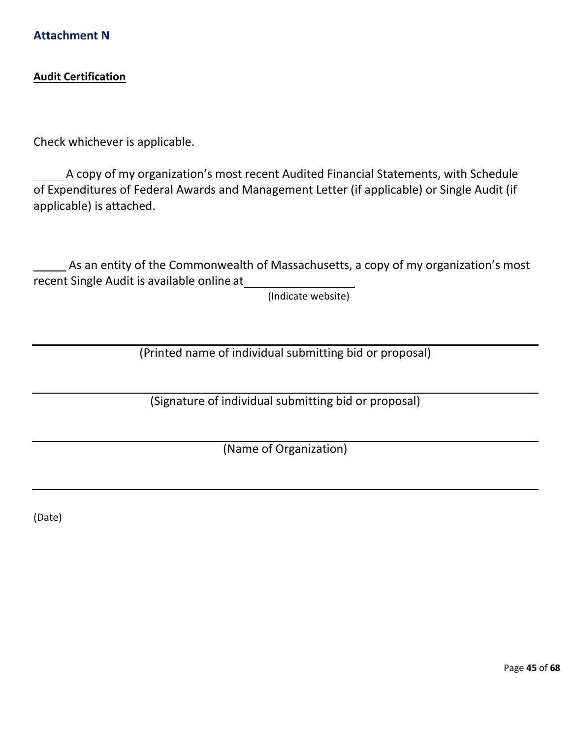## Attachment N

**Audit Certification**

Check whichever is applicable.

_____ A copy of my organization's most recent Audited Financial Statements, with Schedule of Expenditures of Federal Awards and Management Letter (if applicable) or Single Audit (if applicable) is attached.

_____ As an entity of the Commonwealth of Massachusetts, a copy of my organization's most recent Single Audit is available online at __________________
(Indicate website)

______________________________________________
(Printed name of individual submitting bid or proposal)

______________________________________________
(Signature of individual submitting bid or proposal)

______________________________________________
(Name of Organization)

______________________________________________
(Date)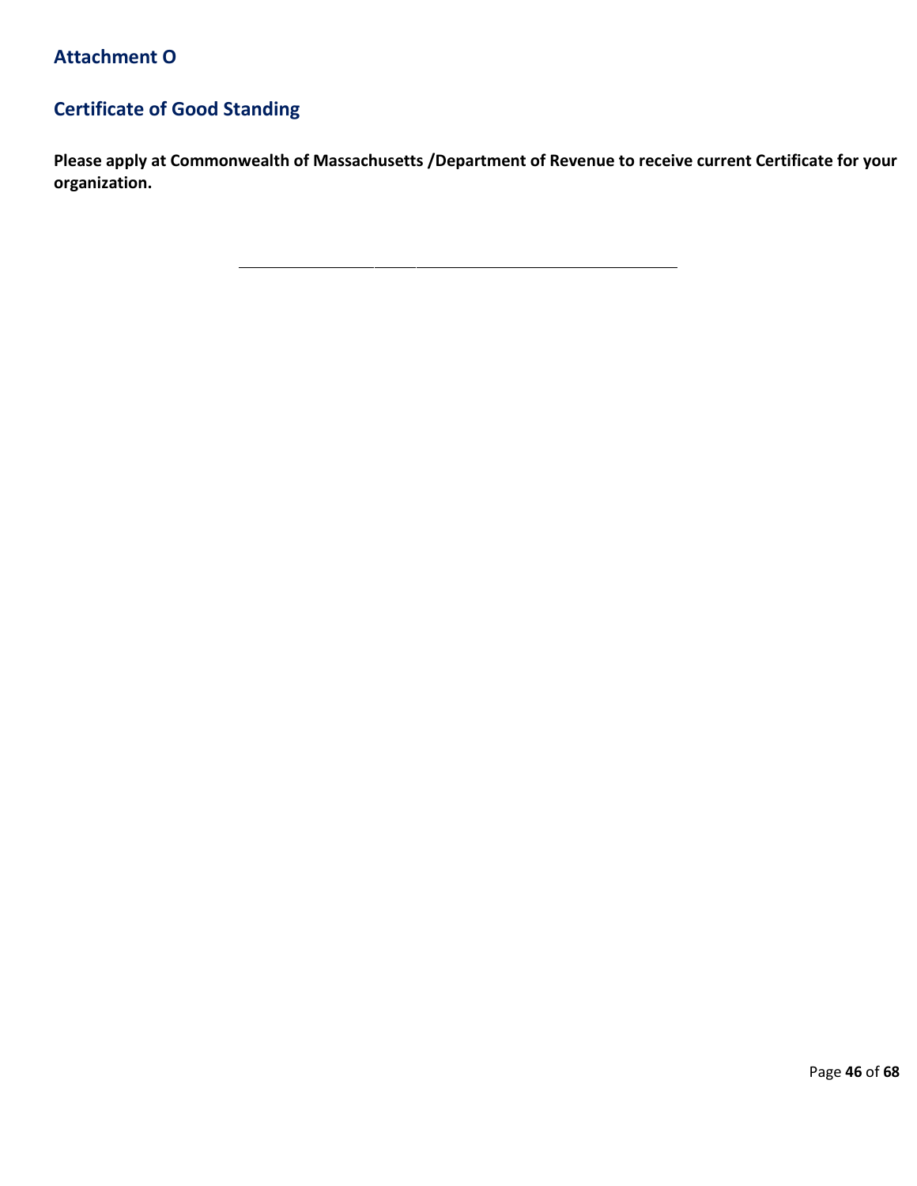## Attachment O

## Certificate of Good Standing

**Please apply at Commonwealth of Massachusetts /Department of Revenue to receive current Certificate for your organization.**

---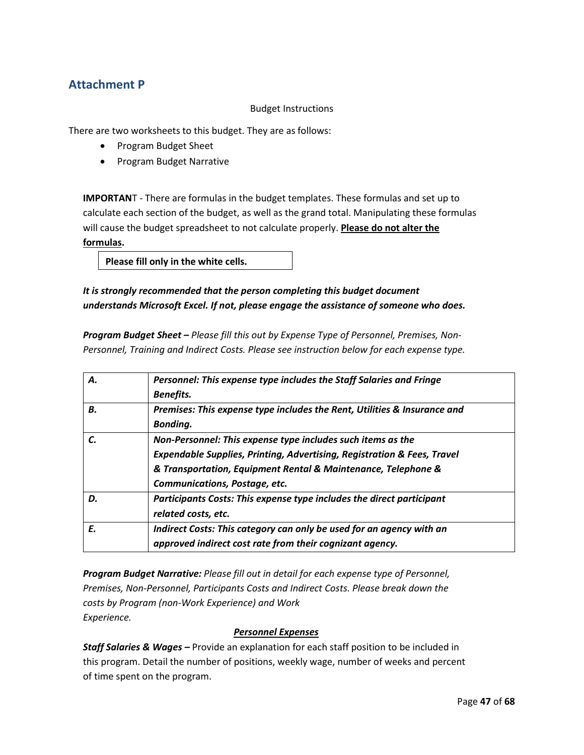## Attachment P

Budget Instructions

There are two worksheets to this budget. They are as follows:

- Program Budget Sheet
- Program Budget Narrative

**IMPORTAN**T - There are formulas in the budget templates. These formulas and set up to calculate each section of the budget, as well as the grand total. Manipulating these formulas will cause the budget spreadsheet to not calculate properly. **<u>Please do not alter the formulas</u>.**

**Please fill only in the white cells.**

***It is strongly recommended that the person completing this budget document understands Microsoft Excel. If not, please engage the assistance of someone who does.***

***Program Budget Sheet –*** *Please fill this out by Expense Type of Personnel, Premises, Non-Personnel, Training and Indirect Costs. Please see instruction below for each expense type.*

| | |
|---|---|
| ***A.*** | ***Personnel: This expense type includes the Staff Salaries and Fringe Benefits.*** |
| ***B.*** | ***Premises: This expense type includes the Rent, Utilities & Insurance and Bonding.*** |
| ***C.*** | ***Non-Personnel: This expense type includes such items as the Expendable Supplies, Printing, Advertising, Registration & Fees, Travel & Transportation, Equipment Rental & Maintenance, Telephone & Communications, Postage, etc.*** |
| ***D.*** | ***Participants Costs: This expense type includes the direct participant related costs, etc.*** |
| ***E.*** | ***Indirect Costs: This category can only be used for an agency with an approved indirect cost rate from their cognizant agency.*** |

***Program Budget Narrative:*** *Please fill out in detail for each expense type of Personnel, Premises, Non-Personnel, Participants Costs and Indirect Costs. Please break down the costs by Program (non-Work Experience) and Work Experience.*

***<u>Personnel Expenses</u>***

***Staff Salaries & Wages –*** Provide an explanation for each staff position to be included in this program. Detail the number of positions, weekly wage, number of weeks and percent of time spent on the program.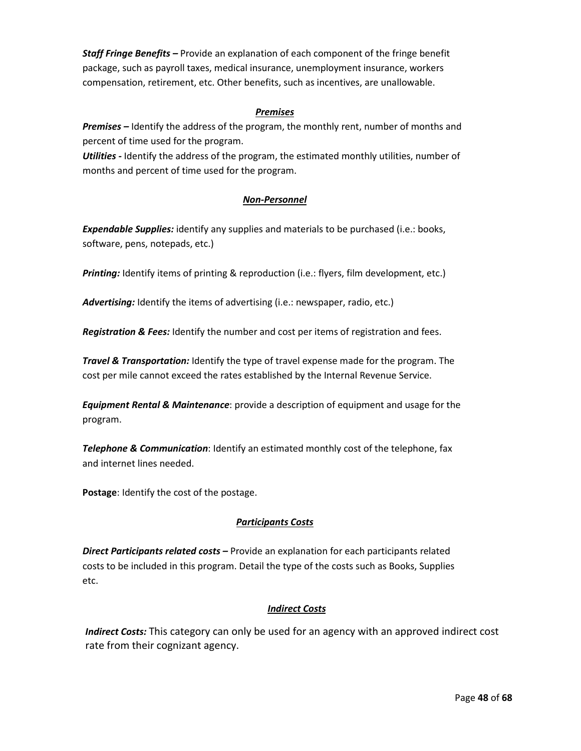***Staff Fringe Benefits –*** Provide an explanation of each component of the fringe benefit package, such as payroll taxes, medical insurance, unemployment insurance, workers compensation, retirement, etc. Other benefits, such as incentives, are unallowable.

***<u>Premises</u>***

***Premises –*** Identify the address of the program, the monthly rent, number of months and percent of time used for the program.
***Utilities -*** Identify the address of the program, the estimated monthly utilities, number of months and percent of time used for the program.

***<u>Non-Personnel</u>***

***Expendable Supplies:*** identify any supplies and materials to be purchased (i.e.: books, software, pens, notepads, etc.)

***Printing:*** Identify items of printing & reproduction (i.e.: flyers, film development, etc.)

***Advertising:*** Identify the items of advertising (i.e.: newspaper, radio, etc.)

***Registration & Fees:*** Identify the number and cost per items of registration and fees.

***Travel & Transportation:*** Identify the type of travel expense made for the program. The cost per mile cannot exceed the rates established by the Internal Revenue Service.

***Equipment Rental & Maintenance***: provide a description of equipment and usage for the program.

***Telephone & Communication***: Identify an estimated monthly cost of the telephone, fax and internet lines needed.

**Postage**: Identify the cost of the postage.

***<u>Participants Costs</u>***

***Direct Participants related costs –*** Provide an explanation for each participants related costs to be included in this program. Detail the type of the costs such as Books, Supplies etc.

***<u>Indirect Costs</u>***

***Indirect Costs:*** This category can only be used for an agency with an approved indirect cost rate from their cognizant agency.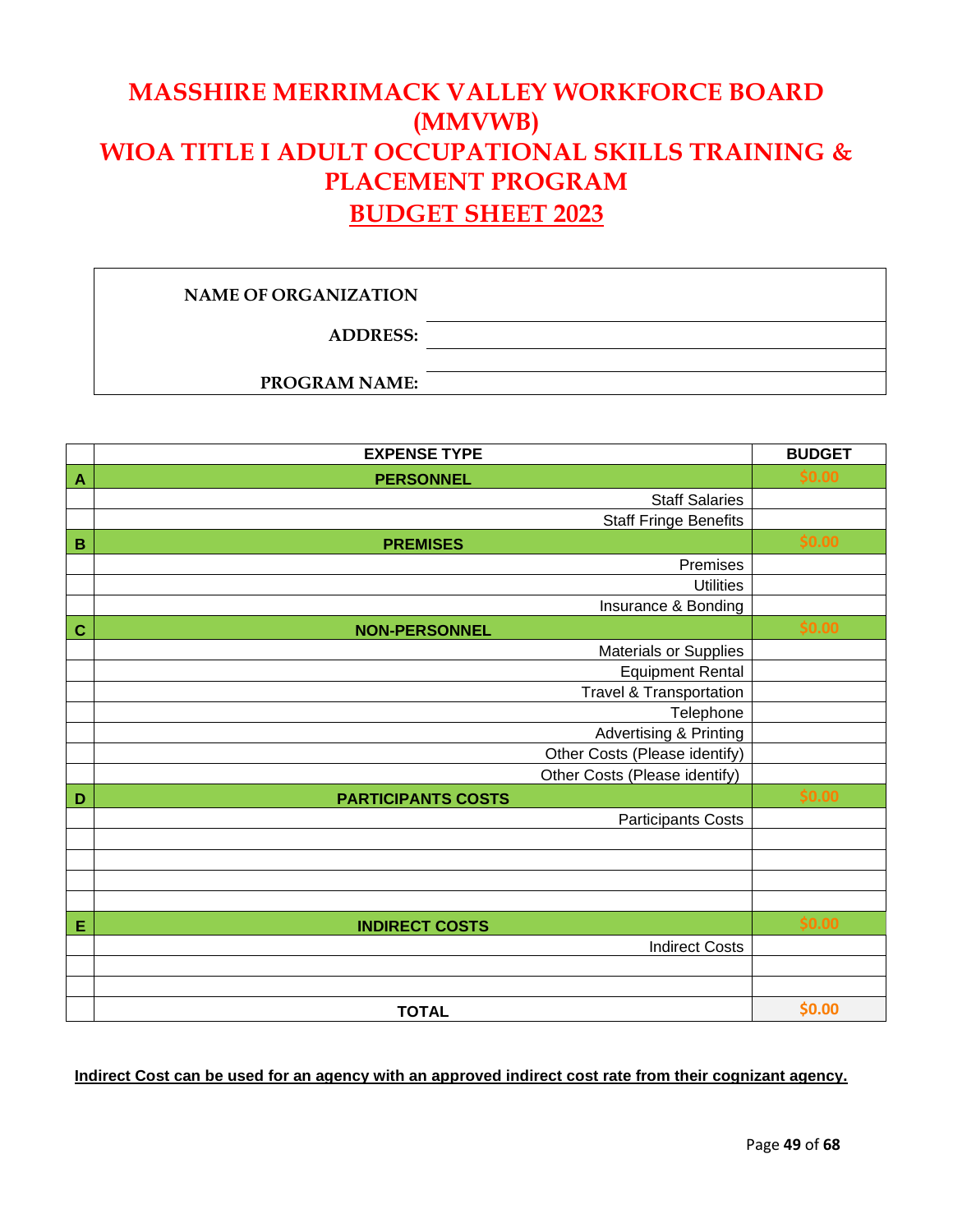# MASSHIRE MERRIMACK VALLEY WORKFORCE BOARD (MMVWB)
# WIOA TITLE I ADULT OCCUPATIONAL SKILLS TRAINING & PLACEMENT PROGRAM
# BUDGET SHEET 2023

| | |
|---|---|
| **NAME OF ORGANIZATION** | |
| **ADDRESS:** | |
| | |
| **PROGRAM NAME:** | |

| | EXPENSE TYPE | BUDGET |
|---|---|---|
| **A** | **PERSONNEL** | $0.00 |
| | Staff Salaries | |
| | Staff Fringe Benefits | |
| **B** | **PREMISES** | $0.00 |
| | Premises | |
| | Utilities | |
| | Insurance & Bonding | |
| **C** | **NON-PERSONNEL** | $0.00 |
| | Materials or Supplies | |
| | Equipment Rental | |
| | Travel & Transportation | |
| | Telephone | |
| | Advertising & Printing | |
| | Other Costs (Please identify) | |
| | Other Costs (Please identify) | |
| **D** | **PARTICIPANTS COSTS** | $0.00 |
| | Participants Costs | |
| | | |
| | | |
| | | |
| | | |
| **E** | **INDIRECT COSTS** | $0.00 |
| | Indirect Costs | |
| | | |
| | | |
| | **TOTAL** | $0.00 |

**Indirect Cost can be used for an agency with an approved indirect cost rate from their cognizant agency.**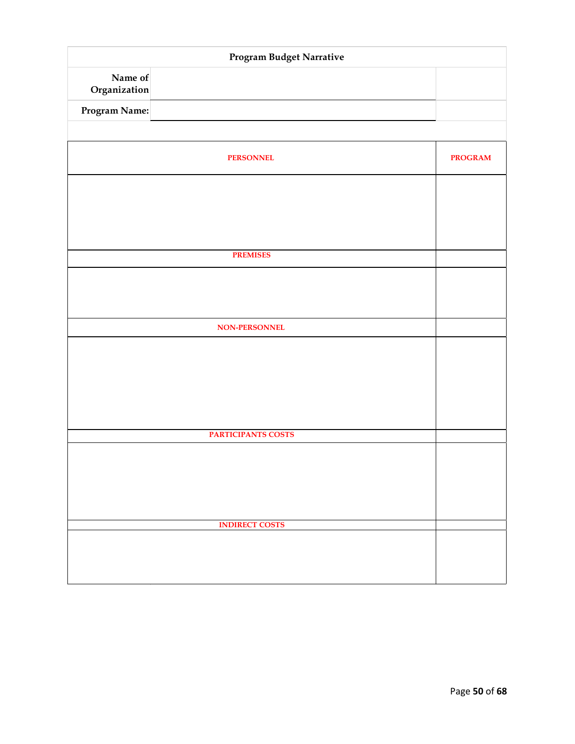## Program Budget Narrative

| | |
|---|---|
| **Name of Organization** | |
| **Program Name:** | |

| PERSONNEL | PROGRAM |
|---|---|
| | |
| **PREMISES** | |
| | |
| **NON-PERSONNEL** | |
| | |
| **PARTICIPANTS COSTS** | |
| | |
| **INDIRECT COSTS** | |
| | |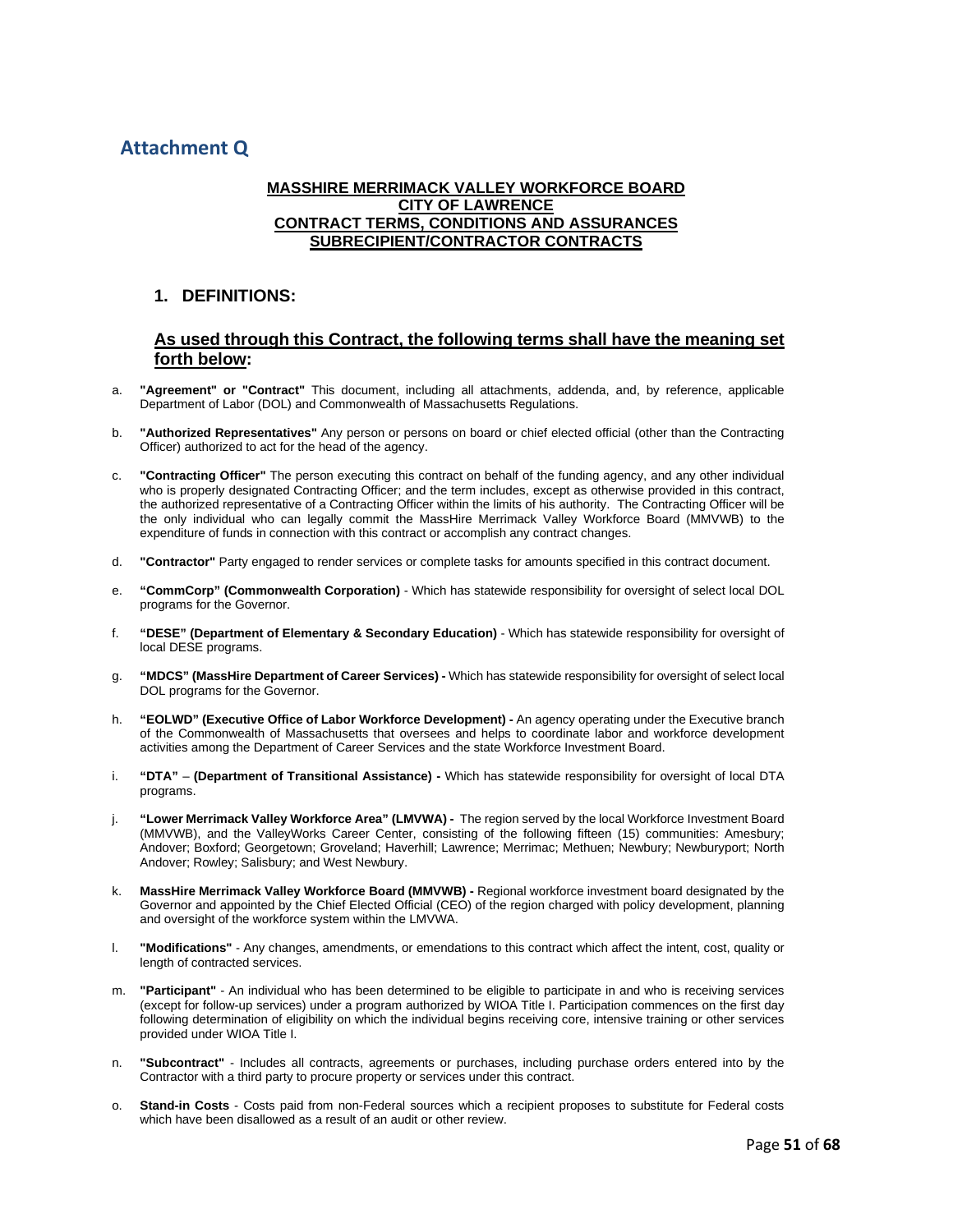# Attachment Q

**MASSHIRE MERRIMACK VALLEY WORKFORCE BOARD**
**CITY OF LAWRENCE**
**CONTRACT TERMS, CONDITIONS AND ASSURANCES**
**SUBRECIPIENT/CONTRACTOR CONTRACTS**

## 1. DEFINITIONS:

### As used through this Contract, the following terms shall have the meaning set forth below:

a. **"Agreement" or "Contract"** This document, including all attachments, addenda, and, by reference, applicable Department of Labor (DOL) and Commonwealth of Massachusetts Regulations.

b. **"Authorized Representatives"** Any person or persons on board or chief elected official (other than the Contracting Officer) authorized to act for the head of the agency.

c. **"Contracting Officer"** The person executing this contract on behalf of the funding agency, and any other individual who is properly designated Contracting Officer; and the term includes, except as otherwise provided in this contract, the authorized representative of a Contracting Officer within the limits of his authority. The Contracting Officer will be the only individual who can legally commit the MassHire Merrimack Valley Workforce Board (MMVWB) to the expenditure of funds in connection with this contract or accomplish any contract changes.

d. **"Contractor"** Party engaged to render services or complete tasks for amounts specified in this contract document.

e. **"CommCorp" (Commonwealth Corporation)** - Which has statewide responsibility for oversight of select local DOL programs for the Governor.

f. **"DESE" (Department of Elementary & Secondary Education)** - Which has statewide responsibility for oversight of local DESE programs.

g. **"MDCS" (MassHire Department of Career Services) -** Which has statewide responsibility for oversight of select local DOL programs for the Governor.

h. **"EOLWD" (Executive Office of Labor Workforce Development) -** An agency operating under the Executive branch of the Commonwealth of Massachusetts that oversees and helps to coordinate labor and workforce development activities among the Department of Career Services and the state Workforce Investment Board.

i. **"DTA"** – **(Department of Transitional Assistance) -** Which has statewide responsibility for oversight of local DTA programs.

j. **"Lower Merrimack Valley Workforce Area" (LMVWA) -** The region served by the local Workforce Investment Board (MMVWB), and the ValleyWorks Career Center, consisting of the following fifteen (15) communities: Amesbury; Andover; Boxford; Georgetown; Groveland; Haverhill; Lawrence; Merrimac; Methuen; Newbury; Newburyport; North Andover; Rowley; Salisbury; and West Newbury.

k. **MassHire Merrimack Valley Workforce Board (MMVWB) -** Regional workforce investment board designated by the Governor and appointed by the Chief Elected Official (CEO) of the region charged with policy development, planning and oversight of the workforce system within the LMVWA.

l. **"Modifications"** - Any changes, amendments, or emendations to this contract which affect the intent, cost, quality or length of contracted services.

m. **"Participant"** - An individual who has been determined to be eligible to participate in and who is receiving services (except for follow-up services) under a program authorized by WIOA Title I. Participation commences on the first day following determination of eligibility on which the individual begins receiving core, intensive training or other services provided under WIOA Title I.

n. **"Subcontract"** - Includes all contracts, agreements or purchases, including purchase orders entered into by the Contractor with a third party to procure property or services under this contract.

o. **Stand-in Costs** - Costs paid from non-Federal sources which a recipient proposes to substitute for Federal costs which have been disallowed as a result of an audit or other review.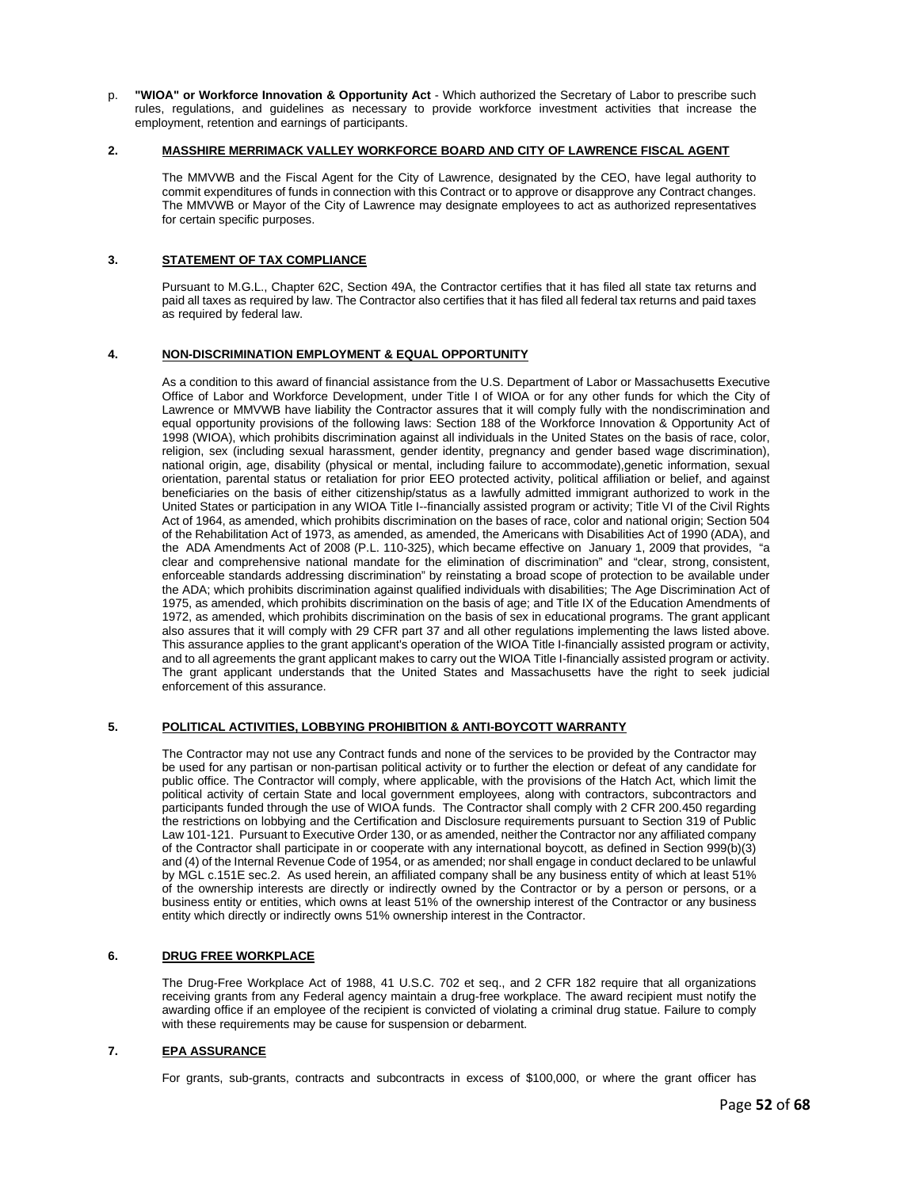p. **"WIOA" or Workforce Innovation & Opportunity Act** - Which authorized the Secretary of Labor to prescribe such rules, regulations, and guidelines as necessary to provide workforce investment activities that increase the employment, retention and earnings of participants.

## 2. MASSHIRE MERRIMACK VALLEY WORKFORCE BOARD AND CITY OF LAWRENCE FISCAL AGENT

The MMVWB and the Fiscal Agent for the City of Lawrence, designated by the CEO, have legal authority to commit expenditures of funds in connection with this Contract or to approve or disapprove any Contract changes. The MMVWB or Mayor of the City of Lawrence may designate employees to act as authorized representatives for certain specific purposes.

## 3. STATEMENT OF TAX COMPLIANCE

Pursuant to M.G.L., Chapter 62C, Section 49A, the Contractor certifies that it has filed all state tax returns and paid all taxes as required by law. The Contractor also certifies that it has filed all federal tax returns and paid taxes as required by federal law.

## 4. NON-DISCRIMINATION EMPLOYMENT & EQUAL OPPORTUNITY

As a condition to this award of financial assistance from the U.S. Department of Labor or Massachusetts Executive Office of Labor and Workforce Development, under Title I of WIOA or for any other funds for which the City of Lawrence or MMVWB have liability the Contractor assures that it will comply fully with the nondiscrimination and equal opportunity provisions of the following laws: Section 188 of the Workforce Innovation & Opportunity Act of 1998 (WIOA), which prohibits discrimination against all individuals in the United States on the basis of race, color, religion, sex (including sexual harassment, gender identity, pregnancy and gender based wage discrimination), national origin, age, disability (physical or mental, including failure to accommodate),genetic information, sexual orientation, parental status or retaliation for prior EEO protected activity, political affiliation or belief, and against beneficiaries on the basis of either citizenship/status as a lawfully admitted immigrant authorized to work in the United States or participation in any WIOA Title I--financially assisted program or activity; Title VI of the Civil Rights Act of 1964, as amended, which prohibits discrimination on the bases of race, color and national origin; Section 504 of the Rehabilitation Act of 1973, as amended, as amended, the Americans with Disabilities Act of 1990 (ADA), and the ADA Amendments Act of 2008 (P.L. 110-325), which became effective on January 1, 2009 that provides, "a clear and comprehensive national mandate for the elimination of discrimination" and "clear, strong, consistent, enforceable standards addressing discrimination" by reinstating a broad scope of protection to be available under the ADA; which prohibits discrimination against qualified individuals with disabilities; The Age Discrimination Act of 1975, as amended, which prohibits discrimination on the basis of age; and Title IX of the Education Amendments of 1972, as amended, which prohibits discrimination on the basis of sex in educational programs. The grant applicant also assures that it will comply with 29 CFR part 37 and all other regulations implementing the laws listed above. This assurance applies to the grant applicant's operation of the WIOA Title I-financially assisted program or activity, and to all agreements the grant applicant makes to carry out the WIOA Title I-financially assisted program or activity. The grant applicant understands that the United States and Massachusetts have the right to seek judicial enforcement of this assurance.

## 5. POLITICAL ACTIVITIES, LOBBYING PROHIBITION & ANTI-BOYCOTT WARRANTY

The Contractor may not use any Contract funds and none of the services to be provided by the Contractor may be used for any partisan or non-partisan political activity or to further the election or defeat of any candidate for public office. The Contractor will comply, where applicable, with the provisions of the Hatch Act, which limit the political activity of certain State and local government employees, along with contractors, subcontractors and participants funded through the use of WIOA funds. The Contractor shall comply with 2 CFR 200.450 regarding the restrictions on lobbying and the Certification and Disclosure requirements pursuant to Section 319 of Public Law 101-121. Pursuant to Executive Order 130, or as amended, neither the Contractor nor any affiliated company of the Contractor shall participate in or cooperate with any international boycott, as defined in Section 999(b)(3) and (4) of the Internal Revenue Code of 1954, or as amended; nor shall engage in conduct declared to be unlawful by MGL c.151E sec.2. As used herein, an affiliated company shall be any business entity of which at least 51% of the ownership interests are directly or indirectly owned by the Contractor or by a person or persons, or a business entity or entities, which owns at least 51% of the ownership interest of the Contractor or any business entity which directly or indirectly owns 51% ownership interest in the Contractor.

## 6. DRUG FREE WORKPLACE

The Drug-Free Workplace Act of 1988, 41 U.S.C. 702 et seq., and 2 CFR 182 require that all organizations receiving grants from any Federal agency maintain a drug-free workplace. The award recipient must notify the awarding office if an employee of the recipient is convicted of violating a criminal drug statue. Failure to comply with these requirements may be cause for suspension or debarment.

## 7. EPA ASSURANCE

For grants, sub-grants, contracts and subcontracts in excess of $100,000, or where the grant officer has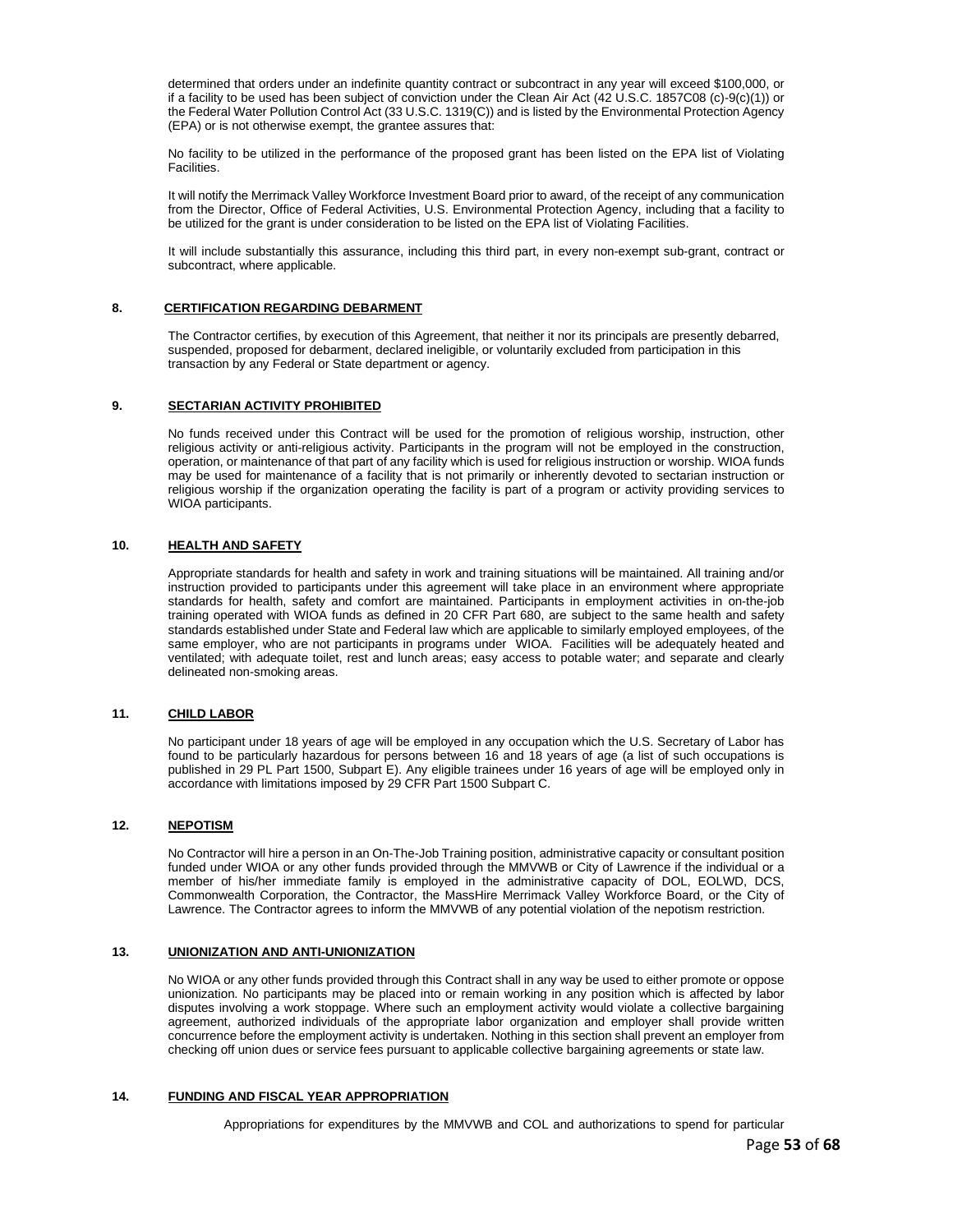determined that orders under an indefinite quantity contract or subcontract in any year will exceed $100,000, or if a facility to be used has been subject of conviction under the Clean Air Act (42 U.S.C. 1857C08 (c)-9(c)(1)) or the Federal Water Pollution Control Act (33 U.S.C. 1319(C)) and is listed by the Environmental Protection Agency (EPA) or is not otherwise exempt, the grantee assures that:

No facility to be utilized in the performance of the proposed grant has been listed on the EPA list of Violating Facilities.

It will notify the Merrimack Valley Workforce Investment Board prior to award, of the receipt of any communication from the Director, Office of Federal Activities, U.S. Environmental Protection Agency, including that a facility to be utilized for the grant is under consideration to be listed on the EPA list of Violating Facilities.

It will include substantially this assurance, including this third part, in every non-exempt sub-grant, contract or subcontract, where applicable.

**8. CERTIFICATION REGARDING DEBARMENT**

The Contractor certifies, by execution of this Agreement, that neither it nor its principals are presently debarred, suspended, proposed for debarment, declared ineligible, or voluntarily excluded from participation in this transaction by any Federal or State department or agency.

**9. SECTARIAN ACTIVITY PROHIBITED**

No funds received under this Contract will be used for the promotion of religious worship, instruction, other religious activity or anti-religious activity. Participants in the program will not be employed in the construction, operation, or maintenance of that part of any facility which is used for religious instruction or worship. WIOA funds may be used for maintenance of a facility that is not primarily or inherently devoted to sectarian instruction or religious worship if the organization operating the facility is part of a program or activity providing services to WIOA participants.

**10. HEALTH AND SAFETY**

Appropriate standards for health and safety in work and training situations will be maintained. All training and/or instruction provided to participants under this agreement will take place in an environment where appropriate standards for health, safety and comfort are maintained. Participants in employment activities in on-the-job training operated with WIOA funds as defined in 20 CFR Part 680, are subject to the same health and safety standards established under State and Federal law which are applicable to similarly employed employees, of the same employer, who are not participants in programs under WIOA. Facilities will be adequately heated and ventilated; with adequate toilet, rest and lunch areas; easy access to potable water; and separate and clearly delineated non-smoking areas.

**11. CHILD LABOR**

No participant under 18 years of age will be employed in any occupation which the U.S. Secretary of Labor has found to be particularly hazardous for persons between 16 and 18 years of age (a list of such occupations is published in 29 PL Part 1500, Subpart E). Any eligible trainees under 16 years of age will be employed only in accordance with limitations imposed by 29 CFR Part 1500 Subpart C.

**12. NEPOTISM**

No Contractor will hire a person in an On-The-Job Training position, administrative capacity or consultant position funded under WIOA or any other funds provided through the MMVWB or City of Lawrence if the individual or a member of his/her immediate family is employed in the administrative capacity of DOL, EOLWD, DCS, Commonwealth Corporation, the Contractor, the MassHire Merrimack Valley Workforce Board, or the City of Lawrence. The Contractor agrees to inform the MMVWB of any potential violation of the nepotism restriction.

**13. UNIONIZATION AND ANTI-UNIONIZATION**

No WIOA or any other funds provided through this Contract shall in any way be used to either promote or oppose unionization. No participants may be placed into or remain working in any position which is affected by labor disputes involving a work stoppage. Where such an employment activity would violate a collective bargaining agreement, authorized individuals of the appropriate labor organization and employer shall provide written concurrence before the employment activity is undertaken. Nothing in this section shall prevent an employer from checking off union dues or service fees pursuant to applicable collective bargaining agreements or state law.

**14. FUNDING AND FISCAL YEAR APPROPRIATION**

Appropriations for expenditures by the MMVWB and COL and authorizations to spend for particular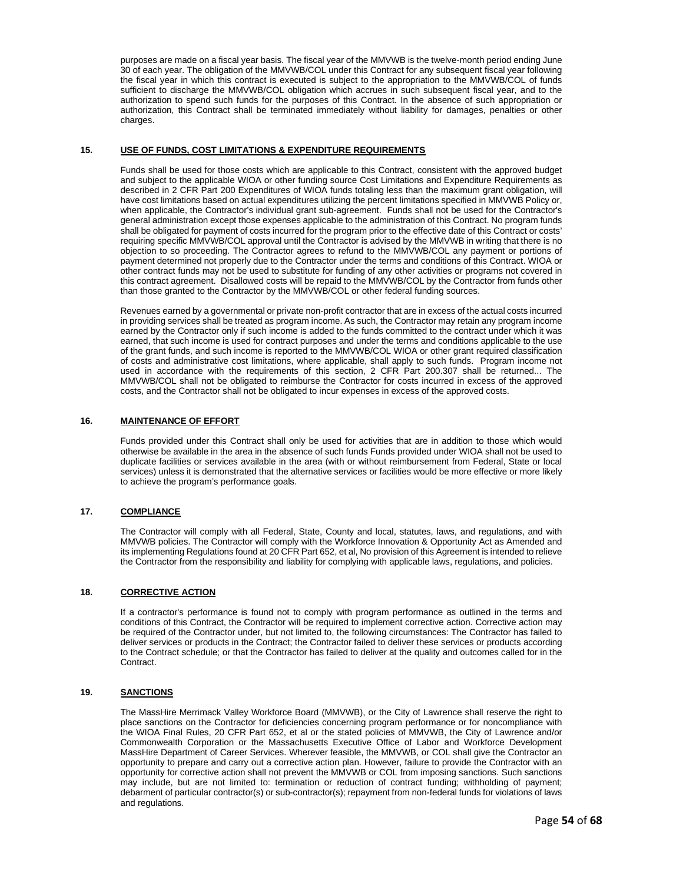purposes are made on a fiscal year basis. The fiscal year of the MMVWB is the twelve-month period ending June 30 of each year. The obligation of the MMVWB/COL under this Contract for any subsequent fiscal year following the fiscal year in which this contract is executed is subject to the appropriation to the MMVWB/COL of funds sufficient to discharge the MMVWB/COL obligation which accrues in such subsequent fiscal year, and to the authorization to spend such funds for the purposes of this Contract. In the absence of such appropriation or authorization, this Contract shall be terminated immediately without liability for damages, penalties or other charges.

## 15. USE OF FUNDS, COST LIMITATIONS & EXPENDITURE REQUIREMENTS

Funds shall be used for those costs which are applicable to this Contract, consistent with the approved budget and subject to the applicable WIOA or other funding source Cost Limitations and Expenditure Requirements as described in 2 CFR Part 200 Expenditures of WIOA funds totaling less than the maximum grant obligation, will have cost limitations based on actual expenditures utilizing the percent limitations specified in MMVWB Policy or, when applicable, the Contractor's individual grant sub-agreement. Funds shall not be used for the Contractor's general administration except those expenses applicable to the administration of this Contract. No program funds shall be obligated for payment of costs incurred for the program prior to the effective date of this Contract or costs' requiring specific MMVWB/COL approval until the Contractor is advised by the MMVWB in writing that there is no objection to so proceeding. The Contractor agrees to refund to the MMVWB/COL any payment or portions of payment determined not properly due to the Contractor under the terms and conditions of this Contract. WIOA or other contract funds may not be used to substitute for funding of any other activities or programs not covered in this contract agreement. Disallowed costs will be repaid to the MMVWB/COL by the Contractor from funds other than those granted to the Contractor by the MMVWB/COL or other federal funding sources.

Revenues earned by a governmental or private non-profit contractor that are in excess of the actual costs incurred in providing services shall be treated as program income. As such, the Contractor may retain any program income earned by the Contractor only if such income is added to the funds committed to the contract under which it was earned, that such income is used for contract purposes and under the terms and conditions applicable to the use of the grant funds, and such income is reported to the MMVWB/COL WIOA or other grant required classification of costs and administrative cost limitations, where applicable, shall apply to such funds. Program income not used in accordance with the requirements of this section, 2 CFR Part 200.307 shall be returned... The MMVWB/COL shall not be obligated to reimburse the Contractor for costs incurred in excess of the approved costs, and the Contractor shall not be obligated to incur expenses in excess of the approved costs.

## 16. MAINTENANCE OF EFFORT

Funds provided under this Contract shall only be used for activities that are in addition to those which would otherwise be available in the area in the absence of such funds Funds provided under WIOA shall not be used to duplicate facilities or services available in the area (with or without reimbursement from Federal, State or local services) unless it is demonstrated that the alternative services or facilities would be more effective or more likely to achieve the program's performance goals.

## 17. COMPLIANCE

The Contractor will comply with all Federal, State, County and local, statutes, laws, and regulations, and with MMVWB policies. The Contractor will comply with the Workforce Innovation & Opportunity Act as Amended and its implementing Regulations found at 20 CFR Part 652, et al, No provision of this Agreement is intended to relieve the Contractor from the responsibility and liability for complying with applicable laws, regulations, and policies.

## 18. CORRECTIVE ACTION

If a contractor's performance is found not to comply with program performance as outlined in the terms and conditions of this Contract, the Contractor will be required to implement corrective action. Corrective action may be required of the Contractor under, but not limited to, the following circumstances: The Contractor has failed to deliver services or products in the Contract; the Contractor failed to deliver these services or products according to the Contract schedule; or that the Contractor has failed to deliver at the quality and outcomes called for in the Contract.

## 19. SANCTIONS

The MassHire Merrimack Valley Workforce Board (MMVWB), or the City of Lawrence shall reserve the right to place sanctions on the Contractor for deficiencies concerning program performance or for noncompliance with the WIOA Final Rules, 20 CFR Part 652, et al or the stated policies of MMVWB, the City of Lawrence and/or Commonwealth Corporation or the Massachusetts Executive Office of Labor and Workforce Development MassHire Department of Career Services. Wherever feasible, the MMVWB, or COL shall give the Contractor an opportunity to prepare and carry out a corrective action plan. However, failure to provide the Contractor with an opportunity for corrective action shall not prevent the MMVWB or COL from imposing sanctions. Such sanctions may include, but are not limited to: termination or reduction of contract funding; withholding of payment; debarment of particular contractor(s) or sub-contractor(s); repayment from non-federal funds for violations of laws and regulations.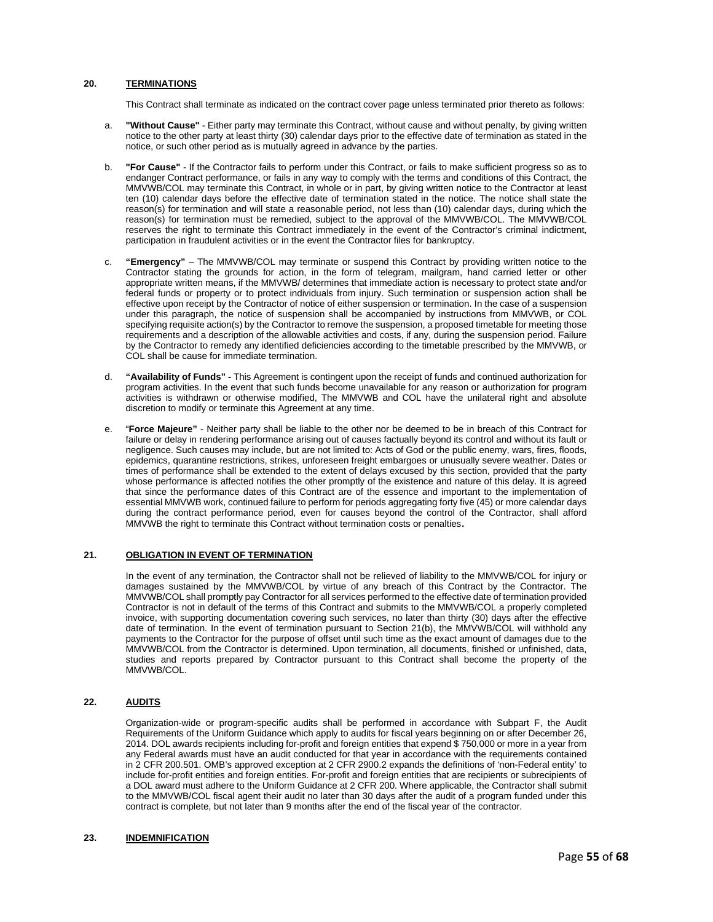## 20. TERMINATIONS

This Contract shall terminate as indicated on the contract cover page unless terminated prior thereto as follows:

a. **"Without Cause"** - Either party may terminate this Contract, without cause and without penalty, by giving written notice to the other party at least thirty (30) calendar days prior to the effective date of termination as stated in the notice, or such other period as is mutually agreed in advance by the parties.

b. **"For Cause"** - If the Contractor fails to perform under this Contract, or fails to make sufficient progress so as to endanger Contract performance, or fails in any way to comply with the terms and conditions of this Contract, the MMVWB/COL may terminate this Contract, in whole or in part, by giving written notice to the Contractor at least ten (10) calendar days before the effective date of termination stated in the notice. The notice shall state the reason(s) for termination and will state a reasonable period, not less than (10) calendar days, during which the reason(s) for termination must be remedied, subject to the approval of the MMVWB/COL. The MMVWB/COL reserves the right to terminate this Contract immediately in the event of the Contractor's criminal indictment, participation in fraudulent activities or in the event the Contractor files for bankruptcy.

c. **"Emergency"** – The MMVWB/COL may terminate or suspend this Contract by providing written notice to the Contractor stating the grounds for action, in the form of telegram, mailgram, hand carried letter or other appropriate written means, if the MMVWB/ determines that immediate action is necessary to protect state and/or federal funds or property or to protect individuals from injury. Such termination or suspension action shall be effective upon receipt by the Contractor of notice of either suspension or termination. In the case of a suspension under this paragraph, the notice of suspension shall be accompanied by instructions from MMVWB, or COL specifying requisite action(s) by the Contractor to remove the suspension, a proposed timetable for meeting those requirements and a description of the allowable activities and costs, if any, during the suspension period. Failure by the Contractor to remedy any identified deficiencies according to the timetable prescribed by the MMVWB, or COL shall be cause for immediate termination.

d. **"Availability of Funds" -** This Agreement is contingent upon the receipt of funds and continued authorization for program activities. In the event that such funds become unavailable for any reason or authorization for program activities is withdrawn or otherwise modified, The MMVWB and COL have the unilateral right and absolute discretion to modify or terminate this Agreement at any time.

e. "**Force Majeure"** - Neither party shall be liable to the other nor be deemed to be in breach of this Contract for failure or delay in rendering performance arising out of causes factually beyond its control and without its fault or negligence. Such causes may include, but are not limited to: Acts of God or the public enemy, wars, fires, floods, epidemics, quarantine restrictions, strikes, unforeseen freight embargoes or unusually severe weather. Dates or times of performance shall be extended to the extent of delays excused by this section, provided that the party whose performance is affected notifies the other promptly of the existence and nature of this delay. It is agreed that since the performance dates of this Contract are of the essence and important to the implementation of essential MMVWB work, continued failure to perform for periods aggregating forty five (45) or more calendar days during the contract performance period, even for causes beyond the control of the Contractor, shall afford MMVWB the right to terminate this Contract without termination costs or penalties.

## 21. OBLIGATION IN EVENT OF TERMINATION

In the event of any termination, the Contractor shall not be relieved of liability to the MMVWB/COL for injury or damages sustained by the MMVWB/COL by virtue of any breach of this Contract by the Contractor. The MMVWB/COL shall promptly pay Contractor for all services performed to the effective date of termination provided Contractor is not in default of the terms of this Contract and submits to the MMVWB/COL a properly completed invoice, with supporting documentation covering such services, no later than thirty (30) days after the effective date of termination. In the event of termination pursuant to Section 21(b), the MMVWB/COL will withhold any payments to the Contractor for the purpose of offset until such time as the exact amount of damages due to the MMVWB/COL from the Contractor is determined. Upon termination, all documents, finished or unfinished, data, studies and reports prepared by Contractor pursuant to this Contract shall become the property of the MMVWB/COL.

## 22. AUDITS

Organization-wide or program-specific audits shall be performed in accordance with Subpart F, the Audit Requirements of the Uniform Guidance which apply to audits for fiscal years beginning on or after December 26, 2014. DOL awards recipients including for-profit and foreign entities that expend $ 750,000 or more in a year from any Federal awards must have an audit conducted for that year in accordance with the requirements contained in 2 CFR 200.501. OMB's approved exception at 2 CFR 2900.2 expands the definitions of 'non-Federal entity' to include for-profit entities and foreign entities. For-profit and foreign entities that are recipients or subrecipients of a DOL award must adhere to the Uniform Guidance at 2 CFR 200. Where applicable, the Contractor shall submit to the MMVWB/COL fiscal agent their audit no later than 30 days after the audit of a program funded under this contract is complete, but not later than 9 months after the end of the fiscal year of the contractor.

## 23. INDEMNIFICATION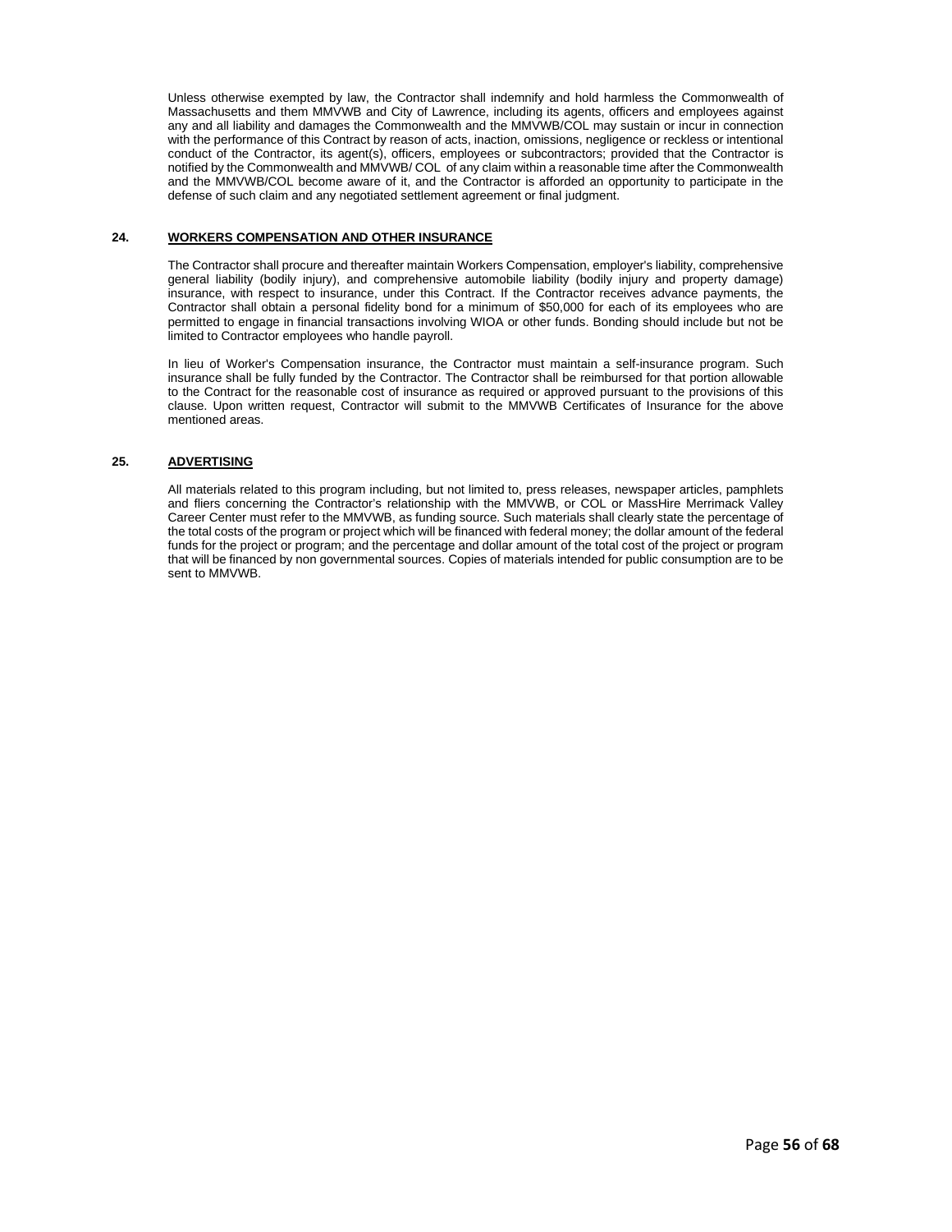Unless otherwise exempted by law, the Contractor shall indemnify and hold harmless the Commonwealth of Massachusetts and them MMVWB and City of Lawrence, including its agents, officers and employees against any and all liability and damages the Commonwealth and the MMVWB/COL may sustain or incur in connection with the performance of this Contract by reason of acts, inaction, omissions, negligence or reckless or intentional conduct of the Contractor, its agent(s), officers, employees or subcontractors; provided that the Contractor is notified by the Commonwealth and MMVWB/ COL of any claim within a reasonable time after the Commonwealth and the MMVWB/COL become aware of it, and the Contractor is afforded an opportunity to participate in the defense of such claim and any negotiated settlement agreement or final judgment.

**24. WORKERS COMPENSATION AND OTHER INSURANCE**

The Contractor shall procure and thereafter maintain Workers Compensation, employer's liability, comprehensive general liability (bodily injury), and comprehensive automobile liability (bodily injury and property damage) insurance, with respect to insurance, under this Contract. If the Contractor receives advance payments, the Contractor shall obtain a personal fidelity bond for a minimum of $50,000 for each of its employees who are permitted to engage in financial transactions involving WIOA or other funds. Bonding should include but not be limited to Contractor employees who handle payroll.

In lieu of Worker's Compensation insurance, the Contractor must maintain a self-insurance program. Such insurance shall be fully funded by the Contractor. The Contractor shall be reimbursed for that portion allowable to the Contract for the reasonable cost of insurance as required or approved pursuant to the provisions of this clause. Upon written request, Contractor will submit to the MMVWB Certificates of Insurance for the above mentioned areas.

**25. ADVERTISING**

All materials related to this program including, but not limited to, press releases, newspaper articles, pamphlets and fliers concerning the Contractor's relationship with the MMVWB, or COL or MassHire Merrimack Valley Career Center must refer to the MMVWB, as funding source. Such materials shall clearly state the percentage of the total costs of the program or project which will be financed with federal money; the dollar amount of the federal funds for the project or program; and the percentage and dollar amount of the total cost of the project or program that will be financed by non governmental sources. Copies of materials intended for public consumption are to be sent to MMVWB.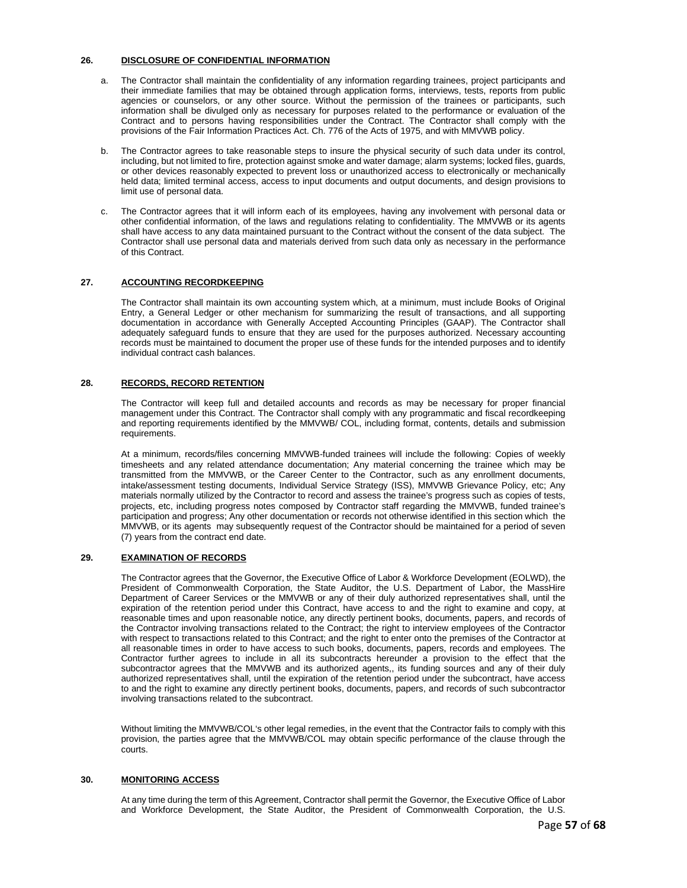## 26. DISCLOSURE OF CONFIDENTIAL INFORMATION

a. The Contractor shall maintain the confidentiality of any information regarding trainees, project participants and their immediate families that may be obtained through application forms, interviews, tests, reports from public agencies or counselors, or any other source. Without the permission of the trainees or participants, such information shall be divulged only as necessary for purposes related to the performance or evaluation of the Contract and to persons having responsibilities under the Contract. The Contractor shall comply with the provisions of the Fair Information Practices Act. Ch. 776 of the Acts of 1975, and with MMVWB policy.

b. The Contractor agrees to take reasonable steps to insure the physical security of such data under its control, including, but not limited to fire, protection against smoke and water damage; alarm systems; locked files, guards, or other devices reasonably expected to prevent loss or unauthorized access to electronically or mechanically held data; limited terminal access, access to input documents and output documents, and design provisions to limit use of personal data.

c. The Contractor agrees that it will inform each of its employees, having any involvement with personal data or other confidential information, of the laws and regulations relating to confidentiality. The MMVWB or its agents shall have access to any data maintained pursuant to the Contract without the consent of the data subject. The Contractor shall use personal data and materials derived from such data only as necessary in the performance of this Contract.

## 27. ACCOUNTING RECORDKEEPING

The Contractor shall maintain its own accounting system which, at a minimum, must include Books of Original Entry, a General Ledger or other mechanism for summarizing the result of transactions, and all supporting documentation in accordance with Generally Accepted Accounting Principles (GAAP). The Contractor shall adequately safeguard funds to ensure that they are used for the purposes authorized. Necessary accounting records must be maintained to document the proper use of these funds for the intended purposes and to identify individual contract cash balances.

## 28. RECORDS, RECORD RETENTION

The Contractor will keep full and detailed accounts and records as may be necessary for proper financial management under this Contract. The Contractor shall comply with any programmatic and fiscal recordkeeping and reporting requirements identified by the MMVWB/ COL, including format, contents, details and submission requirements.

At a minimum, records/files concerning MMVWB-funded trainees will include the following: Copies of weekly timesheets and any related attendance documentation; Any material concerning the trainee which may be transmitted from the MMVWB, or the Career Center to the Contractor, such as any enrollment documents, intake/assessment testing documents, Individual Service Strategy (ISS), MMVWB Grievance Policy, etc; Any materials normally utilized by the Contractor to record and assess the trainee's progress such as copies of tests, projects, etc, including progress notes composed by Contractor staff regarding the MMVWB, funded trainee's participation and progress; Any other documentation or records not otherwise identified in this section which the MMVWB, or its agents may subsequently request of the Contractor should be maintained for a period of seven (7) years from the contract end date.

## 29. EXAMINATION OF RECORDS

The Contractor agrees that the Governor, the Executive Office of Labor & Workforce Development (EOLWD), the President of Commonwealth Corporation, the State Auditor, the U.S. Department of Labor, the MassHire Department of Career Services or the MMVWB or any of their duly authorized representatives shall, until the expiration of the retention period under this Contract, have access to and the right to examine and copy, at reasonable times and upon reasonable notice, any directly pertinent books, documents, papers, and records of the Contractor involving transactions related to the Contract; the right to interview employees of the Contractor with respect to transactions related to this Contract; and the right to enter onto the premises of the Contractor at all reasonable times in order to have access to such books, documents, papers, records and employees. The Contractor further agrees to include in all its subcontracts hereunder a provision to the effect that the subcontractor agrees that the MMVWB and its authorized agents,, its funding sources and any of their duly authorized representatives shall, until the expiration of the retention period under the subcontract, have access to and the right to examine any directly pertinent books, documents, papers, and records of such subcontractor involving transactions related to the subcontract.

Without limiting the MMVWB/COL's other legal remedies, in the event that the Contractor fails to comply with this provision, the parties agree that the MMVWB/COL may obtain specific performance of the clause through the courts.

## 30. MONITORING ACCESS

At any time during the term of this Agreement, Contractor shall permit the Governor, the Executive Office of Labor and Workforce Development, the State Auditor, the President of Commonwealth Corporation, the U.S.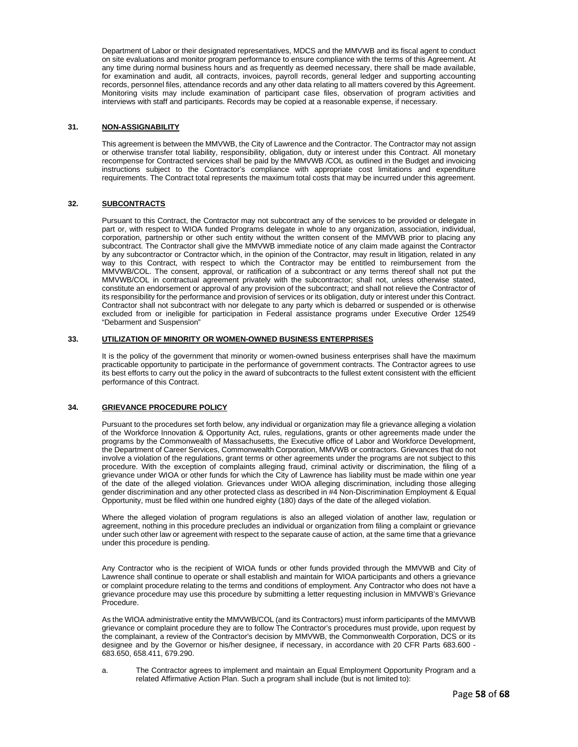Department of Labor or their designated representatives, MDCS and the MMVWB and its fiscal agent to conduct on site evaluations and monitor program performance to ensure compliance with the terms of this Agreement. At any time during normal business hours and as frequently as deemed necessary, there shall be made available, for examination and audit, all contracts, invoices, payroll records, general ledger and supporting accounting records, personnel files, attendance records and any other data relating to all matters covered by this Agreement. Monitoring visits may include examination of participant case files, observation of program activities and interviews with staff and participants. Records may be copied at a reasonable expense, if necessary.

## 31. NON-ASSIGNABILITY

This agreement is between the MMVWB, the City of Lawrence and the Contractor. The Contractor may not assign or otherwise transfer total liability, responsibility, obligation, duty or interest under this Contract. All monetary recompense for Contracted services shall be paid by the MMVWB /COL as outlined in the Budget and invoicing instructions subject to the Contractor's compliance with appropriate cost limitations and expenditure requirements. The Contract total represents the maximum total costs that may be incurred under this agreement.

## 32. SUBCONTRACTS

Pursuant to this Contract, the Contractor may not subcontract any of the services to be provided or delegate in part or, with respect to WIOA funded Programs delegate in whole to any organization, association, individual, corporation, partnership or other such entity without the written consent of the MMVWB prior to placing any subcontract. The Contractor shall give the MMVWB immediate notice of any claim made against the Contractor by any subcontractor or Contractor which, in the opinion of the Contractor, may result in litigation, related in any way to this Contract, with respect to which the Contractor may be entitled to reimbursement from the MMVWB/COL. The consent, approval, or ratification of a subcontract or any terms thereof shall not put the MMVWB/COL in contractual agreement privately with the subcontractor; shall not, unless otherwise stated, constitute an endorsement or approval of any provision of the subcontract; and shall not relieve the Contractor of its responsibility for the performance and provision of services or its obligation, duty or interest under this Contract. Contractor shall not subcontract with nor delegate to any party which is debarred or suspended or is otherwise excluded from or ineligible for participation in Federal assistance programs under Executive Order 12549 "Debarment and Suspension"

## 33. UTILIZATION OF MINORITY OR WOMEN-OWNED BUSINESS ENTERPRISES

It is the policy of the government that minority or women-owned business enterprises shall have the maximum practicable opportunity to participate in the performance of government contracts. The Contractor agrees to use its best efforts to carry out the policy in the award of subcontracts to the fullest extent consistent with the efficient performance of this Contract.

## 34. GRIEVANCE PROCEDURE POLICY

Pursuant to the procedures set forth below, any individual or organization may file a grievance alleging a violation of the Workforce Innovation & Opportunity Act, rules, regulations, grants or other agreements made under the programs by the Commonwealth of Massachusetts, the Executive office of Labor and Workforce Development, the Department of Career Services, Commonwealth Corporation, MMVWB or contractors. Grievances that do not involve a violation of the regulations, grant terms or other agreements under the programs are not subject to this procedure. With the exception of complaints alleging fraud, criminal activity or discrimination, the filing of a grievance under WIOA or other funds for which the City of Lawrence has liability must be made within one year of the date of the alleged violation. Grievances under WIOA alleging discrimination, including those alleging gender discrimination and any other protected class as described in #4 Non-Discrimination Employment & Equal Opportunity, must be filed within one hundred eighty (180) days of the date of the alleged violation.

Where the alleged violation of program regulations is also an alleged violation of another law, regulation or agreement, nothing in this procedure precludes an individual or organization from filing a complaint or grievance under such other law or agreement with respect to the separate cause of action, at the same time that a grievance under this procedure is pending.

Any Contractor who is the recipient of WIOA funds or other funds provided through the MMVWB and City of Lawrence shall continue to operate or shall establish and maintain for WIOA participants and others a grievance or complaint procedure relating to the terms and conditions of employment. Any Contractor who does not have a grievance procedure may use this procedure by submitting a letter requesting inclusion in MMVWB's Grievance Procedure.

As the WIOA administrative entity the MMVWB/COL (and its Contractors) must inform participants of the MMVWB grievance or complaint procedure they are to follow The Contractor's procedures must provide, upon request by the complainant, a review of the Contractor's decision by MMVWB, the Commonwealth Corporation, DCS or its designee and by the Governor or his/her designee, if necessary, in accordance with 20 CFR Parts 683.600 - 683.650, 658.411, 679.290.

a. The Contractor agrees to implement and maintain an Equal Employment Opportunity Program and a related Affirmative Action Plan. Such a program shall include (but is not limited to):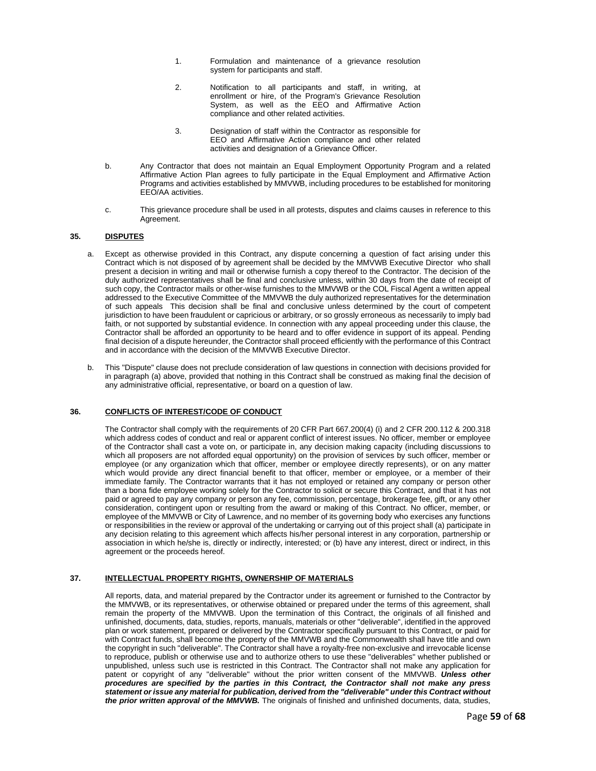1. Formulation and maintenance of a grievance resolution system for participants and staff.

2. Notification to all participants and staff, in writing, at enrollment or hire, of the Program's Grievance Resolution System, as well as the EEO and Affirmative Action compliance and other related activities.

3. Designation of staff within the Contractor as responsible for EEO and Affirmative Action compliance and other related activities and designation of a Grievance Officer.

b. Any Contractor that does not maintain an Equal Employment Opportunity Program and a related Affirmative Action Plan agrees to fully participate in the Equal Employment and Affirmative Action Programs and activities established by MMVWB, including procedures to be established for monitoring EEO/AA activities.

c. This grievance procedure shall be used in all protests, disputes and claims causes in reference to this Agreement.

**35. DISPUTES**

a. Except as otherwise provided in this Contract, any dispute concerning a question of fact arising under this Contract which is not disposed of by agreement shall be decided by the MMVWB Executive Director who shall present a decision in writing and mail or otherwise furnish a copy thereof to the Contractor. The decision of the duly authorized representatives shall be final and conclusive unless, within 30 days from the date of receipt of such copy, the Contractor mails or other-wise furnishes to the MMVWB or the COL Fiscal Agent a written appeal addressed to the Executive Committee of the MMVWB the duly authorized representatives for the determination of such appeals This decision shall be final and conclusive unless determined by the court of competent jurisdiction to have been fraudulent or capricious or arbitrary, or so grossly erroneous as necessarily to imply bad faith, or not supported by substantial evidence. In connection with any appeal proceeding under this clause, the Contractor shall be afforded an opportunity to be heard and to offer evidence in support of its appeal. Pending final decision of a dispute hereunder, the Contractor shall proceed efficiently with the performance of this Contract and in accordance with the decision of the MMVWB Executive Director.

b. This "Dispute" clause does not preclude consideration of law questions in connection with decisions provided for in paragraph (a) above, provided that nothing in this Contract shall be construed as making final the decision of any administrative official, representative, or board on a question of law.

**36. CONFLICTS OF INTEREST/CODE OF CONDUCT**

The Contractor shall comply with the requirements of 20 CFR Part 667.200(4) (i) and 2 CFR 200.112 & 200.318 which address codes of conduct and real or apparent conflict of interest issues. No officer, member or employee of the Contractor shall cast a vote on, or participate in, any decision making capacity (including discussions to which all proposers are not afforded equal opportunity) on the provision of services by such officer, member or employee (or any organization which that officer, member or employee directly represents), or on any matter which would provide any direct financial benefit to that officer, member or employee, or a member of their immediate family. The Contractor warrants that it has not employed or retained any company or person other than a bona fide employee working solely for the Contractor to solicit or secure this Contract, and that it has not paid or agreed to pay any company or person any fee, commission, percentage, brokerage fee, gift, or any other consideration, contingent upon or resulting from the award or making of this Contract. No officer, member, or employee of the MMVWB or City of Lawrence, and no member of its governing body who exercises any functions or responsibilities in the review or approval of the undertaking or carrying out of this project shall (a) participate in any decision relating to this agreement which affects his/her personal interest in any corporation, partnership or association in which he/she is, directly or indirectly, interested; or (b) have any interest, direct or indirect, in this agreement or the proceeds hereof.

**37. INTELLECTUAL PROPERTY RIGHTS, OWNERSHIP OF MATERIALS**

All reports, data, and material prepared by the Contractor under its agreement or furnished to the Contractor by the MMVWB, or its representatives, or otherwise obtained or prepared under the terms of this agreement, shall remain the property of the MMVWB. Upon the termination of this Contract, the originals of all finished and unfinished, documents, data, studies, reports, manuals, materials or other "deliverable", identified in the approved plan or work statement, prepared or delivered by the Contractor specifically pursuant to this Contract, or paid for with Contract funds, shall become the property of the MMVWB and the Commonwealth shall have title and own the copyright in such "deliverable". The Contractor shall have a royalty-free non-exclusive and irrevocable license to reproduce, publish or otherwise use and to authorize others to use these "deliverables" whether published or unpublished, unless such use is restricted in this Contract. The Contractor shall not make any application for patent or copyright of any "deliverable" without the prior written consent of the MMVWB. ***Unless other procedures are specified by the parties in this Contract, the Contractor shall not make any press statement or issue any material for publication, derived from the "deliverable" under this Contract without the prior written approval of the MMVWB.*** The originals of finished and unfinished documents, data, studies,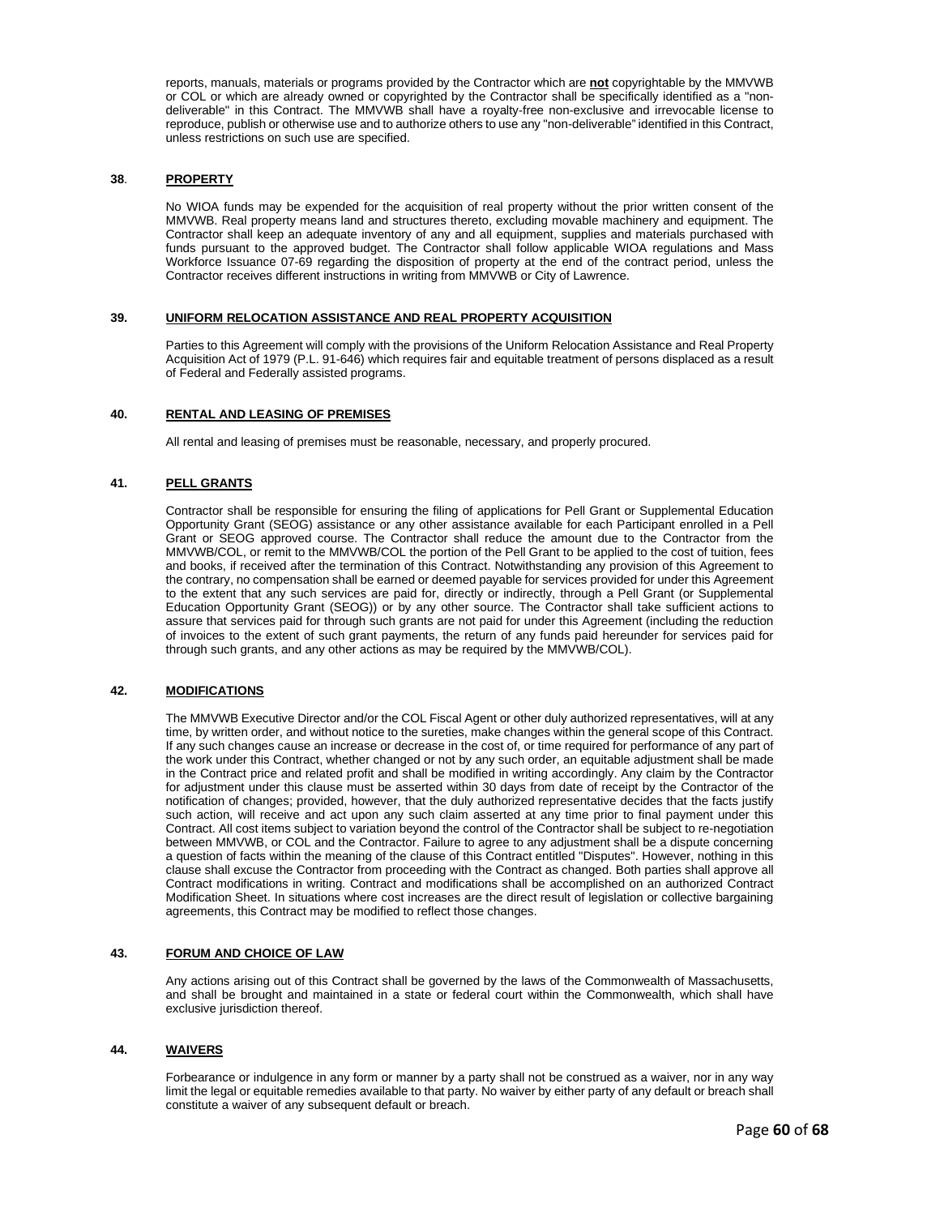reports, manuals, materials or programs provided by the Contractor which are **not** copyrightable by the MMVWB or COL or which are already owned or copyrighted by the Contractor shall be specifically identified as a "non-deliverable" in this Contract. The MMVWB shall have a royalty-free non-exclusive and irrevocable license to reproduce, publish or otherwise use and to authorize others to use any "non-deliverable" identified in this Contract, unless restrictions on such use are specified.

**38**. **PROPERTY**

No WIOA funds may be expended for the acquisition of real property without the prior written consent of the MMVWB. Real property means land and structures thereto, excluding movable machinery and equipment. The Contractor shall keep an adequate inventory of any and all equipment, supplies and materials purchased with funds pursuant to the approved budget. The Contractor shall follow applicable WIOA regulations and Mass Workforce Issuance 07-69 regarding the disposition of property at the end of the contract period, unless the Contractor receives different instructions in writing from MMVWB or City of Lawrence.

**39. UNIFORM RELOCATION ASSISTANCE AND REAL PROPERTY ACQUISITION**

Parties to this Agreement will comply with the provisions of the Uniform Relocation Assistance and Real Property Acquisition Act of 1979 (P.L. 91-646) which requires fair and equitable treatment of persons displaced as a result of Federal and Federally assisted programs.

**40. RENTAL AND LEASING OF PREMISES**

All rental and leasing of premises must be reasonable, necessary, and properly procured.

**41. PELL GRANTS**

Contractor shall be responsible for ensuring the filing of applications for Pell Grant or Supplemental Education Opportunity Grant (SEOG) assistance or any other assistance available for each Participant enrolled in a Pell Grant or SEOG approved course. The Contractor shall reduce the amount due to the Contractor from the MMVWB/COL, or remit to the MMVWB/COL the portion of the Pell Grant to be applied to the cost of tuition, fees and books, if received after the termination of this Contract. Notwithstanding any provision of this Agreement to the contrary, no compensation shall be earned or deemed payable for services provided for under this Agreement to the extent that any such services are paid for, directly or indirectly, through a Pell Grant (or Supplemental Education Opportunity Grant (SEOG)) or by any other source. The Contractor shall take sufficient actions to assure that services paid for through such grants are not paid for under this Agreement (including the reduction of invoices to the extent of such grant payments, the return of any funds paid hereunder for services paid for through such grants, and any other actions as may be required by the MMVWB/COL).

**42. MODIFICATIONS**

The MMVWB Executive Director and/or the COL Fiscal Agent or other duly authorized representatives, will at any time, by written order, and without notice to the sureties, make changes within the general scope of this Contract. If any such changes cause an increase or decrease in the cost of, or time required for performance of any part of the work under this Contract, whether changed or not by any such order, an equitable adjustment shall be made in the Contract price and related profit and shall be modified in writing accordingly. Any claim by the Contractor for adjustment under this clause must be asserted within 30 days from date of receipt by the Contractor of the notification of changes; provided, however, that the duly authorized representative decides that the facts justify such action, will receive and act upon any such claim asserted at any time prior to final payment under this Contract. All cost items subject to variation beyond the control of the Contractor shall be subject to re-negotiation between MMVWB, or COL and the Contractor. Failure to agree to any adjustment shall be a dispute concerning a question of facts within the meaning of the clause of this Contract entitled "Disputes". However, nothing in this clause shall excuse the Contractor from proceeding with the Contract as changed. Both parties shall approve all Contract modifications in writing. Contract and modifications shall be accomplished on an authorized Contract Modification Sheet. In situations where cost increases are the direct result of legislation or collective bargaining agreements, this Contract may be modified to reflect those changes.

**43. FORUM AND CHOICE OF LAW**

Any actions arising out of this Contract shall be governed by the laws of the Commonwealth of Massachusetts, and shall be brought and maintained in a state or federal court within the Commonwealth, which shall have exclusive jurisdiction thereof.

**44. WAIVERS**

Forbearance or indulgence in any form or manner by a party shall not be construed as a waiver, nor in any way limit the legal or equitable remedies available to that party. No waiver by either party of any default or breach shall constitute a waiver of any subsequent default or breach.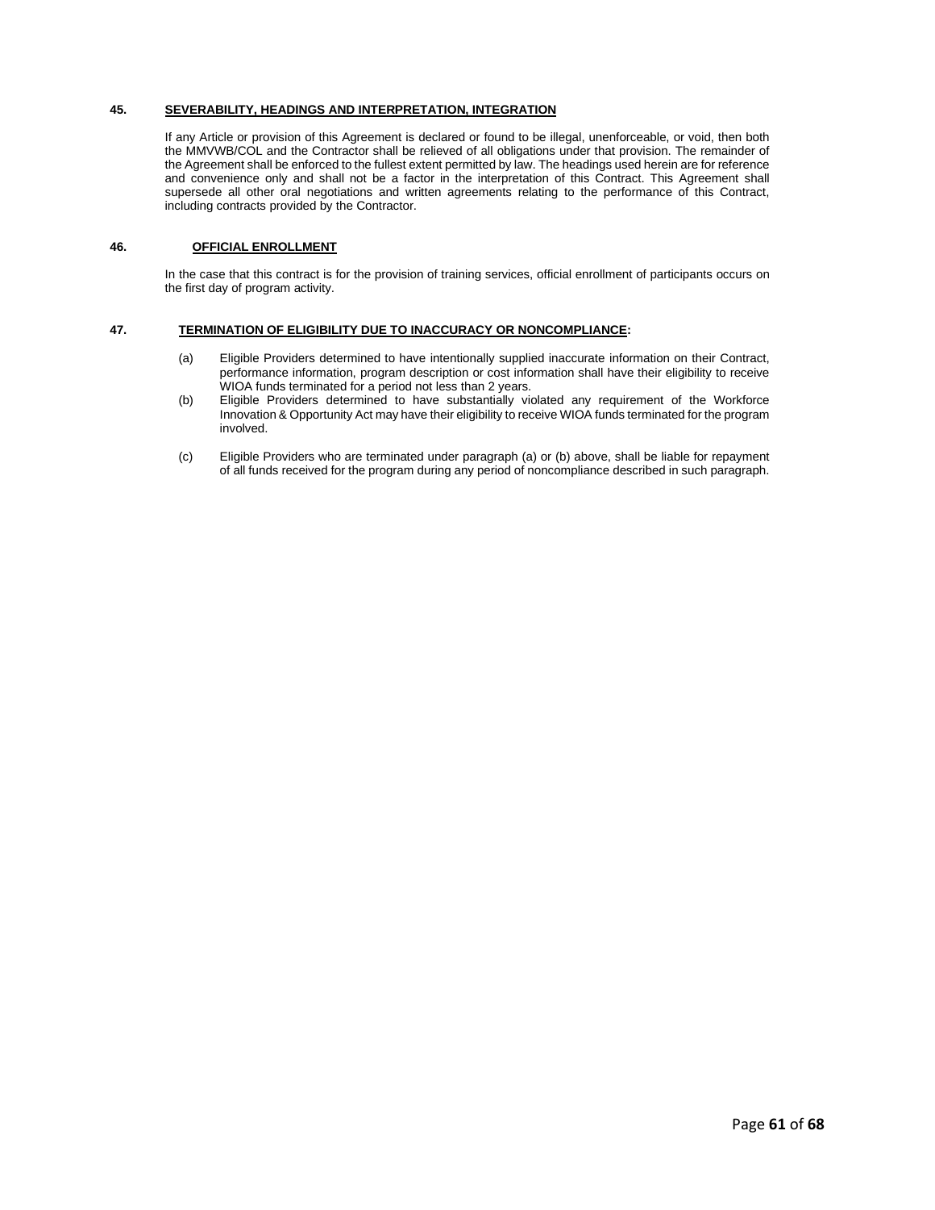### 45. **SEVERABILITY, HEADINGS AND INTERPRETATION, INTEGRATION**

If any Article or provision of this Agreement is declared or found to be illegal, unenforceable, or void, then both the MMVWB/COL and the Contractor shall be relieved of all obligations under that provision. The remainder of the Agreement shall be enforced to the fullest extent permitted by law. The headings used herein are for reference and convenience only and shall not be a factor in the interpretation of this Contract. This Agreement shall supersede all other oral negotiations and written agreements relating to the performance of this Contract, including contracts provided by the Contractor.

### 46. **OFFICIAL ENROLLMENT**

In the case that this contract is for the provision of training services, official enrollment of participants occurs on the first day of program activity.

### 47. **TERMINATION OF ELIGIBILITY DUE TO INACCURACY OR NONCOMPLIANCE:**

(a) Eligible Providers determined to have intentionally supplied inaccurate information on their Contract, performance information, program description or cost information shall have their eligibility to receive WIOA funds terminated for a period not less than 2 years.

(b) Eligible Providers determined to have substantially violated any requirement of the Workforce Innovation & Opportunity Act may have their eligibility to receive WIOA funds terminated for the program involved.

(c) Eligible Providers who are terminated under paragraph (a) or (b) above, shall be liable for repayment of all funds received for the program during any period of noncompliance described in such paragraph.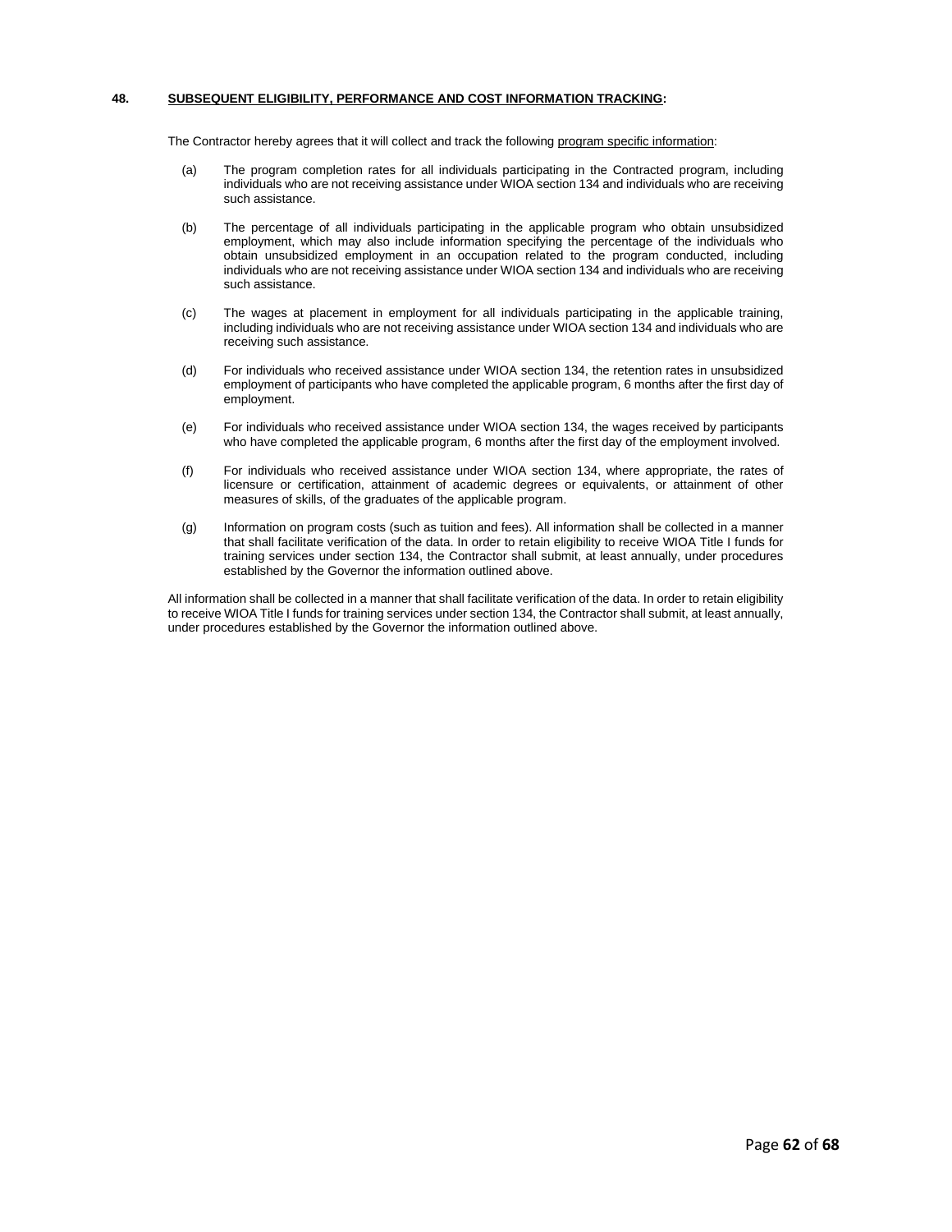**48. SUBSEQUENT ELIGIBILITY, PERFORMANCE AND COST INFORMATION TRACKING:**

The Contractor hereby agrees that it will collect and track the following program specific information:

(a) The program completion rates for all individuals participating in the Contracted program, including individuals who are not receiving assistance under WIOA section 134 and individuals who are receiving such assistance.

(b) The percentage of all individuals participating in the applicable program who obtain unsubsidized employment, which may also include information specifying the percentage of the individuals who obtain unsubsidized employment in an occupation related to the program conducted, including individuals who are not receiving assistance under WIOA section 134 and individuals who are receiving such assistance.

(c) The wages at placement in employment for all individuals participating in the applicable training, including individuals who are not receiving assistance under WIOA section 134 and individuals who are receiving such assistance.

(d) For individuals who received assistance under WIOA section 134, the retention rates in unsubsidized employment of participants who have completed the applicable program, 6 months after the first day of employment.

(e) For individuals who received assistance under WIOA section 134, the wages received by participants who have completed the applicable program, 6 months after the first day of the employment involved.

(f) For individuals who received assistance under WIOA section 134, where appropriate, the rates of licensure or certification, attainment of academic degrees or equivalents, or attainment of other measures of skills, of the graduates of the applicable program.

(g) Information on program costs (such as tuition and fees). All information shall be collected in a manner that shall facilitate verification of the data. In order to retain eligibility to receive WIOA Title I funds for training services under section 134, the Contractor shall submit, at least annually, under procedures established by the Governor the information outlined above.

All information shall be collected in a manner that shall facilitate verification of the data. In order to retain eligibility to receive WIOA Title I funds for training services under section 134, the Contractor shall submit, at least annually, under procedures established by the Governor the information outlined above.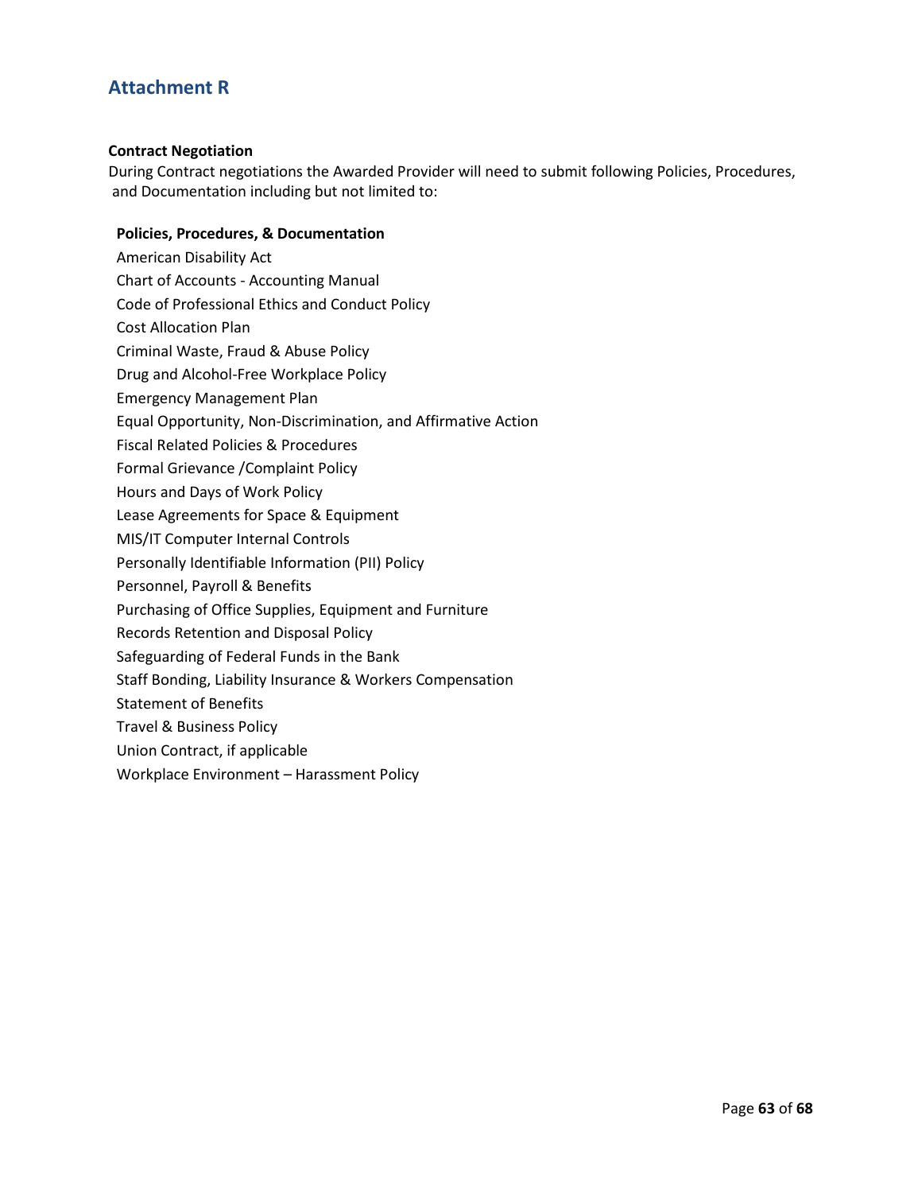## Attachment R

**Contract Negotiation**

During Contract negotiations the Awarded Provider will need to submit following Policies, Procedures, and Documentation including but not limited to:

**Policies, Procedures, & Documentation**

American Disability Act
Chart of Accounts - Accounting Manual
Code of Professional Ethics and Conduct Policy
Cost Allocation Plan
Criminal Waste, Fraud & Abuse Policy
Drug and Alcohol-Free Workplace Policy
Emergency Management Plan
Equal Opportunity, Non-Discrimination, and Affirmative Action
Fiscal Related Policies & Procedures
Formal Grievance /Complaint Policy
Hours and Days of Work Policy
Lease Agreements for Space & Equipment
MIS/IT Computer Internal Controls
Personally Identifiable Information (PII) Policy
Personnel, Payroll & Benefits
Purchasing of Office Supplies, Equipment and Furniture
Records Retention and Disposal Policy
Safeguarding of Federal Funds in the Bank
Staff Bonding, Liability Insurance & Workers Compensation
Statement of Benefits
Travel & Business Policy
Union Contract, if applicable
Workplace Environment – Harassment Policy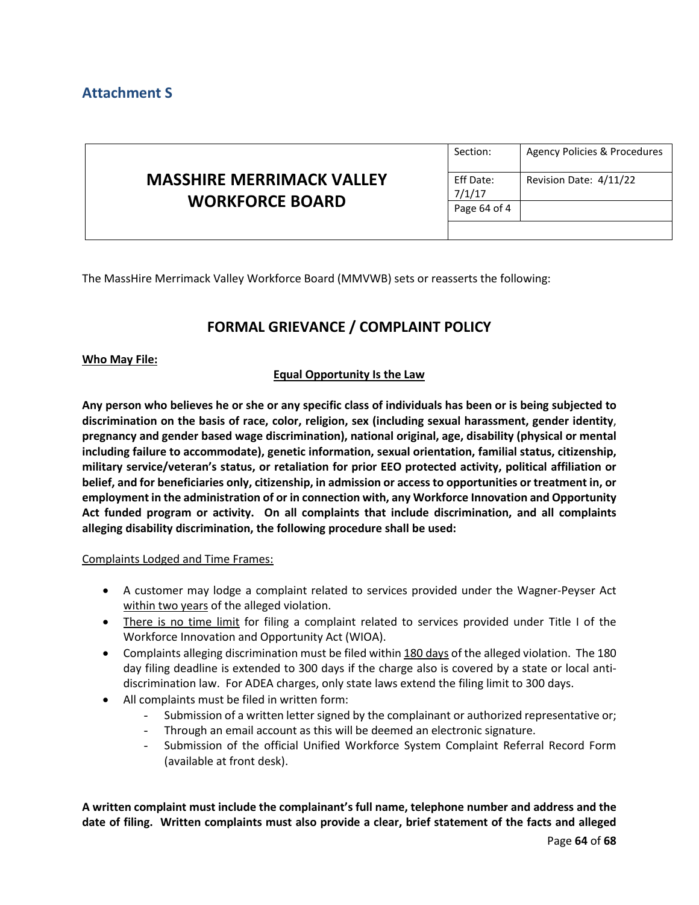## Attachment S

| MASSHIRE MERRIMACK VALLEY WORKFORCE BOARD | Section: | Agency Policies & Procedures |
|---|---|---|
| | Eff Date: 7/1/17 | Revision Date: 4/11/22 |
| | Page 64 of 4 | |
| | | |

The MassHire Merrimack Valley Workforce Board (MMVWB) sets or reasserts the following:

## FORMAL GRIEVANCE / COMPLAINT POLICY

**Who May File:**

**Equal Opportunity Is the Law**

**Any person who believes he or she or any specific class of individuals has been or is being subjected to discrimination on the basis of race, color, religion, sex (including sexual harassment, gender identity, pregnancy and gender based wage discrimination), national original, age, disability (physical or mental including failure to accommodate), genetic information, sexual orientation, familial status, citizenship, military service/veteran's status, or retaliation for prior EEO protected activity, political affiliation or belief, and for beneficiaries only, citizenship, in admission or access to opportunities or treatment in, or employment in the administration of or in connection with, any Workforce Innovation and Opportunity Act funded program or activity. On all complaints that include discrimination, and all complaints alleging disability discrimination, the following procedure shall be used:**

Complaints Lodged and Time Frames:

- A customer may lodge a complaint related to services provided under the Wagner-Peyser Act within two years of the alleged violation.
- There is no time limit for filing a complaint related to services provided under Title I of the Workforce Innovation and Opportunity Act (WIOA).
- Complaints alleging discrimination must be filed within 180 days of the alleged violation. The 180 day filing deadline is extended to 300 days if the charge also is covered by a state or local anti-discrimination law. For ADEA charges, only state laws extend the filing limit to 300 days.
- All complaints must be filed in written form:
  - Submission of a written letter signed by the complainant or authorized representative or;
  - Through an email account as this will be deemed an electronic signature.
  - Submission of the official Unified Workforce System Complaint Referral Record Form (available at front desk).

**A written complaint must include the complainant's full name, telephone number and address and the date of filing. Written complaints must also provide a clear, brief statement of the facts and alleged**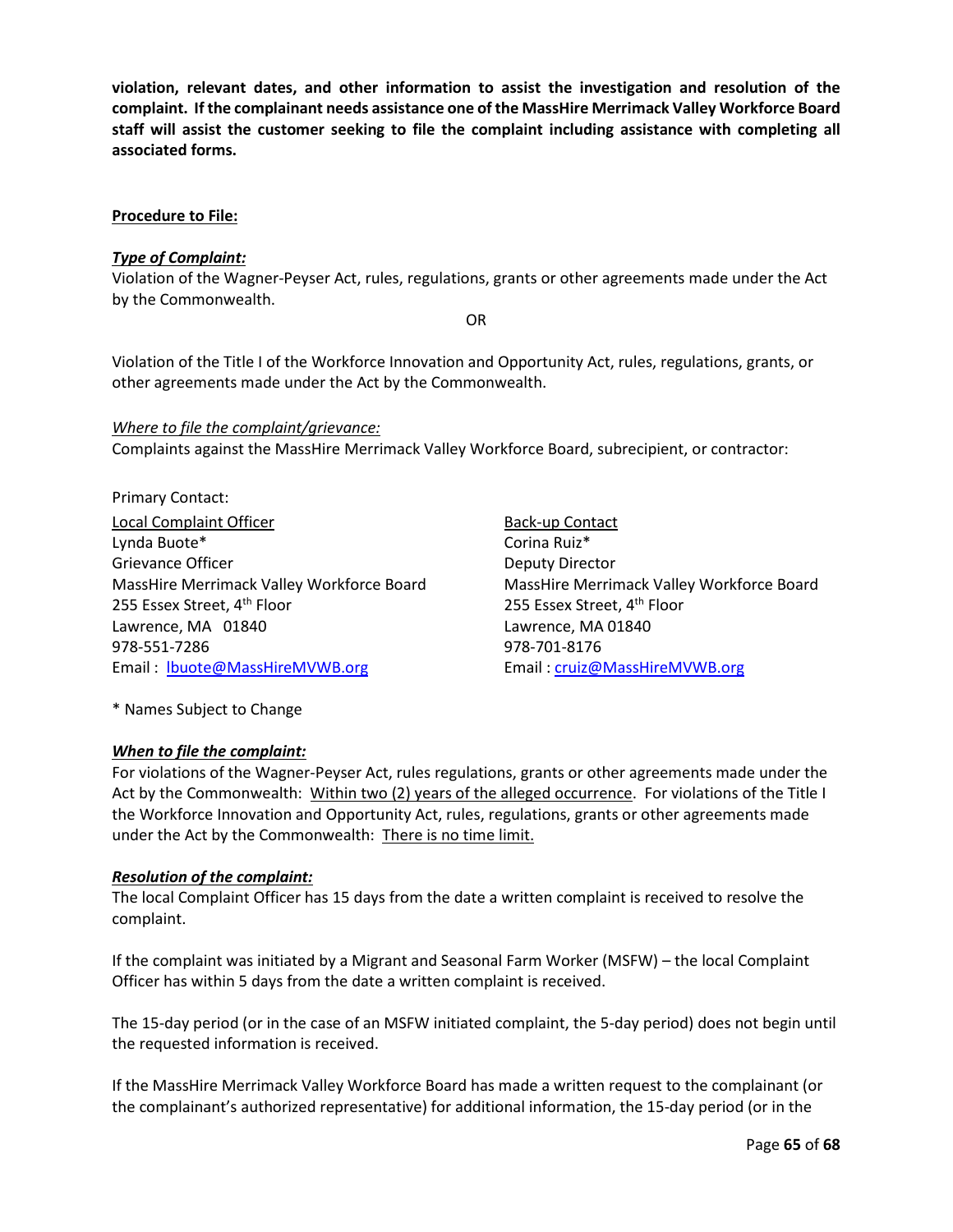**violation, relevant dates, and other information to assist the investigation and resolution of the complaint. If the complainant needs assistance one of the MassHire Merrimack Valley Workforce Board staff will assist the customer seeking to file the complaint including assistance with completing all associated forms.**

**Procedure to File:**

***Type of Complaint:***

Violation of the Wagner-Peyser Act, rules, regulations, grants or other agreements made under the Act by the Commonwealth.

OR

Violation of the Title I of the Workforce Innovation and Opportunity Act, rules, regulations, grants, or other agreements made under the Act by the Commonwealth.

*Where to file the complaint/grievance:*

Complaints against the MassHire Merrimack Valley Workforce Board, subrecipient, or contractor:

Primary Contact:

Local Complaint Officer
Lynda Buote*
Grievance Officer
MassHire Merrimack Valley Workforce Board
255 Essex Street, 4th Floor
Lawrence, MA 01840
978-551-7286
Email : lbuote@MassHireMVWB.org

Back-up Contact
Corina Ruiz*
Deputy Director
MassHire Merrimack Valley Workforce Board
255 Essex Street, 4th Floor
Lawrence, MA 01840
978-701-8176
Email : cruiz@MassHireMVWB.org

* Names Subject to Change

***When to file the complaint:***

For violations of the Wagner-Peyser Act, rules regulations, grants or other agreements made under the Act by the Commonwealth: Within two (2) years of the alleged occurrence. For violations of the Title I the Workforce Innovation and Opportunity Act, rules, regulations, grants or other agreements made under the Act by the Commonwealth: There is no time limit.

***Resolution of the complaint:***

The local Complaint Officer has 15 days from the date a written complaint is received to resolve the complaint.

If the complaint was initiated by a Migrant and Seasonal Farm Worker (MSFW) – the local Complaint Officer has within 5 days from the date a written complaint is received.

The 15-day period (or in the case of an MSFW initiated complaint, the 5-day period) does not begin until the requested information is received.

If the MassHire Merrimack Valley Workforce Board has made a written request to the complainant (or the complainant's authorized representative) for additional information, the 15-day period (or in the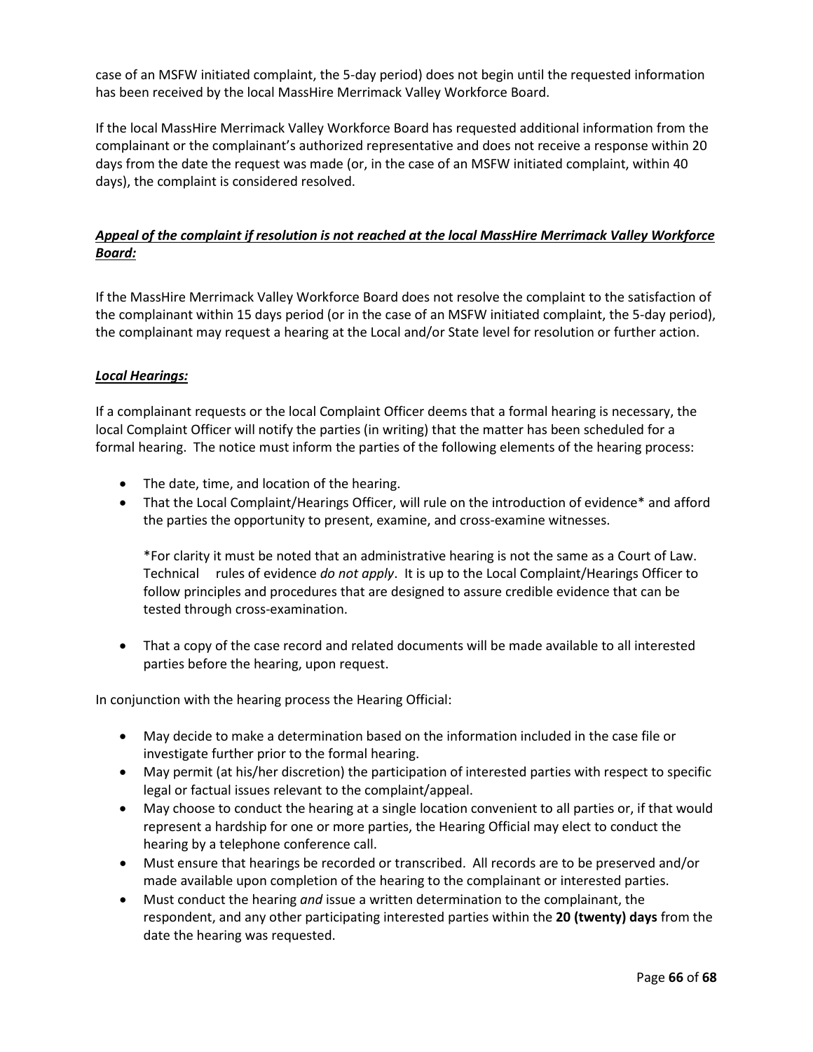case of an MSFW initiated complaint, the 5-day period) does not begin until the requested information has been received by the local MassHire Merrimack Valley Workforce Board.

If the local MassHire Merrimack Valley Workforce Board has requested additional information from the complainant or the complainant's authorized representative and does not receive a response within 20 days from the date the request was made (or, in the case of an MSFW initiated complaint, within 40 days), the complaint is considered resolved.

***Appeal of the complaint if resolution is not reached at the local MassHire Merrimack Valley Workforce Board:***

If the MassHire Merrimack Valley Workforce Board does not resolve the complaint to the satisfaction of the complainant within 15 days period (or in the case of an MSFW initiated complaint, the 5-day period), the complainant may request a hearing at the Local and/or State level for resolution or further action.

***Local Hearings:***

If a complainant requests or the local Complaint Officer deems that a formal hearing is necessary, the local Complaint Officer will notify the parties (in writing) that the matter has been scheduled for a formal hearing. The notice must inform the parties of the following elements of the hearing process:

- The date, time, and location of the hearing.
- That the Local Complaint/Hearings Officer, will rule on the introduction of evidence* and afford the parties the opportunity to present, examine, and cross-examine witnesses.

  *For clarity it must be noted that an administrative hearing is not the same as a Court of Law. Technical rules of evidence *do not apply*. It is up to the Local Complaint/Hearings Officer to follow principles and procedures that are designed to assure credible evidence that can be tested through cross-examination.

- That a copy of the case record and related documents will be made available to all interested parties before the hearing, upon request.

In conjunction with the hearing process the Hearing Official:

- May decide to make a determination based on the information included in the case file or investigate further prior to the formal hearing.
- May permit (at his/her discretion) the participation of interested parties with respect to specific legal or factual issues relevant to the complaint/appeal.
- May choose to conduct the hearing at a single location convenient to all parties or, if that would represent a hardship for one or more parties, the Hearing Official may elect to conduct the hearing by a telephone conference call.
- Must ensure that hearings be recorded or transcribed. All records are to be preserved and/or made available upon completion of the hearing to the complainant or interested parties.
- Must conduct the hearing *and* issue a written determination to the complainant, the respondent, and any other participating interested parties within the **20 (twenty) days** from the date the hearing was requested.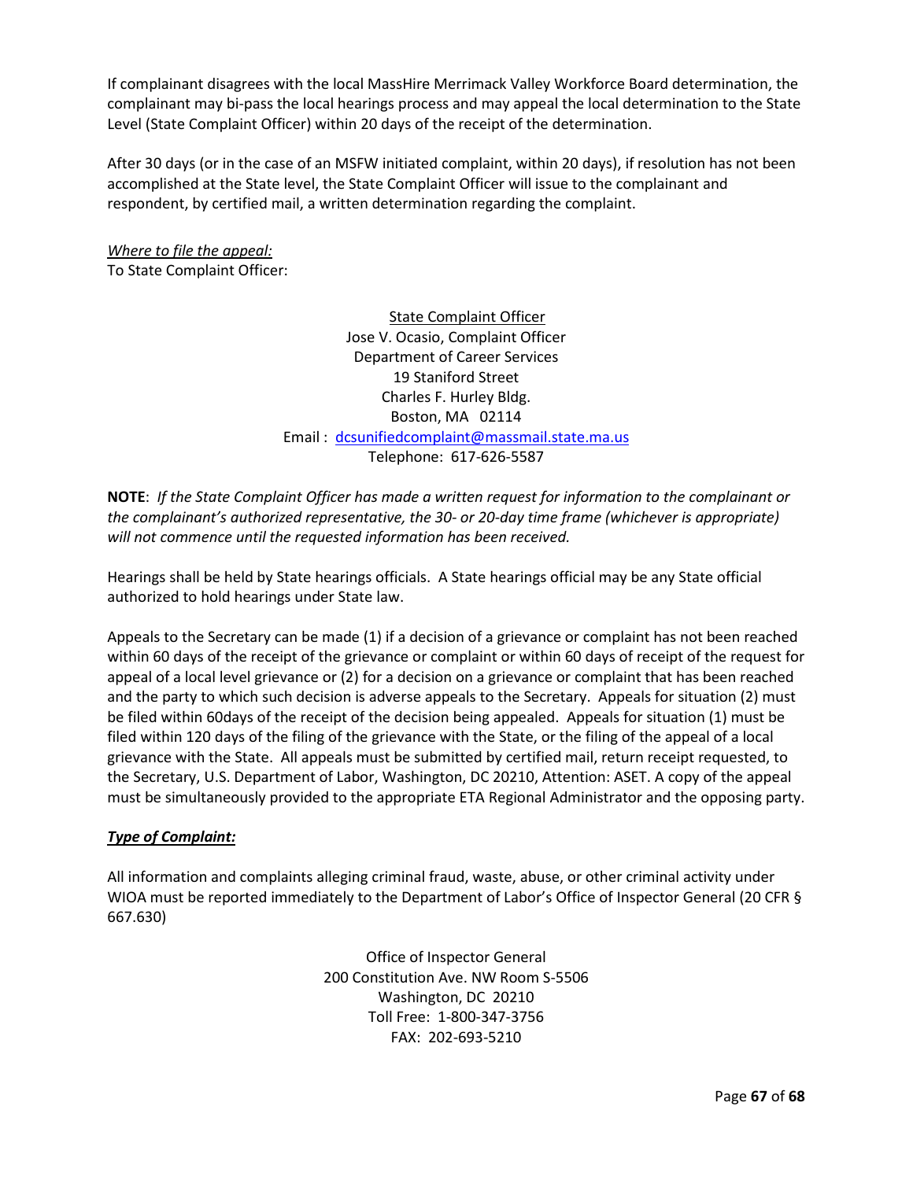If complainant disagrees with the local MassHire Merrimack Valley Workforce Board determination, the complainant may bi-pass the local hearings process and may appeal the local determination to the State Level (State Complaint Officer) within 20 days of the receipt of the determination.

After 30 days (or in the case of an MSFW initiated complaint, within 20 days), if resolution has not been accomplished at the State level, the State Complaint Officer will issue to the complainant and respondent, by certified mail, a written determination regarding the complaint.

*Where to file the appeal:*
To State Complaint Officer:

State Complaint Officer
Jose V. Ocasio, Complaint Officer
Department of Career Services
19 Staniford Street
Charles F. Hurley Bldg.
Boston, MA 02114
Email : dcsunifiedcomplaint@massmail.state.ma.us
Telephone: 617-626-5587

**NOTE**: *If the State Complaint Officer has made a written request for information to the complainant or the complainant's authorized representative, the 30- or 20-day time frame (whichever is appropriate) will not commence until the requested information has been received.*

Hearings shall be held by State hearings officials. A State hearings official may be any State official authorized to hold hearings under State law.

Appeals to the Secretary can be made (1) if a decision of a grievance or complaint has not been reached within 60 days of the receipt of the grievance or complaint or within 60 days of receipt of the request for appeal of a local level grievance or (2) for a decision on a grievance or complaint that has been reached and the party to which such decision is adverse appeals to the Secretary. Appeals for situation (2) must be filed within 60days of the receipt of the decision being appealed. Appeals for situation (1) must be filed within 120 days of the filing of the grievance with the State, or the filing of the appeal of a local grievance with the State. All appeals must be submitted by certified mail, return receipt requested, to the Secretary, U.S. Department of Labor, Washington, DC 20210, Attention: ASET. A copy of the appeal must be simultaneously provided to the appropriate ETA Regional Administrator and the opposing party.

***Type of Complaint:***

All information and complaints alleging criminal fraud, waste, abuse, or other criminal activity under WIOA must be reported immediately to the Department of Labor's Office of Inspector General (20 CFR § 667.630)

Office of Inspector General
200 Constitution Ave. NW Room S-5506
Washington, DC 20210
Toll Free: 1-800-347-3756
FAX: 202-693-5210